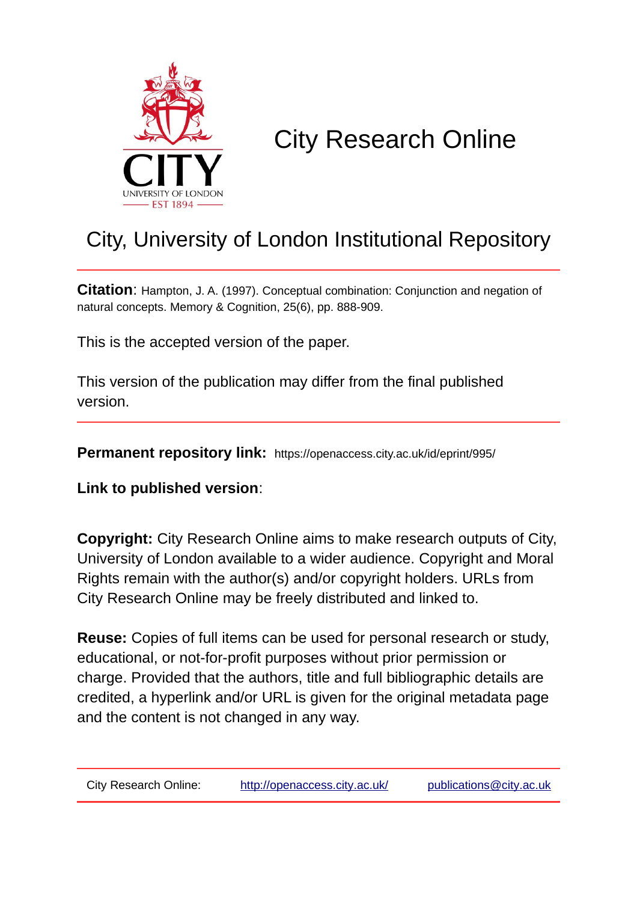# City Research Online

## City, University of London Institutional Repository

---

**Citation**: Hampton, J. A. (1997). Conceptual combination: Conjunction and negation of natural concepts. Memory & Cognition, 25(6), pp. 888-909.

This is the accepted version of the paper.

This version of the publication may differ from the final published version.

---

**Permanent repository link:** https://openaccess.city.ac.uk/id/eprint/995/

**Link to published version**:

**Copyright:** City Research Online aims to make research outputs of City, University of London available to a wider audience. Copyright and Moral Rights remain with the author(s) and/or copyright holders. URLs from City Research Online may be freely distributed and linked to.

**Reuse:** Copies of full items can be used for personal research or study, educational, or not-for-profit purposes without prior permission or charge. Provided that the authors, title and full bibliographic details are credited, a hyperlink and/or URL is given for the original metadata page and the content is not changed in any way.

---

City Research Online: http://openaccess.city.ac.uk/ publications@city.ac.uk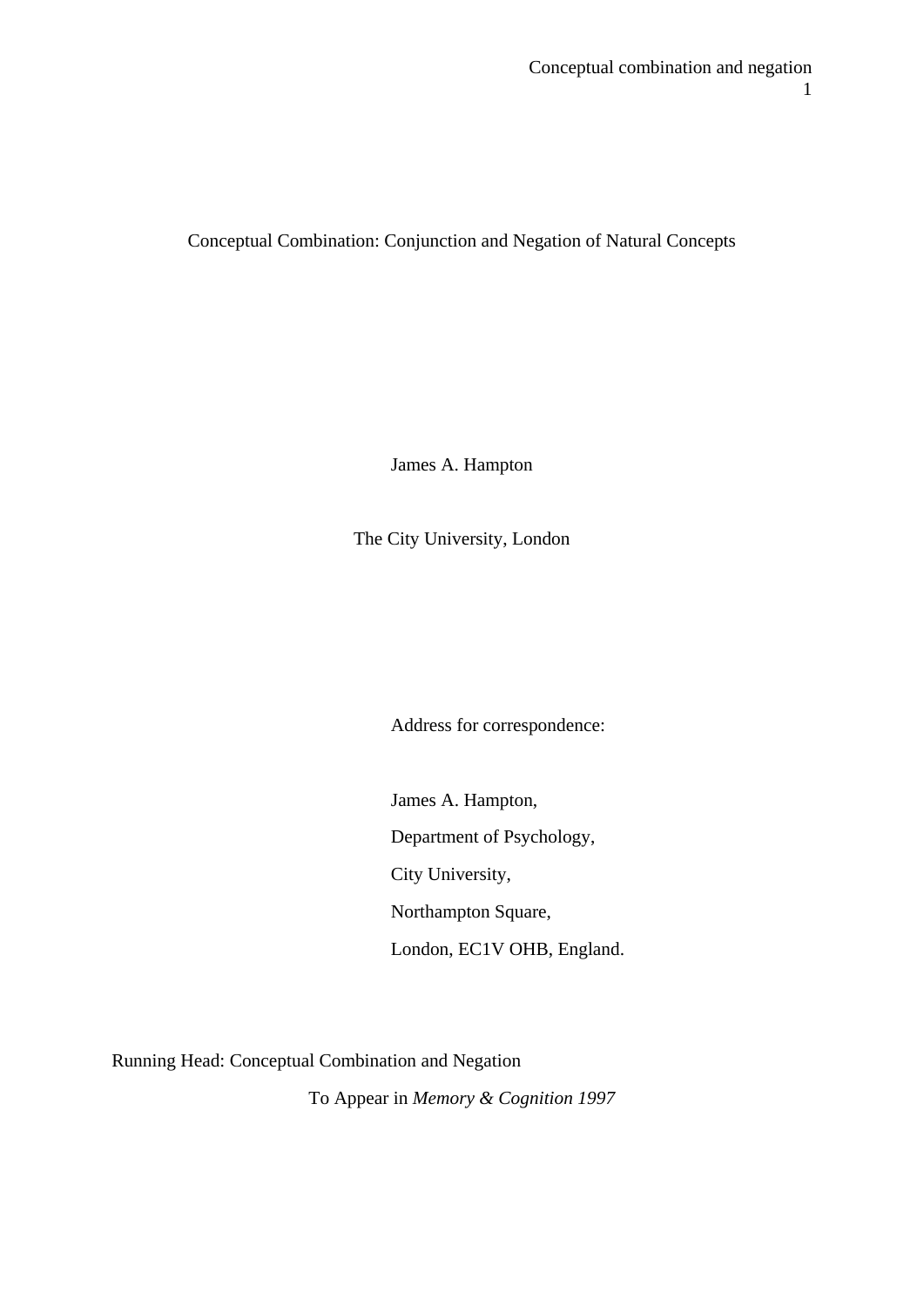# Conceptual Combination: Conjunction and Negation of Natural Concepts

James A. Hampton

The City University, London

Address for correspondence:

James A. Hampton,

Department of Psychology,

City University,

Northampton Square,

London, EC1V OHB, England.

Running Head: Conceptual Combination and Negation

To Appear in *Memory & Cognition 1997*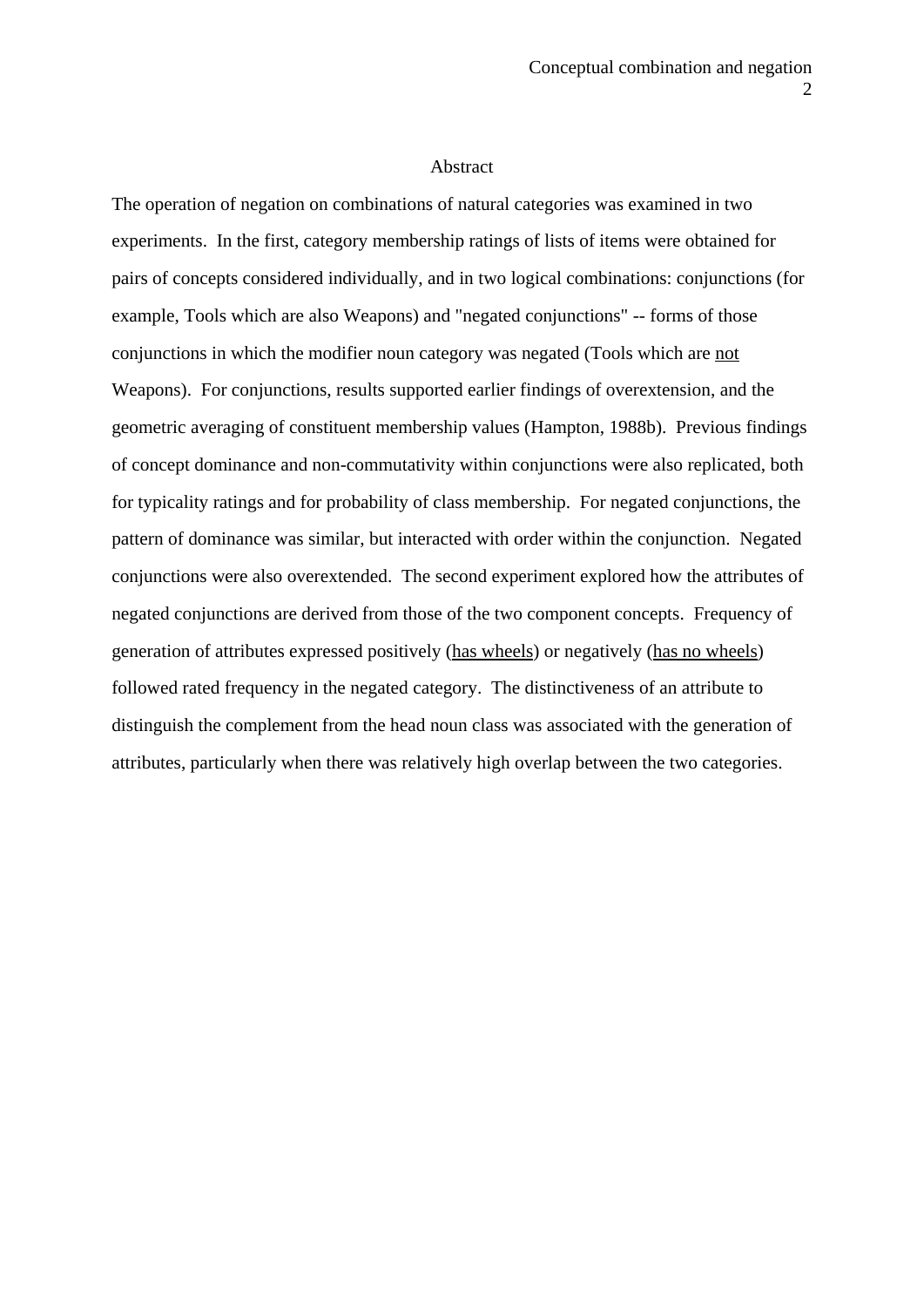## Abstract

The operation of negation on combinations of natural categories was examined in two experiments. In the first, category membership ratings of lists of items were obtained for pairs of concepts considered individually, and in two logical combinations: conjunctions (for example, Tools which are also Weapons) and "negated conjunctions" -- forms of those conjunctions in which the modifier noun category was negated (Tools which are <u>not</u> Weapons). For conjunctions, results supported earlier findings of overextension, and the geometric averaging of constituent membership values (Hampton, 1988b). Previous findings of concept dominance and non-commutativity within conjunctions were also replicated, both for typicality ratings and for probability of class membership. For negated conjunctions, the pattern of dominance was similar, but interacted with order within the conjunction. Negated conjunctions were also overextended. The second experiment explored how the attributes of negated conjunctions are derived from those of the two component concepts. Frequency of generation of attributes expressed positively (<u>has wheels</u>) or negatively (<u>has no wheels</u>) followed rated frequency in the negated category. The distinctiveness of an attribute to distinguish the complement from the head noun class was associated with the generation of attributes, particularly when there was relatively high overlap between the two categories.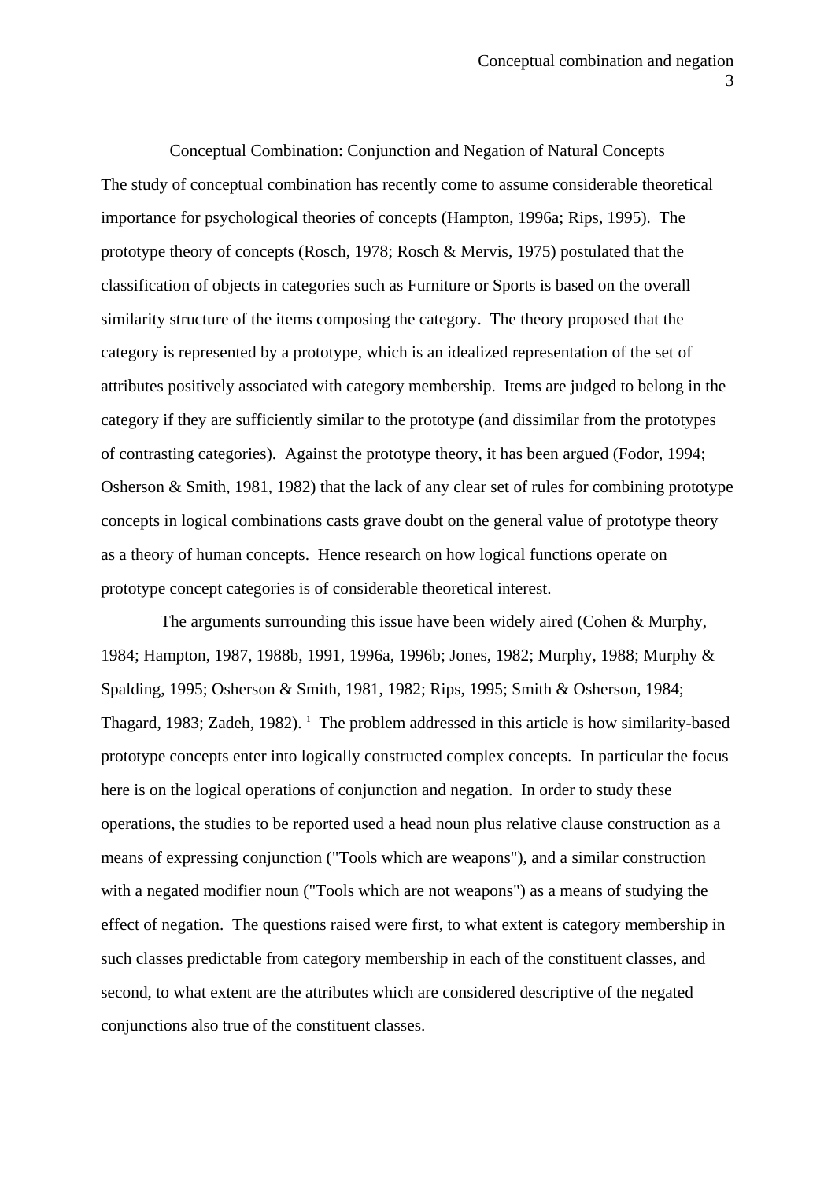## Conceptual Combination: Conjunction and Negation of Natural Concepts

The study of conceptual combination has recently come to assume considerable theoretical importance for psychological theories of concepts (Hampton, 1996a; Rips, 1995). The prototype theory of concepts (Rosch, 1978; Rosch & Mervis, 1975) postulated that the classification of objects in categories such as Furniture or Sports is based on the overall similarity structure of the items composing the category. The theory proposed that the category is represented by a prototype, which is an idealized representation of the set of attributes positively associated with category membership. Items are judged to belong in the category if they are sufficiently similar to the prototype (and dissimilar from the prototypes of contrasting categories). Against the prototype theory, it has been argued (Fodor, 1994; Osherson & Smith, 1981, 1982) that the lack of any clear set of rules for combining prototype concepts in logical combinations casts grave doubt on the general value of prototype theory as a theory of human concepts. Hence research on how logical functions operate on prototype concept categories is of considerable theoretical interest.

The arguments surrounding this issue have been widely aired (Cohen & Murphy, 1984; Hampton, 1987, 1988b, 1991, 1996a, 1996b; Jones, 1982; Murphy, 1988; Murphy & Spalding, 1995; Osherson & Smith, 1981, 1982; Rips, 1995; Smith & Osherson, 1984; Thagard, 1983; Zadeh, 1982).[1] The problem addressed in this article is how similarity-based prototype concepts enter into logically constructed complex concepts. In particular the focus here is on the logical operations of conjunction and negation. In order to study these operations, the studies to be reported used a head noun plus relative clause construction as a means of expressing conjunction ("Tools which are weapons"), and a similar construction with a negated modifier noun ("Tools which are not weapons") as a means of studying the effect of negation. The questions raised were first, to what extent is category membership in such classes predictable from category membership in each of the constituent classes, and second, to what extent are the attributes which are considered descriptive of the negated conjunctions also true of the constituent classes.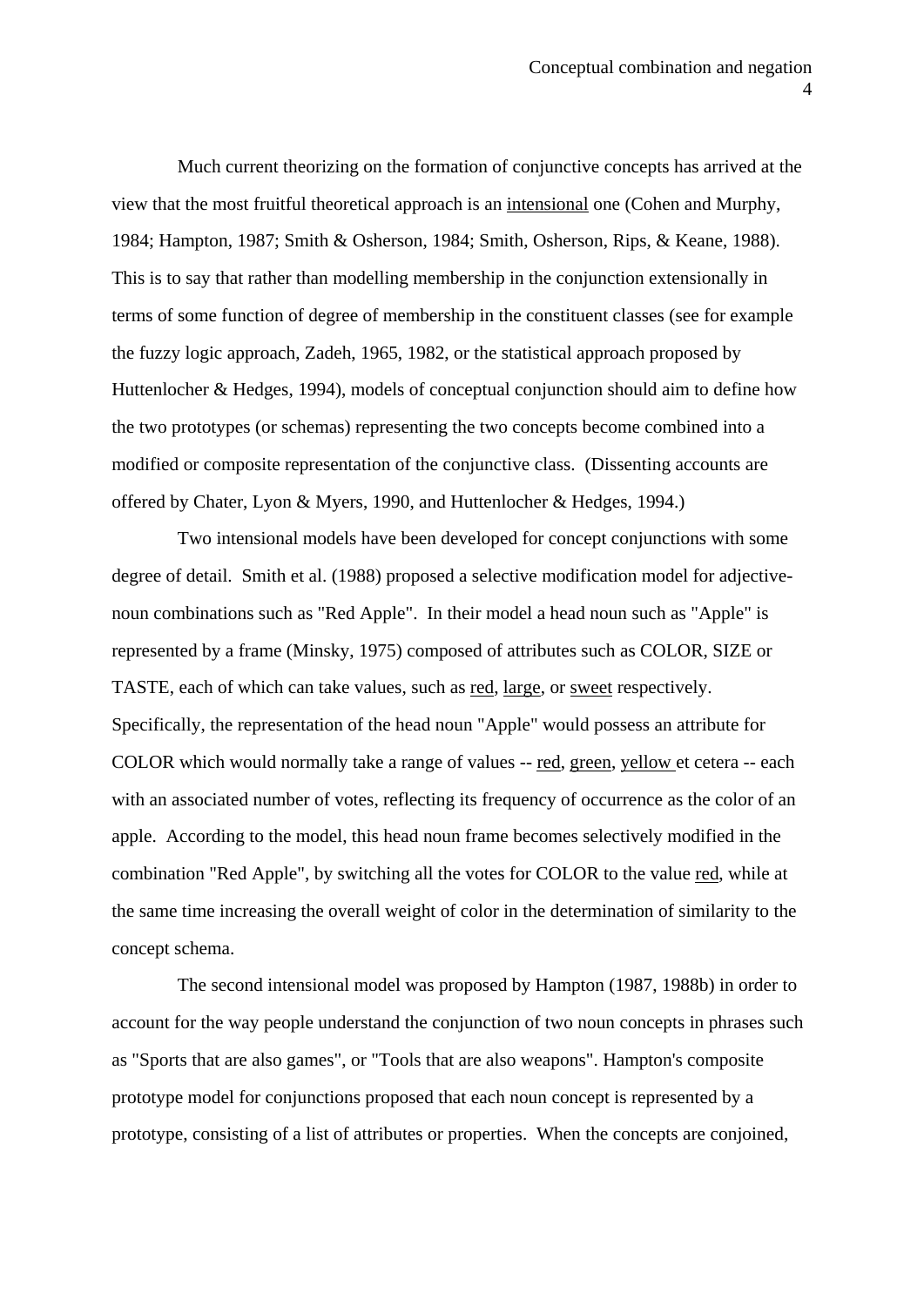Much current theorizing on the formation of conjunctive concepts has arrived at the view that the most fruitful theoretical approach is an intensional one (Cohen and Murphy, 1984; Hampton, 1987; Smith & Osherson, 1984; Smith, Osherson, Rips, & Keane, 1988). This is to say that rather than modelling membership in the conjunction extensionally in terms of some function of degree of membership in the constituent classes (see for example the fuzzy logic approach, Zadeh, 1965, 1982, or the statistical approach proposed by Huttenlocher & Hedges, 1994), models of conceptual conjunction should aim to define how the two prototypes (or schemas) representing the two concepts become combined into a modified or composite representation of the conjunctive class. (Dissenting accounts are offered by Chater, Lyon & Myers, 1990, and Huttenlocher & Hedges, 1994.)

Two intensional models have been developed for concept conjunctions with some degree of detail. Smith et al. (1988) proposed a selective modification model for adjective-noun combinations such as "Red Apple". In their model a head noun such as "Apple" is represented by a frame (Minsky, 1975) composed of attributes such as COLOR, SIZE or TASTE, each of which can take values, such as red, large, or sweet respectively. Specifically, the representation of the head noun "Apple" would possess an attribute for COLOR which would normally take a range of values -- red, green, yellow et cetera -- each with an associated number of votes, reflecting its frequency of occurrence as the color of an apple. According to the model, this head noun frame becomes selectively modified in the combination "Red Apple", by switching all the votes for COLOR to the value red, while at the same time increasing the overall weight of color in the determination of similarity to the concept schema.

The second intensional model was proposed by Hampton (1987, 1988b) in order to account for the way people understand the conjunction of two noun concepts in phrases such as "Sports that are also games", or "Tools that are also weapons". Hampton's composite prototype model for conjunctions proposed that each noun concept is represented by a prototype, consisting of a list of attributes or properties. When the concepts are conjoined,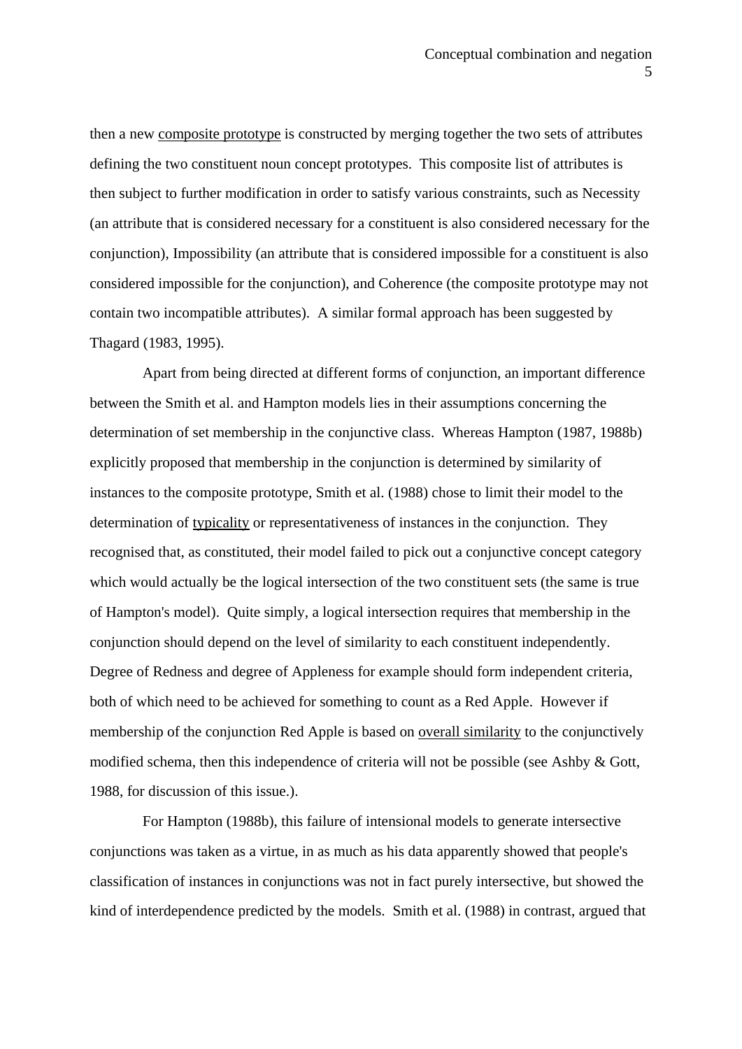then a new composite prototype is constructed by merging together the two sets of attributes defining the two constituent noun concept prototypes. This composite list of attributes is then subject to further modification in order to satisfy various constraints, such as Necessity (an attribute that is considered necessary for a constituent is also considered necessary for the conjunction), Impossibility (an attribute that is considered impossible for a constituent is also considered impossible for the conjunction), and Coherence (the composite prototype may not contain two incompatible attributes). A similar formal approach has been suggested by Thagard (1983, 1995).

Apart from being directed at different forms of conjunction, an important difference between the Smith et al. and Hampton models lies in their assumptions concerning the determination of set membership in the conjunctive class. Whereas Hampton (1987, 1988b) explicitly proposed that membership in the conjunction is determined by similarity of instances to the composite prototype, Smith et al. (1988) chose to limit their model to the determination of typicality or representativeness of instances in the conjunction. They recognised that, as constituted, their model failed to pick out a conjunctive concept category which would actually be the logical intersection of the two constituent sets (the same is true of Hampton's model). Quite simply, a logical intersection requires that membership in the conjunction should depend on the level of similarity to each constituent independently. Degree of Redness and degree of Appleness for example should form independent criteria, both of which need to be achieved for something to count as a Red Apple. However if membership of the conjunction Red Apple is based on overall similarity to the conjunctively modified schema, then this independence of criteria will not be possible (see Ashby & Gott, 1988, for discussion of this issue.).

For Hampton (1988b), this failure of intensional models to generate intersective conjunctions was taken as a virtue, in as much as his data apparently showed that people's classification of instances in conjunctions was not in fact purely intersective, but showed the kind of interdependence predicted by the models. Smith et al. (1988) in contrast, argued that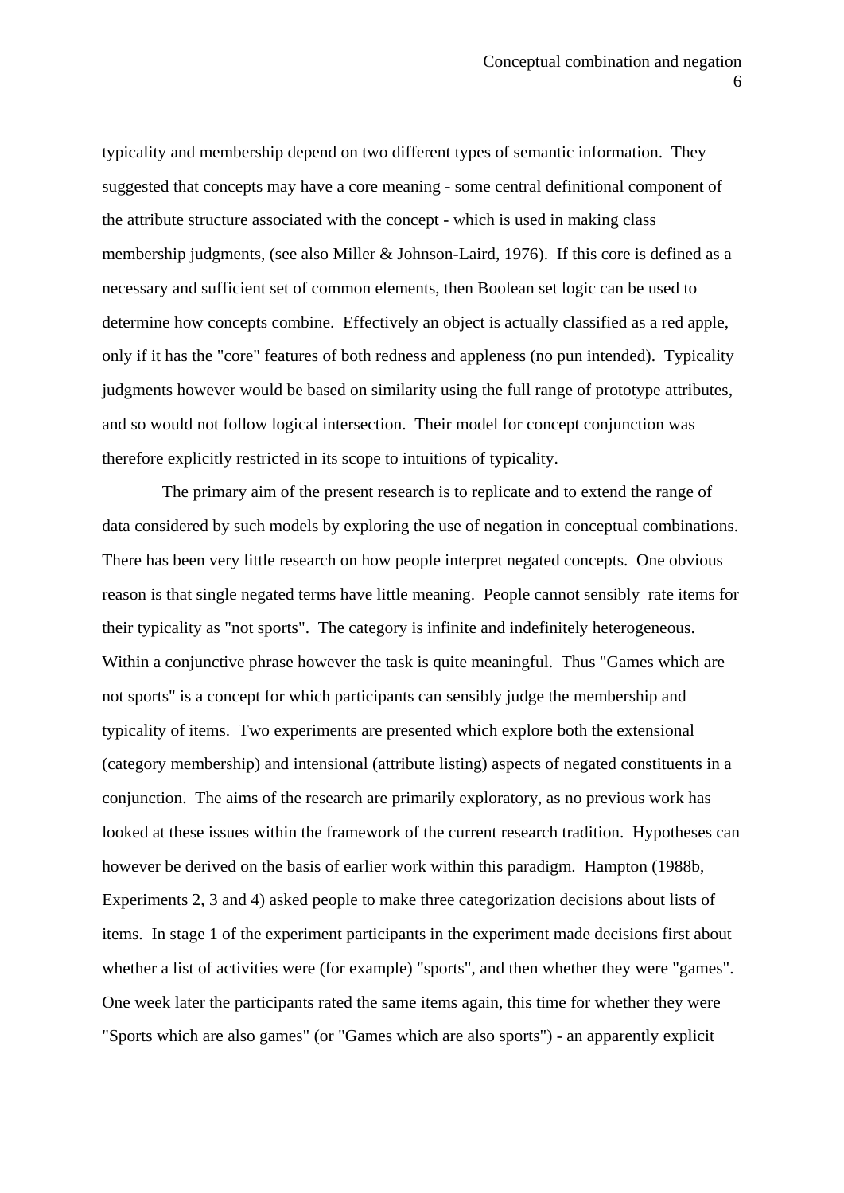typicality and membership depend on two different types of semantic information. They suggested that concepts may have a core meaning - some central definitional component of the attribute structure associated with the concept - which is used in making class membership judgments, (see also Miller & Johnson-Laird, 1976). If this core is defined as a necessary and sufficient set of common elements, then Boolean set logic can be used to determine how concepts combine. Effectively an object is actually classified as a red apple, only if it has the "core" features of both redness and appleness (no pun intended). Typicality judgments however would be based on similarity using the full range of prototype attributes, and so would not follow logical intersection. Their model for concept conjunction was therefore explicitly restricted in its scope to intuitions of typicality.

The primary aim of the present research is to replicate and to extend the range of data considered by such models by exploring the use of <u>negation</u> in conceptual combinations. There has been very little research on how people interpret negated concepts. One obvious reason is that single negated terms have little meaning. People cannot sensibly rate items for their typicality as "not sports". The category is infinite and indefinitely heterogeneous. Within a conjunctive phrase however the task is quite meaningful. Thus "Games which are not sports" is a concept for which participants can sensibly judge the membership and typicality of items. Two experiments are presented which explore both the extensional (category membership) and intensional (attribute listing) aspects of negated constituents in a conjunction. The aims of the research are primarily exploratory, as no previous work has looked at these issues within the framework of the current research tradition. Hypotheses can however be derived on the basis of earlier work within this paradigm. Hampton (1988b, Experiments 2, 3 and 4) asked people to make three categorization decisions about lists of items. In stage 1 of the experiment participants in the experiment made decisions first about whether a list of activities were (for example) "sports", and then whether they were "games". One week later the participants rated the same items again, this time for whether they were "Sports which are also games" (or "Games which are also sports") - an apparently explicit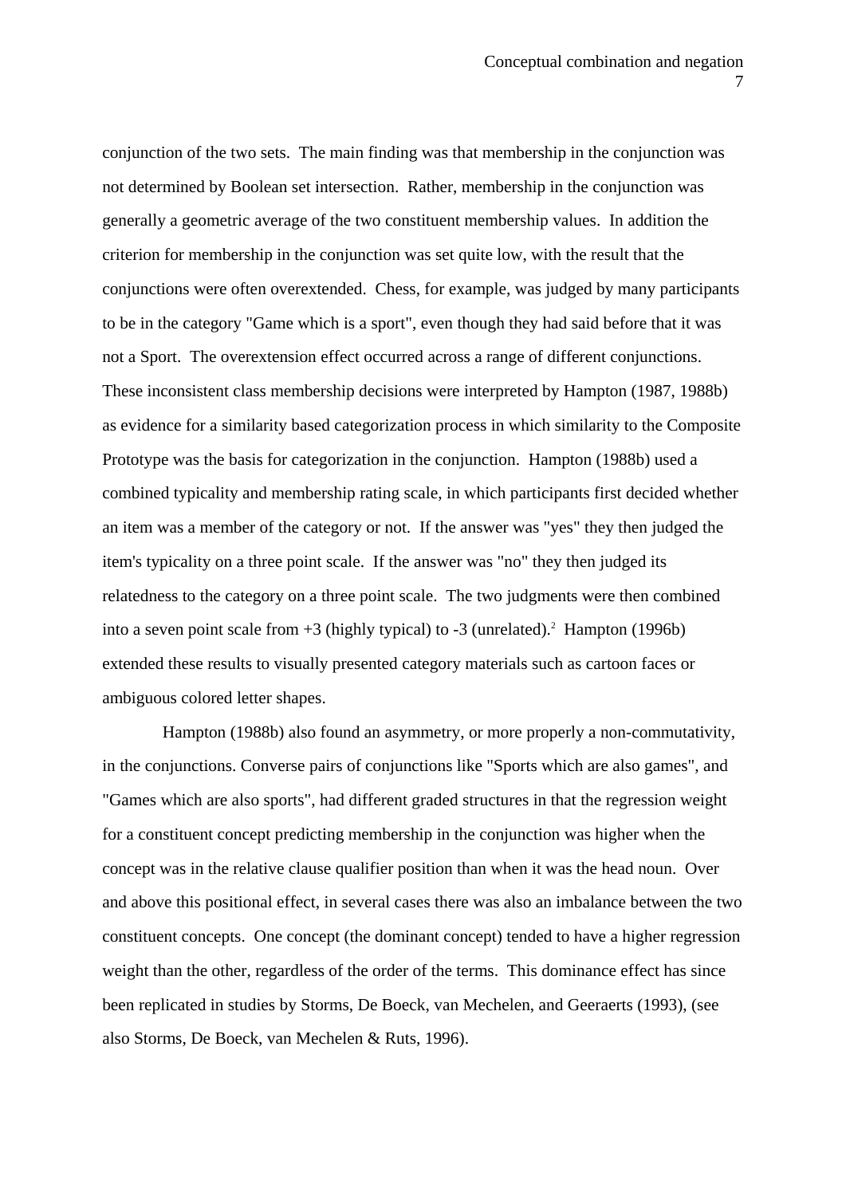conjunction of the two sets. The main finding was that membership in the conjunction was not determined by Boolean set intersection. Rather, membership in the conjunction was generally a geometric average of the two constituent membership values. In addition the criterion for membership in the conjunction was set quite low, with the result that the conjunctions were often overextended. Chess, for example, was judged by many participants to be in the category "Game which is a sport", even though they had said before that it was not a Sport. The overextension effect occurred across a range of different conjunctions. These inconsistent class membership decisions were interpreted by Hampton (1987, 1988b) as evidence for a similarity based categorization process in which similarity to the Composite Prototype was the basis for categorization in the conjunction. Hampton (1988b) used a combined typicality and membership rating scale, in which participants first decided whether an item was a member of the category or not. If the answer was "yes" they then judged the item's typicality on a three point scale. If the answer was "no" they then judged its relatedness to the category on a three point scale. The two judgments were then combined into a seven point scale from +3 (highly typical) to -3 (unrelated).[2] Hampton (1996b) extended these results to visually presented category materials such as cartoon faces or ambiguous colored letter shapes.

Hampton (1988b) also found an asymmetry, or more properly a non-commutativity, in the conjunctions. Converse pairs of conjunctions like "Sports which are also games", and "Games which are also sports", had different graded structures in that the regression weight for a constituent concept predicting membership in the conjunction was higher when the concept was in the relative clause qualifier position than when it was the head noun. Over and above this positional effect, in several cases there was also an imbalance between the two constituent concepts. One concept (the dominant concept) tended to have a higher regression weight than the other, regardless of the order of the terms. This dominance effect has since been replicated in studies by Storms, De Boeck, van Mechelen, and Geeraerts (1993), (see also Storms, De Boeck, van Mechelen & Ruts, 1996).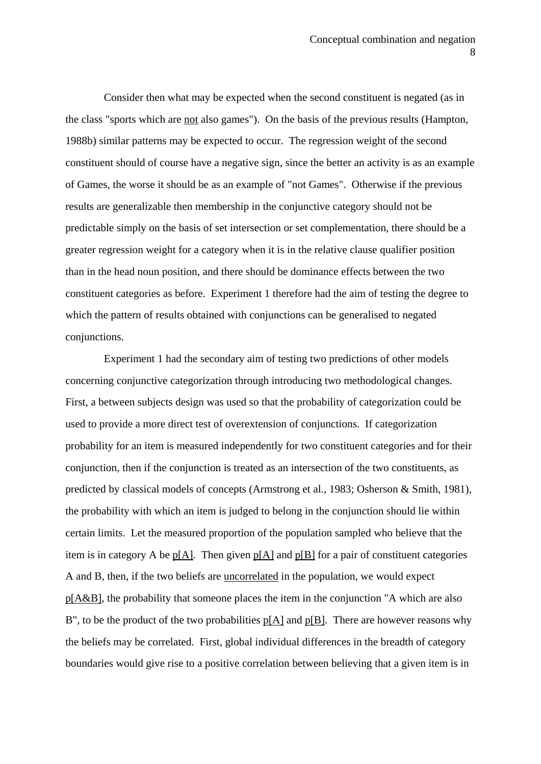Consider then what may be expected when the second constituent is negated (as in the class "sports which are <u>not</u> also games"). On the basis of the previous results (Hampton, 1988b) similar patterns may be expected to occur. The regression weight of the second constituent should of course have a negative sign, since the better an activity is as an example of Games, the worse it should be as an example of "not Games". Otherwise if the previous results are generalizable then membership in the conjunctive category should not be predictable simply on the basis of set intersection or set complementation, there should be a greater regression weight for a category when it is in the relative clause qualifier position than in the head noun position, and there should be dominance effects between the two constituent categories as before. Experiment 1 therefore had the aim of testing the degree to which the pattern of results obtained with conjunctions can be generalised to negated conjunctions.

Experiment 1 had the secondary aim of testing two predictions of other models concerning conjunctive categorization through introducing two methodological changes. First, a between subjects design was used so that the probability of categorization could be used to provide a more direct test of overextension of conjunctions. If categorization probability for an item is measured independently for two constituent categories and for their conjunction, then if the conjunction is treated as an intersection of the two constituents, as predicted by classical models of concepts (Armstrong et al., 1983; Osherson & Smith, 1981), the probability with which an item is judged to belong in the conjunction should lie within certain limits. Let the measured proportion of the population sampled who believe that the item is in category A be <u>p[A]</u>. Then given <u>p[A]</u> and <u>p[B]</u> for a pair of constituent categories A and B, then, if the two beliefs are <u>uncorrelated</u> in the population, we would expect <u>p[A&B]</u>, the probability that someone places the item in the conjunction "A which are also B", to be the product of the two probabilities <u>p[A]</u> and <u>p[B]</u>. There are however reasons why the beliefs may be correlated. First, global individual differences in the breadth of category boundaries would give rise to a positive correlation between believing that a given item is in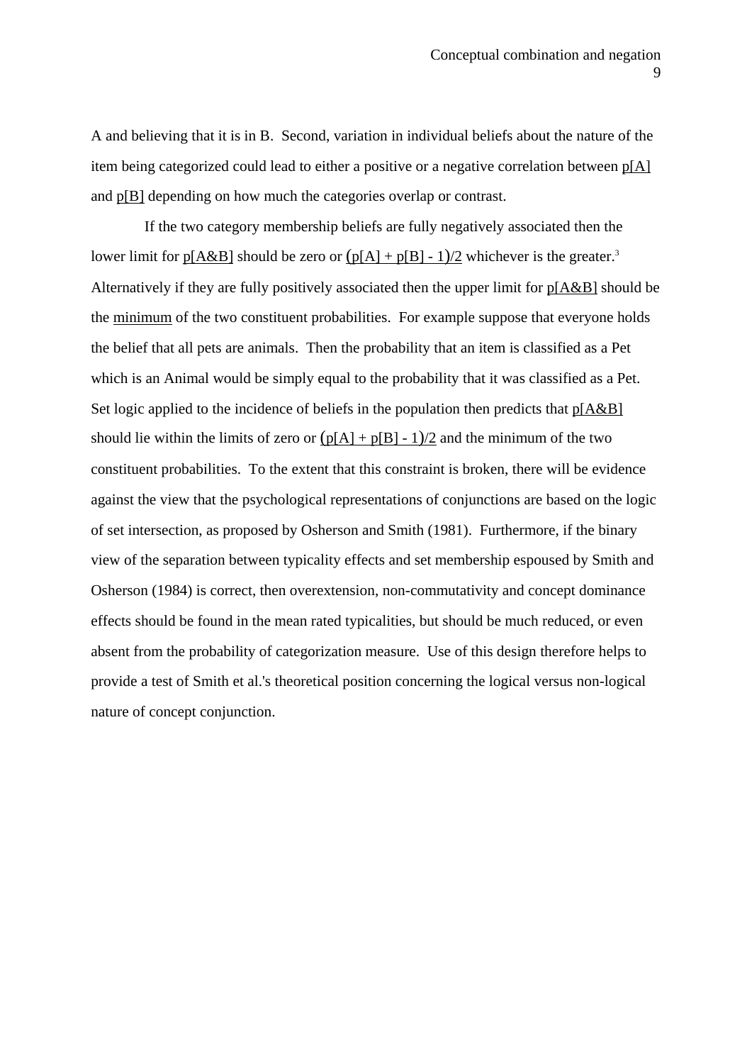A and believing that it is in B. Second, variation in individual beliefs about the nature of the item being categorized could lead to either a positive or a negative correlation between p[A] and p[B] depending on how much the categories overlap or contrast.

If the two category membership beliefs are fully negatively associated then the lower limit for p[A&B] should be zero or (p[A] + p[B] - 1)/2 whichever is the greater.[3] Alternatively if they are fully positively associated then the upper limit for p[A&B] should be the minimum of the two constituent probabilities. For example suppose that everyone holds the belief that all pets are animals. Then the probability that an item is classified as a Pet which is an Animal would be simply equal to the probability that it was classified as a Pet. Set logic applied to the incidence of beliefs in the population then predicts that p[A&B] should lie within the limits of zero or (p[A] + p[B] - 1)/2 and the minimum of the two constituent probabilities. To the extent that this constraint is broken, there will be evidence against the view that the psychological representations of conjunctions are based on the logic of set intersection, as proposed by Osherson and Smith (1981). Furthermore, if the binary view of the separation between typicality effects and set membership espoused by Smith and Osherson (1984) is correct, then overextension, non-commutativity and concept dominance effects should be found in the mean rated typicalities, but should be much reduced, or even absent from the probability of categorization measure. Use of this design therefore helps to provide a test of Smith et al.'s theoretical position concerning the logical versus non-logical nature of concept conjunction.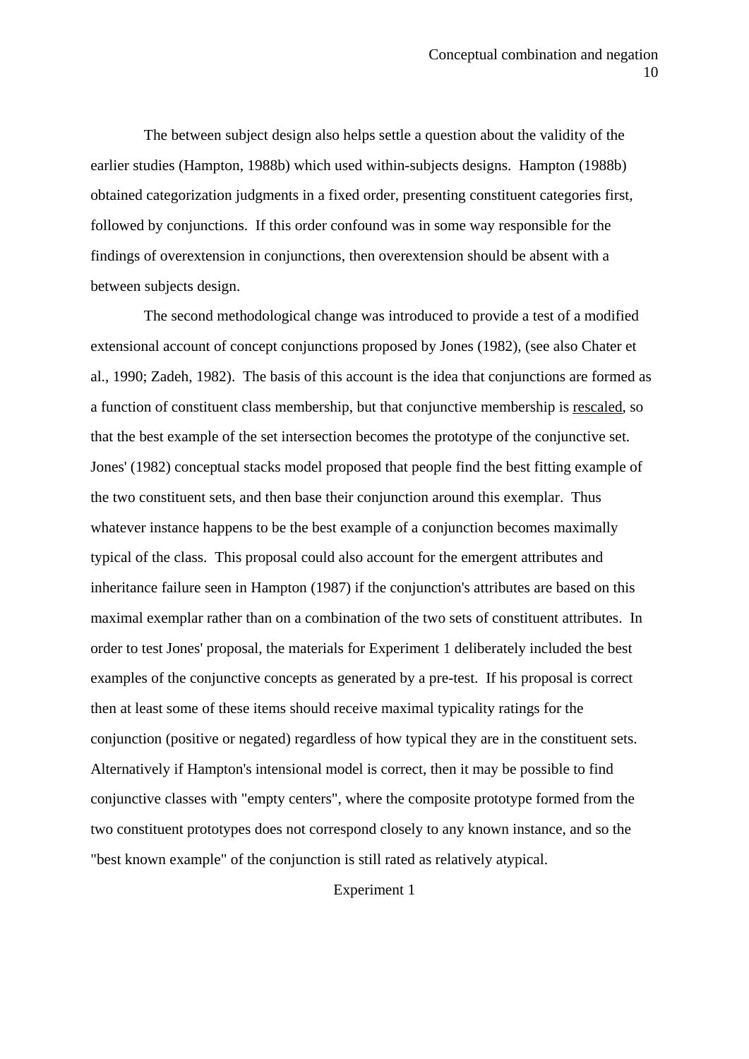The between subject design also helps settle a question about the validity of the earlier studies (Hampton, 1988b) which used within-subjects designs. Hampton (1988b) obtained categorization judgments in a fixed order, presenting constituent categories first, followed by conjunctions. If this order confound was in some way responsible for the findings of overextension in conjunctions, then overextension should be absent with a between subjects design.

The second methodological change was introduced to provide a test of a modified extensional account of concept conjunctions proposed by Jones (1982), (see also Chater et al., 1990; Zadeh, 1982). The basis of this account is the idea that conjunctions are formed as a function of constituent class membership, but that conjunctive membership is <u>rescaled</u>, so that the best example of the set intersection becomes the prototype of the conjunctive set. Jones' (1982) conceptual stacks model proposed that people find the best fitting example of the two constituent sets, and then base their conjunction around this exemplar. Thus whatever instance happens to be the best example of a conjunction becomes maximally typical of the class. This proposal could also account for the emergent attributes and inheritance failure seen in Hampton (1987) if the conjunction's attributes are based on this maximal exemplar rather than on a combination of the two sets of constituent attributes. In order to test Jones' proposal, the materials for Experiment 1 deliberately included the best examples of the conjunctive concepts as generated by a pre-test. If his proposal is correct then at least some of these items should receive maximal typicality ratings for the conjunction (positive or negated) regardless of how typical they are in the constituent sets. Alternatively if Hampton's intensional model is correct, then it may be possible to find conjunctive classes with "empty centers", where the composite prototype formed from the two constituent prototypes does not correspond closely to any known instance, and so the "best known example" of the conjunction is still rated as relatively atypical.

## Experiment 1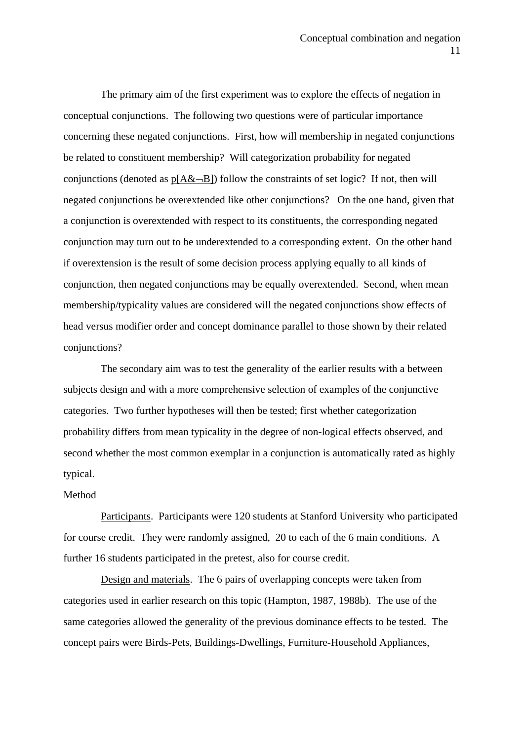The primary aim of the first experiment was to explore the effects of negation in conceptual conjunctions. The following two questions were of particular importance concerning these negated conjunctions. First, how will membership in negated conjunctions be related to constituent membership? Will categorization probability for negated conjunctions (denoted as $p[A\&\neg B]$) follow the constraints of set logic? If not, then will negated conjunctions be overextended like other conjunctions? On the one hand, given that a conjunction is overextended with respect to its constituents, the corresponding negated conjunction may turn out to be underextended to a corresponding extent. On the other hand if overextension is the result of some decision process applying equally to all kinds of conjunction, then negated conjunctions may be equally overextended. Second, when mean membership/typicality values are considered will the negated conjunctions show effects of head versus modifier order and concept dominance parallel to those shown by their related conjunctions?

The secondary aim was to test the generality of the earlier results with a between subjects design and with a more comprehensive selection of examples of the conjunctive categories. Two further hypotheses will then be tested; first whether categorization probability differs from mean typicality in the degree of non-logical effects observed, and second whether the most common exemplar in a conjunction is automatically rated as highly typical.

## Method

Participants. Participants were 120 students at Stanford University who participated for course credit. They were randomly assigned, 20 to each of the 6 main conditions. A further 16 students participated in the pretest, also for course credit.

Design and materials. The 6 pairs of overlapping concepts were taken from categories used in earlier research on this topic (Hampton, 1987, 1988b). The use of the same categories allowed the generality of the previous dominance effects to be tested. The concept pairs were Birds-Pets, Buildings-Dwellings, Furniture-Household Appliances,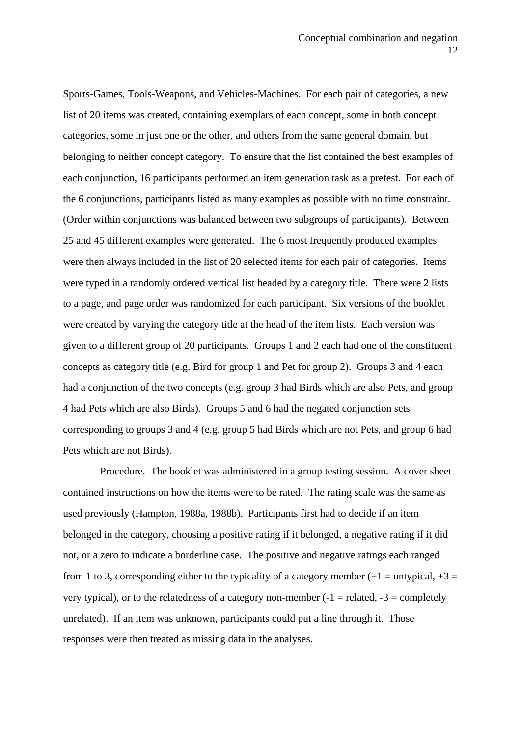Sports-Games, Tools-Weapons, and Vehicles-Machines. For each pair of categories, a new list of 20 items was created, containing exemplars of each concept, some in both concept categories, some in just one or the other, and others from the same general domain, but belonging to neither concept category. To ensure that the list contained the best examples of each conjunction, 16 participants performed an item generation task as a pretest. For each of the 6 conjunctions, participants listed as many examples as possible with no time constraint. (Order within conjunctions was balanced between two subgroups of participants). Between 25 and 45 different examples were generated. The 6 most frequently produced examples were then always included in the list of 20 selected items for each pair of categories. Items were typed in a randomly ordered vertical list headed by a category title. There were 2 lists to a page, and page order was randomized for each participant. Six versions of the booklet were created by varying the category title at the head of the item lists. Each version was given to a different group of 20 participants. Groups 1 and 2 each had one of the constituent concepts as category title (e.g. Bird for group 1 and Pet for group 2). Groups 3 and 4 each had a conjunction of the two concepts (e.g. group 3 had Birds which are also Pets, and group 4 had Pets which are also Birds). Groups 5 and 6 had the negated conjunction sets corresponding to groups 3 and 4 (e.g. group 5 had Birds which are not Pets, and group 6 had Pets which are not Birds).

Procedure. The booklet was administered in a group testing session. A cover sheet contained instructions on how the items were to be rated. The rating scale was the same as used previously (Hampton, 1988a, 1988b). Participants first had to decide if an item belonged in the category, choosing a positive rating if it belonged, a negative rating if it did not, or a zero to indicate a borderline case. The positive and negative ratings each ranged from 1 to 3, corresponding either to the typicality of a category member (+1 = untypical, +3 = very typical), or to the relatedness of a category non-member (-1 = related, -3 = completely unrelated). If an item was unknown, participants could put a line through it. Those responses were then treated as missing data in the analyses.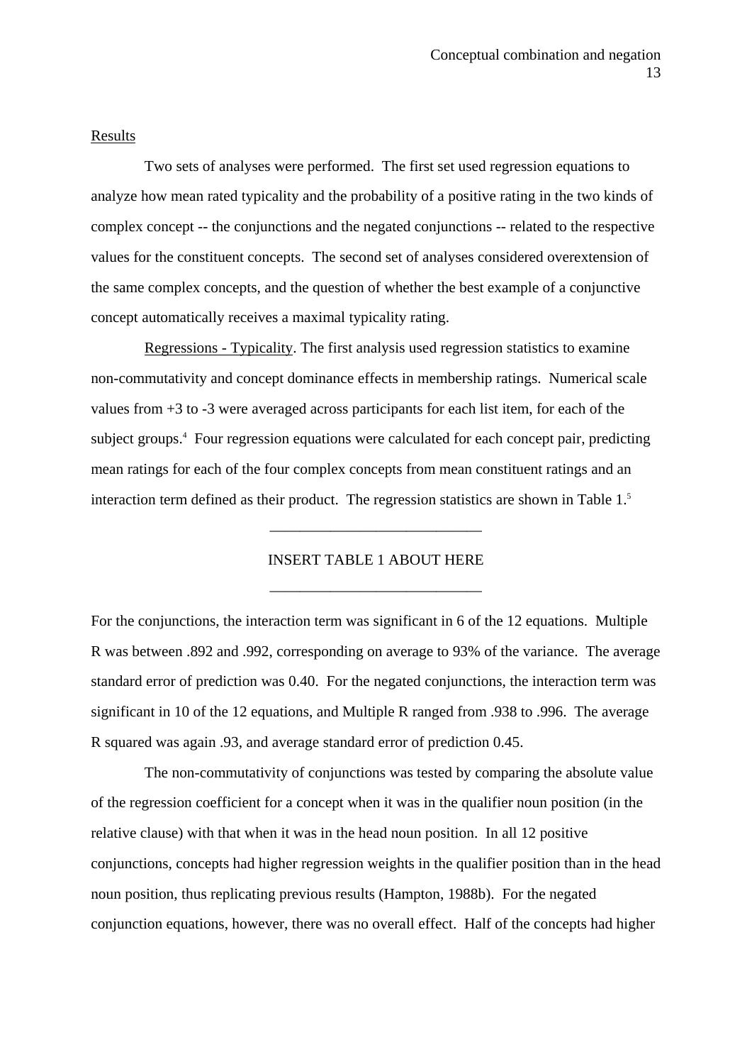Results

Two sets of analyses were performed. The first set used regression equations to analyze how mean rated typicality and the probability of a positive rating in the two kinds of complex concept -- the conjunctions and the negated conjunctions -- related to the respective values for the constituent concepts. The second set of analyses considered overextension of the same complex concepts, and the question of whether the best example of a conjunctive concept automatically receives a maximal typicality rating.

Regressions - Typicality. The first analysis used regression statistics to examine non-commutativity and concept dominance effects in membership ratings. Numerical scale values from +3 to -3 were averaged across participants for each list item, for each of the subject groups.[4] Four regression equations were calculated for each concept pair, predicting mean ratings for each of the four complex concepts from mean constituent ratings and an interaction term defined as their product. The regression statistics are shown in Table 1.[5]

---

INSERT TABLE 1 ABOUT HERE

---

For the conjunctions, the interaction term was significant in 6 of the 12 equations. Multiple R was between .892 and .992, corresponding on average to 93% of the variance. The average standard error of prediction was 0.40. For the negated conjunctions, the interaction term was significant in 10 of the 12 equations, and Multiple R ranged from .938 to .996. The average R squared was again .93, and average standard error of prediction 0.45.

The non-commutativity of conjunctions was tested by comparing the absolute value of the regression coefficient for a concept when it was in the qualifier noun position (in the relative clause) with that when it was in the head noun position. In all 12 positive conjunctions, concepts had higher regression weights in the qualifier position than in the head noun position, thus replicating previous results (Hampton, 1988b). For the negated conjunction equations, however, there was no overall effect. Half of the concepts had higher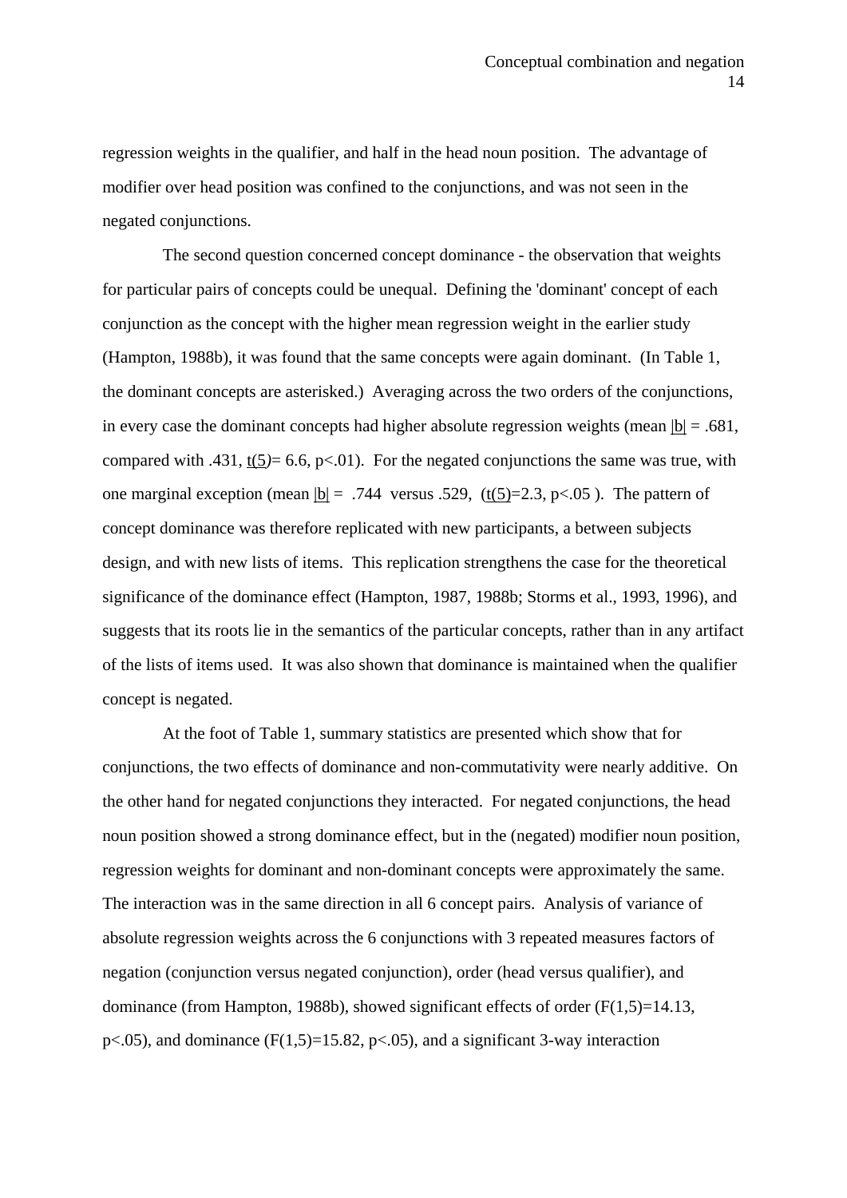regression weights in the qualifier, and half in the head noun position. The advantage of modifier over head position was confined to the conjunctions, and was not seen in the negated conjunctions.

The second question concerned concept dominance - the observation that weights for particular pairs of concepts could be unequal. Defining the 'dominant' concept of each conjunction as the concept with the higher mean regression weight in the earlier study (Hampton, 1988b), it was found that the same concepts were again dominant. (In Table 1, the dominant concepts are asterisked.) Averaging across the two orders of the conjunctions, in every case the dominant concepts had higher absolute regression weights (mean $|b|$ = .681, compared with .431, $t(5)$= 6.6, $p<.01$). For the negated conjunctions the same was true, with one marginal exception (mean $|b|$ = .744 versus .529, ($t(5)$=2.3, $p<.05$ ). The pattern of concept dominance was therefore replicated with new participants, a between subjects design, and with new lists of items. This replication strengthens the case for the theoretical significance of the dominance effect (Hampton, 1987, 1988b; Storms et al., 1993, 1996), and suggests that its roots lie in the semantics of the particular concepts, rather than in any artifact of the lists of items used. It was also shown that dominance is maintained when the qualifier concept is negated.

At the foot of Table 1, summary statistics are presented which show that for conjunctions, the two effects of dominance and non-commutativity were nearly additive. On the other hand for negated conjunctions they interacted. For negated conjunctions, the head noun position showed a strong dominance effect, but in the (negated) modifier noun position, regression weights for dominant and non-dominant concepts were approximately the same. The interaction was in the same direction in all 6 concept pairs. Analysis of variance of absolute regression weights across the 6 conjunctions with 3 repeated measures factors of negation (conjunction versus negated conjunction), order (head versus qualifier), and dominance (from Hampton, 1988b), showed significant effects of order ($F(1,5)$=14.13, $p<.05$), and dominance ($F(1,5)$=15.82, $p<.05$), and a significant 3-way interaction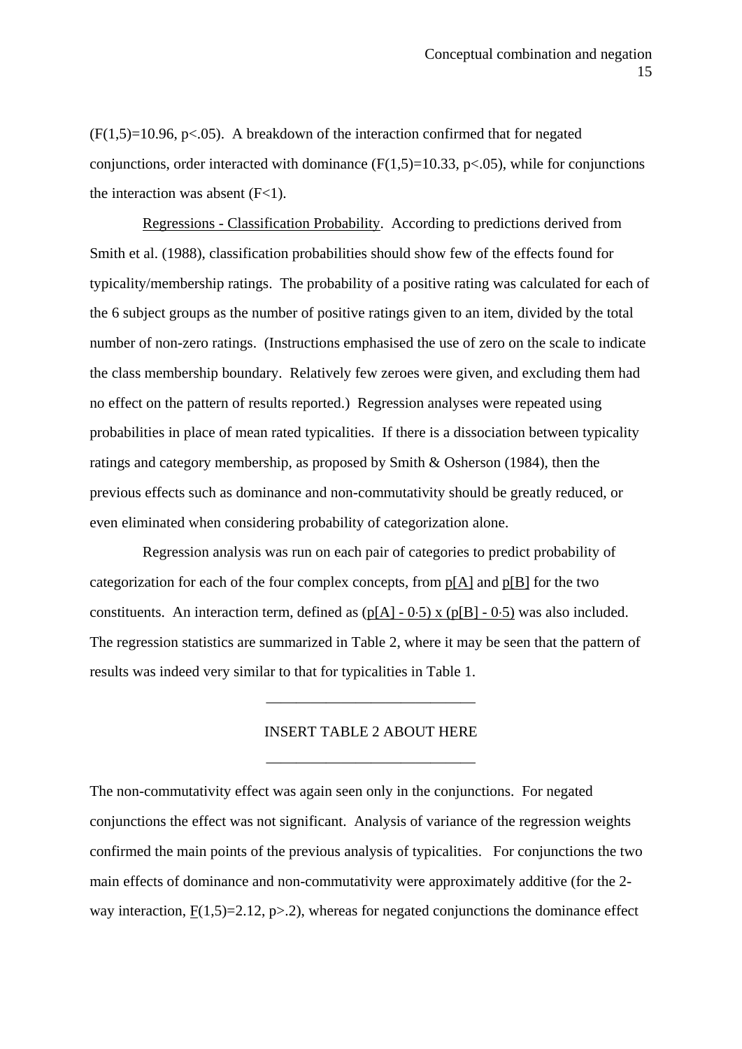($F(1,5)=10.96$, $p<.05$). A breakdown of the interaction confirmed that for negated conjunctions, order interacted with dominance ($F(1,5)=10.33$, $p<.05$), while for conjunctions the interaction was absent ($F<1$).

Regressions - Classification Probability. According to predictions derived from Smith et al. (1988), classification probabilities should show few of the effects found for typicality/membership ratings. The probability of a positive rating was calculated for each of the 6 subject groups as the number of positive ratings given to an item, divided by the total number of non-zero ratings. (Instructions emphasised the use of zero on the scale to indicate the class membership boundary. Relatively few zeroes were given, and excluding them had no effect on the pattern of results reported.) Regression analyses were repeated using probabilities in place of mean rated typicalities. If there is a dissociation between typicality ratings and category membership, as proposed by Smith & Osherson (1984), then the previous effects such as dominance and non-commutativity should be greatly reduced, or even eliminated when considering probability of categorization alone.

Regression analysis was run on each pair of categories to predict probability of categorization for each of the four complex concepts, from p[A] and p[B] for the two constituents. An interaction term, defined as $(p[A] - 0{\cdot}5) \times (p[B] - 0{\cdot}5)$ was also included. The regression statistics are summarized in Table 2, where it may be seen that the pattern of results was indeed very similar to that for typicalities in Table 1.

INSERT TABLE 2 ABOUT HERE

The non-commutativity effect was again seen only in the conjunctions. For negated conjunctions the effect was not significant. Analysis of variance of the regression weights confirmed the main points of the previous analysis of typicalities. For conjunctions the two main effects of dominance and non-commutativity were approximately additive (for the 2-way interaction, $F(1,5)=2.12$, $p>.2$), whereas for negated conjunctions the dominance effect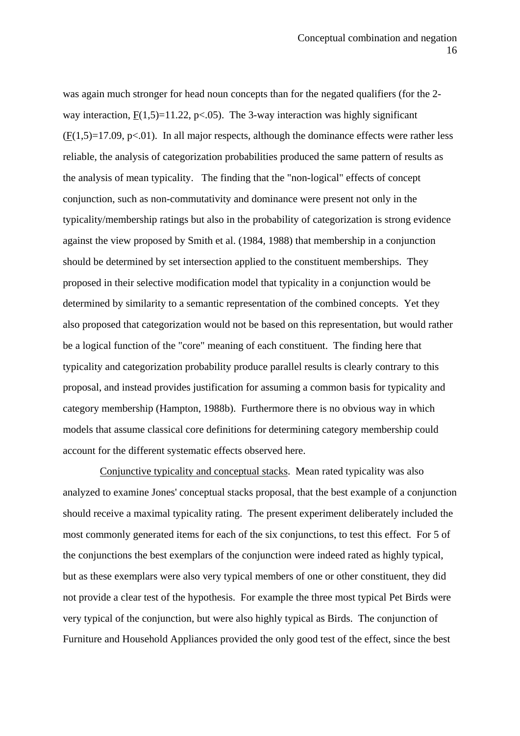was again much stronger for head noun concepts than for the negated qualifiers (for the 2-way interaction, $F(1,5)=11.22$, $p<.05$). The 3-way interaction was highly significant ($F(1,5)=17.09$, $p<.01$). In all major respects, although the dominance effects were rather less reliable, the analysis of categorization probabilities produced the same pattern of results as the analysis of mean typicality. The finding that the "non-logical" effects of concept conjunction, such as non-commutativity and dominance were present not only in the typicality/membership ratings but also in the probability of categorization is strong evidence against the view proposed by Smith et al. (1984, 1988) that membership in a conjunction should be determined by set intersection applied to the constituent memberships. They proposed in their selective modification model that typicality in a conjunction would be determined by similarity to a semantic representation of the combined concepts. Yet they also proposed that categorization would not be based on this representation, but would rather be a logical function of the "core" meaning of each constituent. The finding here that typicality and categorization probability produce parallel results is clearly contrary to this proposal, and instead provides justification for assuming a common basis for typicality and category membership (Hampton, 1988b). Furthermore there is no obvious way in which models that assume classical core definitions for determining category membership could account for the different systematic effects observed here.

Conjunctive typicality and conceptual stacks. Mean rated typicality was also analyzed to examine Jones' conceptual stacks proposal, that the best example of a conjunction should receive a maximal typicality rating. The present experiment deliberately included the most commonly generated items for each of the six conjunctions, to test this effect. For 5 of the conjunctions the best exemplars of the conjunction were indeed rated as highly typical, but as these exemplars were also very typical members of one or other constituent, they did not provide a clear test of the hypothesis. For example the three most typical Pet Birds were very typical of the conjunction, but were also highly typical as Birds. The conjunction of Furniture and Household Appliances provided the only good test of the effect, since the best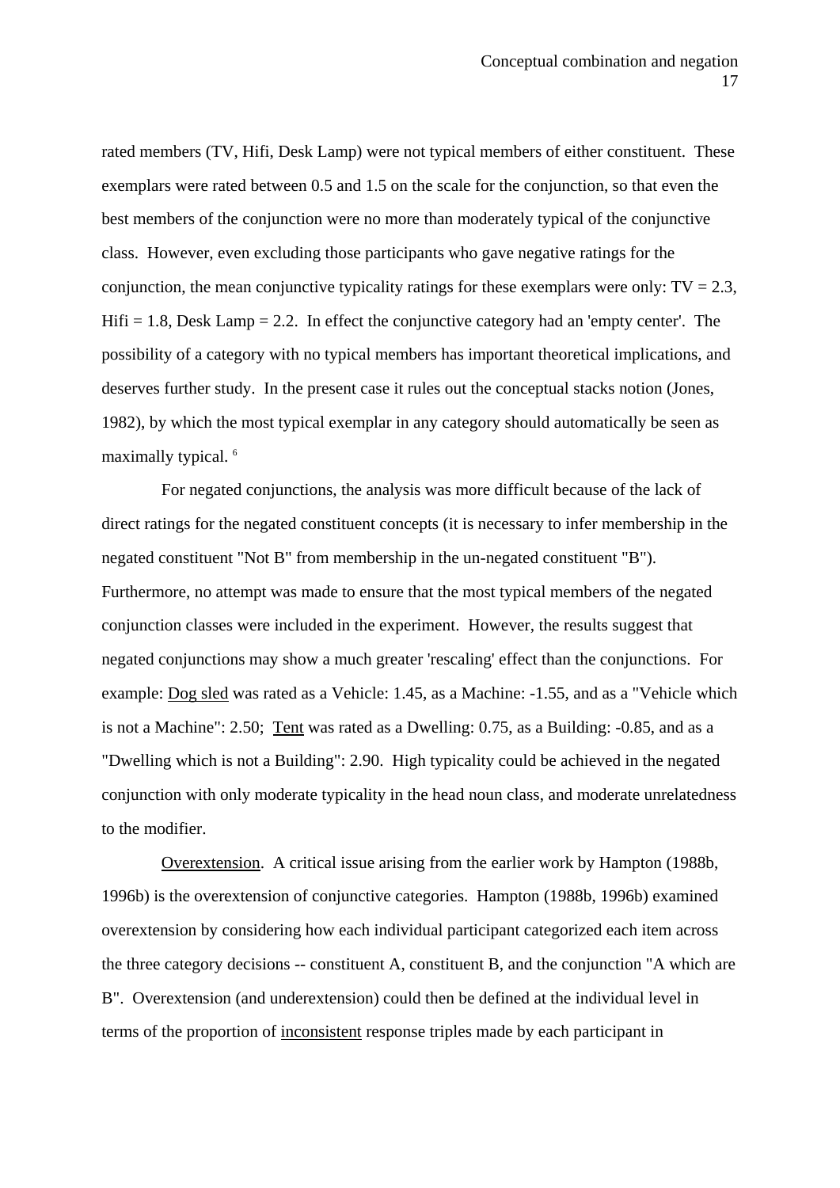rated members (TV, Hifi, Desk Lamp) were not typical members of either constituent. These exemplars were rated between 0.5 and 1.5 on the scale for the conjunction, so that even the best members of the conjunction were no more than moderately typical of the conjunctive class. However, even excluding those participants who gave negative ratings for the conjunction, the mean conjunctive typicality ratings for these exemplars were only: TV = 2.3, Hifi = 1.8, Desk Lamp = 2.2. In effect the conjunctive category had an 'empty center'. The possibility of a category with no typical members has important theoretical implications, and deserves further study. In the present case it rules out the conceptual stacks notion (Jones, 1982), by which the most typical exemplar in any category should automatically be seen as maximally typical. [6]

For negated conjunctions, the analysis was more difficult because of the lack of direct ratings for the negated constituent concepts (it is necessary to infer membership in the negated constituent "Not B" from membership in the un-negated constituent "B"). Furthermore, no attempt was made to ensure that the most typical members of the negated conjunction classes were included in the experiment. However, the results suggest that negated conjunctions may show a much greater 'rescaling' effect than the conjunctions. For example: Dog sled was rated as a Vehicle: 1.45, as a Machine: -1.55, and as a "Vehicle which is not a Machine": 2.50; Tent was rated as a Dwelling: 0.75, as a Building: -0.85, and as a "Dwelling which is not a Building": 2.90. High typicality could be achieved in the negated conjunction with only moderate typicality in the head noun class, and moderate unrelatedness to the modifier.

Overextension. A critical issue arising from the earlier work by Hampton (1988b, 1996b) is the overextension of conjunctive categories. Hampton (1988b, 1996b) examined overextension by considering how each individual participant categorized each item across the three category decisions -- constituent A, constituent B, and the conjunction "A which are B". Overextension (and underextension) could then be defined at the individual level in terms of the proportion of inconsistent response triples made by each participant in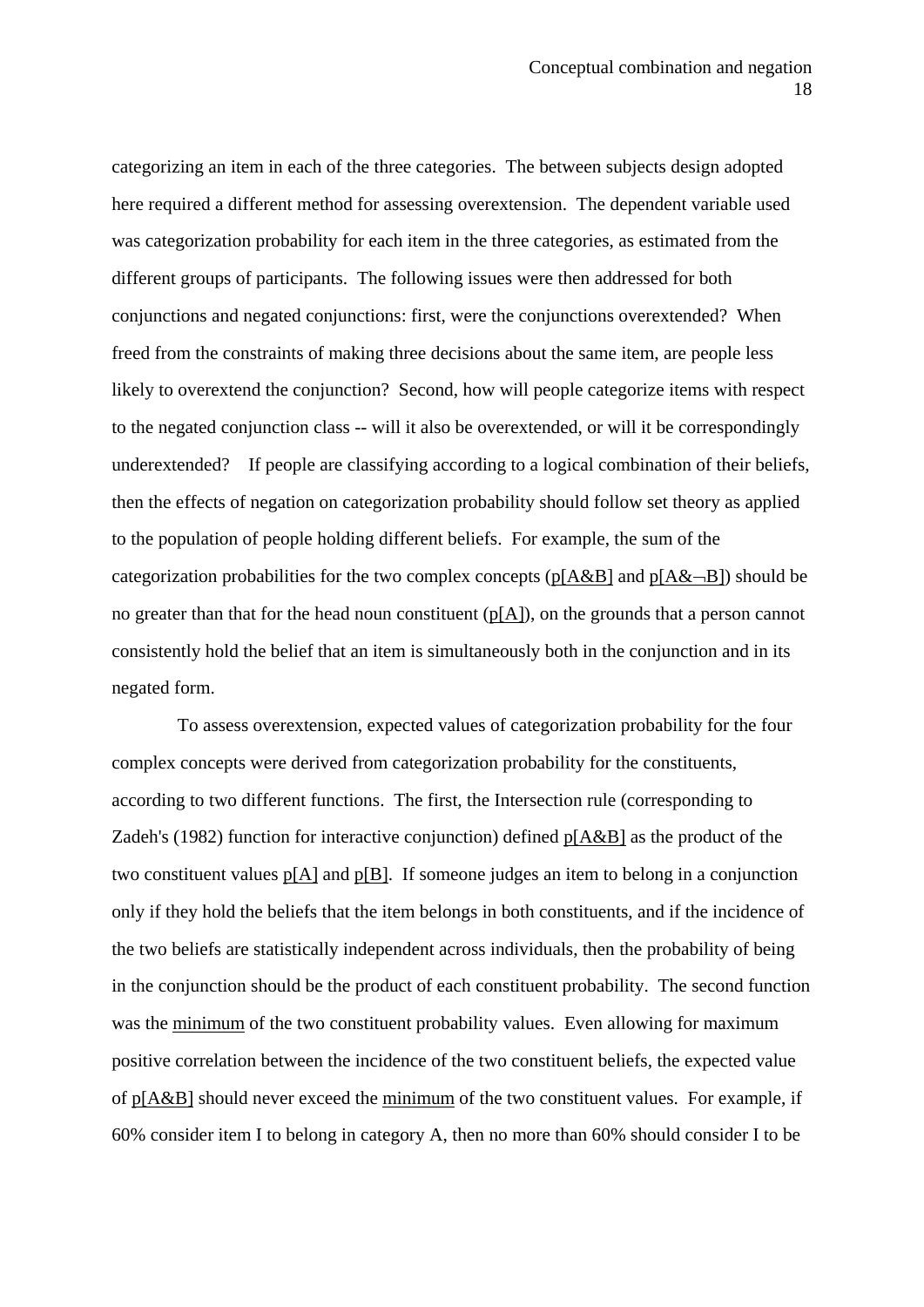categorizing an item in each of the three categories. The between subjects design adopted here required a different method for assessing overextension. The dependent variable used was categorization probability for each item in the three categories, as estimated from the different groups of participants. The following issues were then addressed for both conjunctions and negated conjunctions: first, were the conjunctions overextended? When freed from the constraints of making three decisions about the same item, are people less likely to overextend the conjunction? Second, how will people categorize items with respect to the negated conjunction class -- will it also be overextended, or will it be correspondingly underextended? If people are classifying according to a logical combination of their beliefs, then the effects of negation on categorization probability should follow set theory as applied to the population of people holding different beliefs. For example, the sum of the categorization probabilities for the two complex concepts ($p[A\&B]$ and $p[A\&\neg B]$) should be no greater than that for the head noun constituent ($p[A]$), on the grounds that a person cannot consistently hold the belief that an item is simultaneously both in the conjunction and in its negated form.

To assess overextension, expected values of categorization probability for the four complex concepts were derived from categorization probability for the constituents, according to two different functions. The first, the Intersection rule (corresponding to Zadeh's (1982) function for interactive conjunction) defined $p[A\&B]$ as the product of the two constituent values $p[A]$ and $p[B]$. If someone judges an item to belong in a conjunction only if they hold the beliefs that the item belongs in both constituents, and if the incidence of the two beliefs are statistically independent across individuals, then the probability of being in the conjunction should be the product of each constituent probability. The second function was the minimum of the two constituent probability values. Even allowing for maximum positive correlation between the incidence of the two constituent beliefs, the expected value of $p[A\&B]$ should never exceed the minimum of the two constituent values. For example, if 60% consider item I to belong in category A, then no more than 60% should consider I to be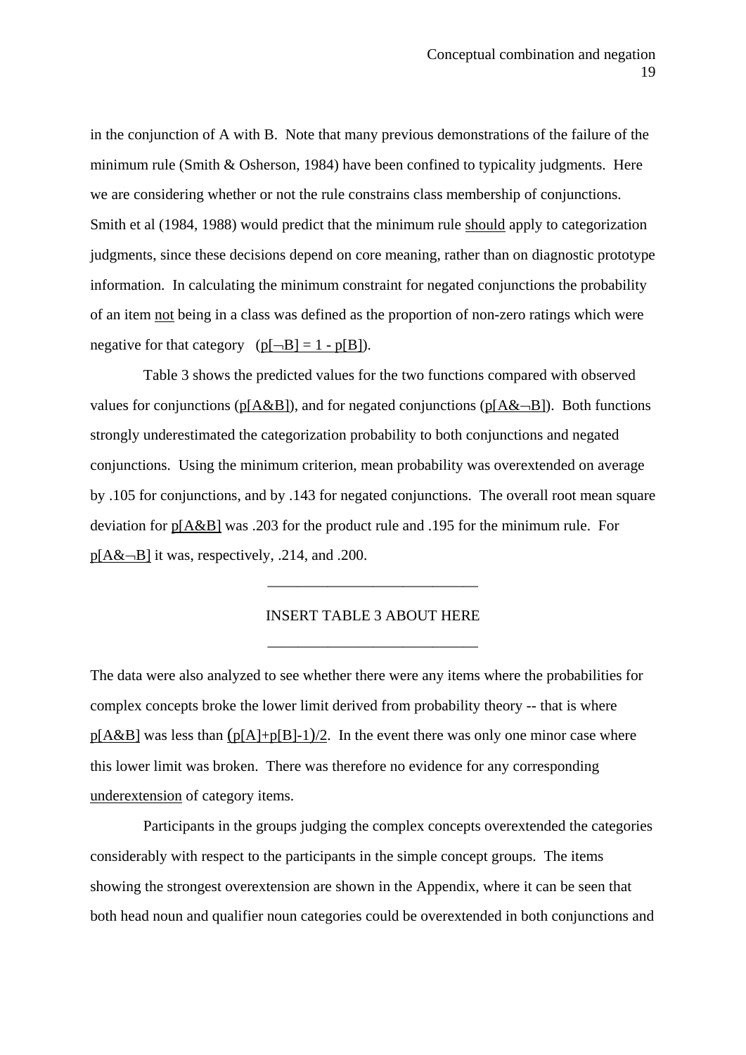in the conjunction of A with B. Note that many previous demonstrations of the failure of the minimum rule (Smith & Osherson, 1984) have been confined to typicality judgments. Here we are considering whether or not the rule constrains class membership of conjunctions. Smith et al (1984, 1988) would predict that the minimum rule should apply to categorization judgments, since these decisions depend on core meaning, rather than on diagnostic prototype information. In calculating the minimum constraint for negated conjunctions the probability of an item not being in a class was defined as the proportion of non-zero ratings which were negative for that category ($p[\neg B] = 1 - p[B]$).

Table 3 shows the predicted values for the two functions compared with observed values for conjunctions ($p[A\&B]$), and for negated conjunctions ($p[A\&\neg B]$). Both functions strongly underestimated the categorization probability to both conjunctions and negated conjunctions. Using the minimum criterion, mean probability was overextended on average by .105 for conjunctions, and by .143 for negated conjunctions. The overall root mean square deviation for $p[A\&B]$ was .203 for the product rule and .195 for the minimum rule. For $p[A\&\neg B]$ it was, respectively, .214, and .200.

---

INSERT TABLE 3 ABOUT HERE

---

The data were also analyzed to see whether there were any items where the probabilities for complex concepts broke the lower limit derived from probability theory -- that is where $p[A\&B]$ was less than $(p[A]+p[B]-1)/2$. In the event there was only one minor case where this lower limit was broken. There was therefore no evidence for any corresponding underextension of category items.

Participants in the groups judging the complex concepts overextended the categories considerably with respect to the participants in the simple concept groups. The items showing the strongest overextension are shown in the Appendix, where it can be seen that both head noun and qualifier noun categories could be overextended in both conjunctions and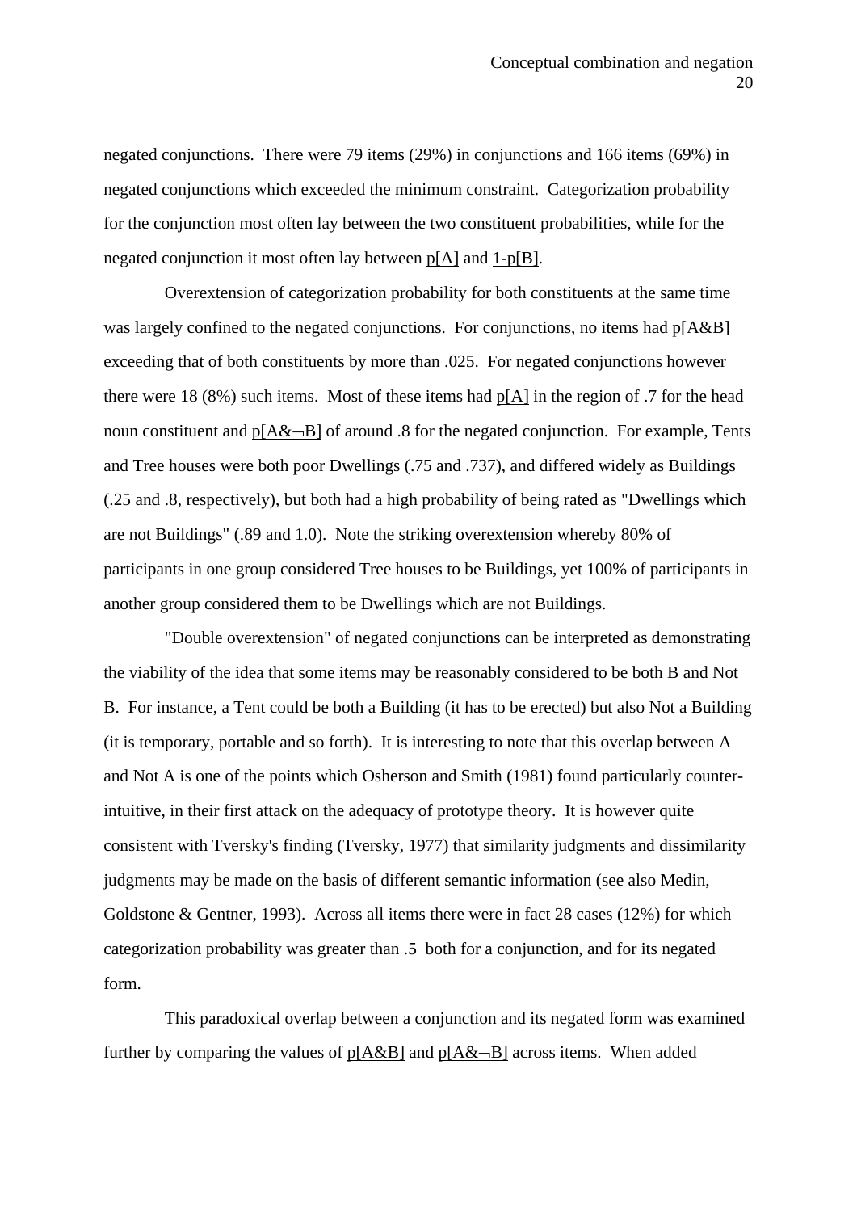negated conjunctions. There were 79 items (29%) in conjunctions and 166 items (69%) in negated conjunctions which exceeded the minimum constraint. Categorization probability for the conjunction most often lay between the two constituent probabilities, while for the negated conjunction it most often lay between $p[A]$ and $1-p[B]$.

Overextension of categorization probability for both constituents at the same time was largely confined to the negated conjunctions. For conjunctions, no items had $p[A\&B]$ exceeding that of both constituents by more than .025. For negated conjunctions however there were 18 (8%) such items. Most of these items had $p[A]$ in the region of .7 for the head noun constituent and $p[A\&\neg B]$ of around .8 for the negated conjunction. For example, Tents and Tree houses were both poor Dwellings (.75 and .737), and differed widely as Buildings (.25 and .8, respectively), but both had a high probability of being rated as "Dwellings which are not Buildings" (.89 and 1.0). Note the striking overextension whereby 80% of participants in one group considered Tree houses to be Buildings, yet 100% of participants in another group considered them to be Dwellings which are not Buildings.

"Double overextension" of negated conjunctions can be interpreted as demonstrating the viability of the idea that some items may be reasonably considered to be both B and Not B. For instance, a Tent could be both a Building (it has to be erected) but also Not a Building (it is temporary, portable and so forth). It is interesting to note that this overlap between A and Not A is one of the points which Osherson and Smith (1981) found particularly counter-intuitive, in their first attack on the adequacy of prototype theory. It is however quite consistent with Tversky's finding (Tversky, 1977) that similarity judgments and dissimilarity judgments may be made on the basis of different semantic information (see also Medin, Goldstone & Gentner, 1993). Across all items there were in fact 28 cases (12%) for which categorization probability was greater than .5 both for a conjunction, and for its negated form.

This paradoxical overlap between a conjunction and its negated form was examined further by comparing the values of $p[A\&B]$ and $p[A\&\neg B]$ across items. When added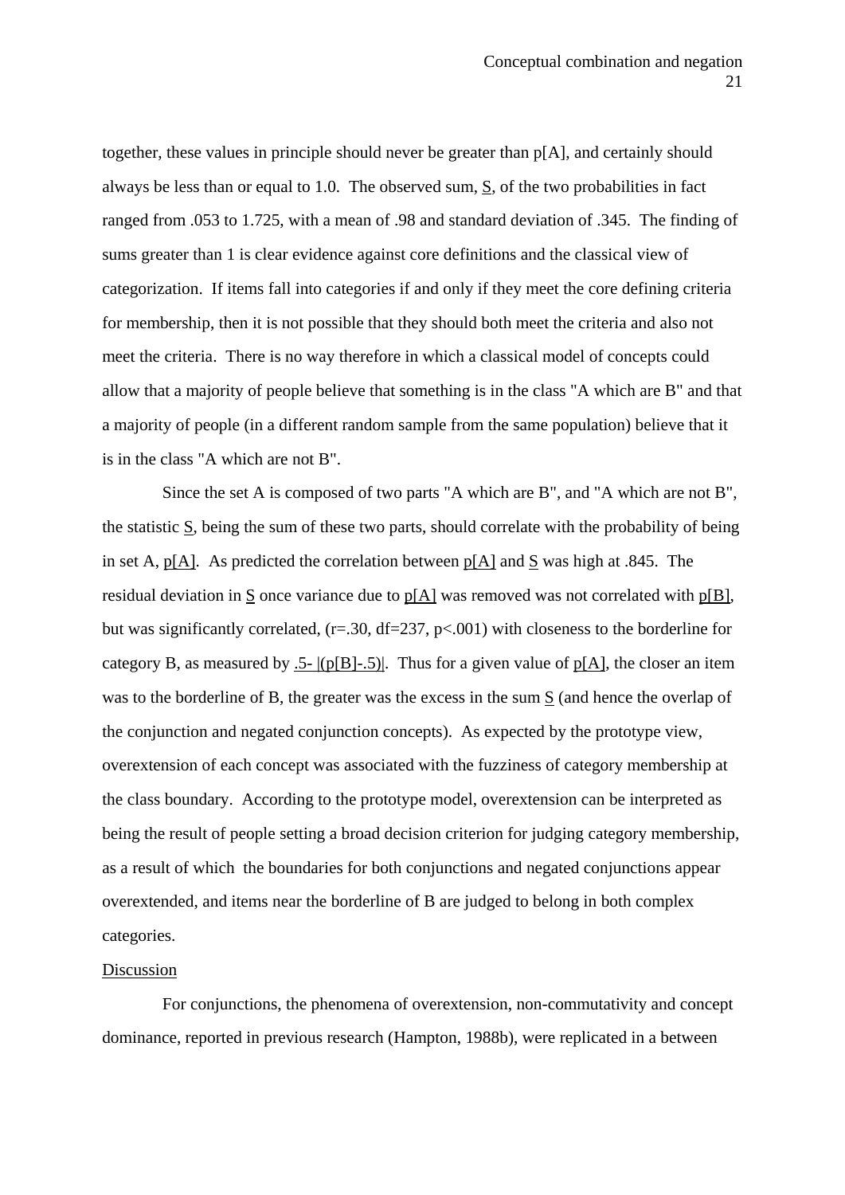together, these values in principle should never be greater than p[A], and certainly should always be less than or equal to 1.0. The observed sum, S, of the two probabilities in fact ranged from .053 to 1.725, with a mean of .98 and standard deviation of .345. The finding of sums greater than 1 is clear evidence against core definitions and the classical view of categorization. If items fall into categories if and only if they meet the core defining criteria for membership, then it is not possible that they should both meet the criteria and also not meet the criteria. There is no way therefore in which a classical model of concepts could allow that a majority of people believe that something is in the class "A which are B" and that a majority of people (in a different random sample from the same population) believe that it is in the class "A which are not B".

Since the set A is composed of two parts "A which are B", and "A which are not B", the statistic S, being the sum of these two parts, should correlate with the probability of being in set A, p[A]. As predicted the correlation between p[A] and S was high at .845. The residual deviation in S once variance due to p[A] was removed was not correlated with p[B], but was significantly correlated, ($r=.30$, $df=237$, $p<.001$) with closeness to the borderline for category B, as measured by $.5- |(p[B]-.5)|$. Thus for a given value of p[A], the closer an item was to the borderline of B, the greater was the excess in the sum S (and hence the overlap of the conjunction and negated conjunction concepts). As expected by the prototype view, overextension of each concept was associated with the fuzziness of category membership at the class boundary. According to the prototype model, overextension can be interpreted as being the result of people setting a broad decision criterion for judging category membership, as a result of which the boundaries for both conjunctions and negated conjunctions appear overextended, and items near the borderline of B are judged to belong in both complex categories.

## Discussion

For conjunctions, the phenomena of overextension, non-commutativity and concept dominance, reported in previous research (Hampton, 1988b), were replicated in a between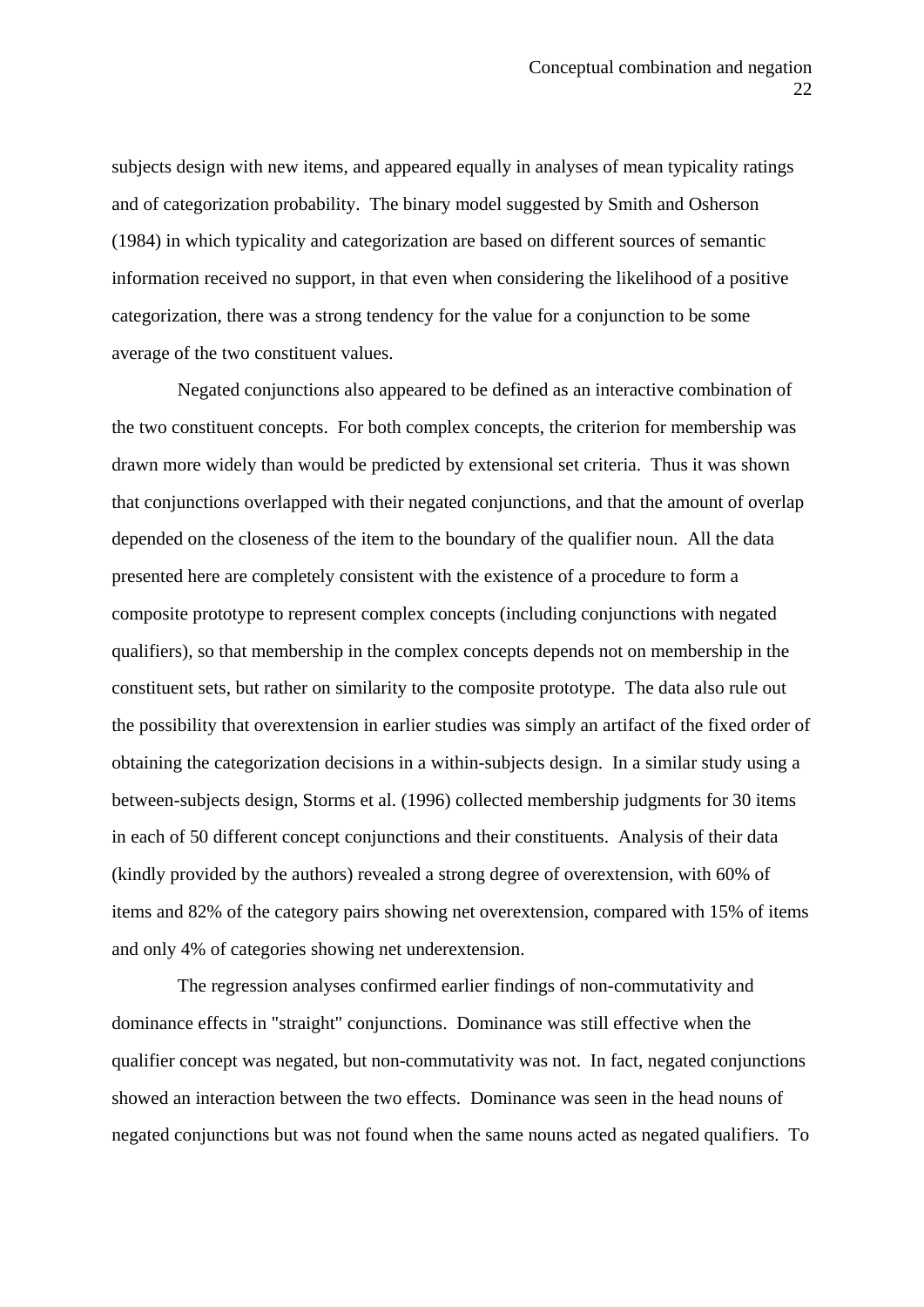subjects design with new items, and appeared equally in analyses of mean typicality ratings and of categorization probability. The binary model suggested by Smith and Osherson (1984) in which typicality and categorization are based on different sources of semantic information received no support, in that even when considering the likelihood of a positive categorization, there was a strong tendency for the value for a conjunction to be some average of the two constituent values.

Negated conjunctions also appeared to be defined as an interactive combination of the two constituent concepts. For both complex concepts, the criterion for membership was drawn more widely than would be predicted by extensional set criteria. Thus it was shown that conjunctions overlapped with their negated conjunctions, and that the amount of overlap depended on the closeness of the item to the boundary of the qualifier noun. All the data presented here are completely consistent with the existence of a procedure to form a composite prototype to represent complex concepts (including conjunctions with negated qualifiers), so that membership in the complex concepts depends not on membership in the constituent sets, but rather on similarity to the composite prototype. The data also rule out the possibility that overextension in earlier studies was simply an artifact of the fixed order of obtaining the categorization decisions in a within-subjects design. In a similar study using a between-subjects design, Storms et al. (1996) collected membership judgments for 30 items in each of 50 different concept conjunctions and their constituents. Analysis of their data (kindly provided by the authors) revealed a strong degree of overextension, with 60% of items and 82% of the category pairs showing net overextension, compared with 15% of items and only 4% of categories showing net underextension.

The regression analyses confirmed earlier findings of non-commutativity and dominance effects in "straight" conjunctions. Dominance was still effective when the qualifier concept was negated, but non-commutativity was not. In fact, negated conjunctions showed an interaction between the two effects. Dominance was seen in the head nouns of negated conjunctions but was not found when the same nouns acted as negated qualifiers. To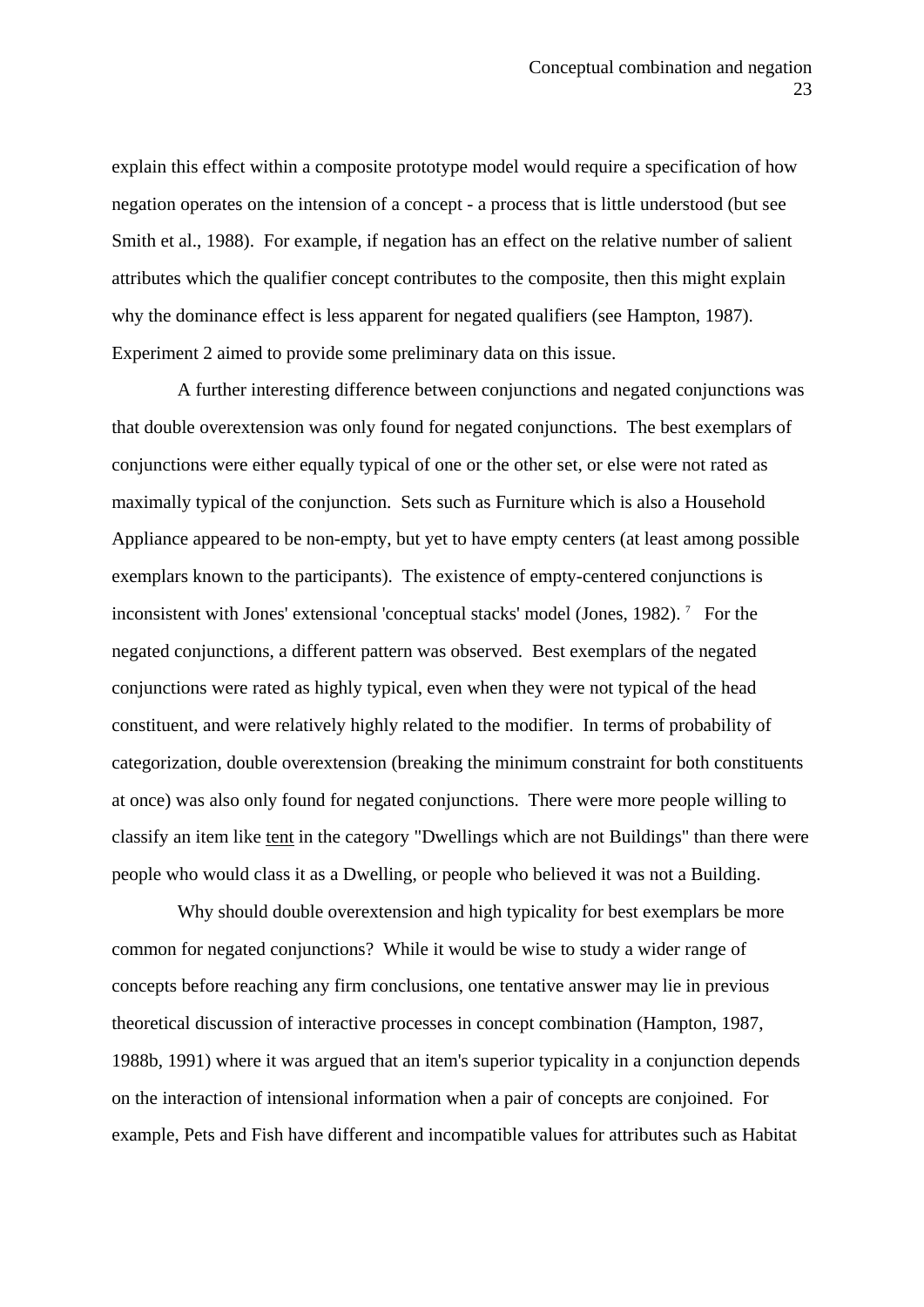explain this effect within a composite prototype model would require a specification of how negation operates on the intension of a concept - a process that is little understood (but see Smith et al., 1988). For example, if negation has an effect on the relative number of salient attributes which the qualifier concept contributes to the composite, then this might explain why the dominance effect is less apparent for negated qualifiers (see Hampton, 1987). Experiment 2 aimed to provide some preliminary data on this issue.

A further interesting difference between conjunctions and negated conjunctions was that double overextension was only found for negated conjunctions. The best exemplars of conjunctions were either equally typical of one or the other set, or else were not rated as maximally typical of the conjunction. Sets such as Furniture which is also a Household Appliance appeared to be non-empty, but yet to have empty centers (at least among possible exemplars known to the participants). The existence of empty-centered conjunctions is inconsistent with Jones' extensional 'conceptual stacks' model (Jones, 1982). [7] For the negated conjunctions, a different pattern was observed. Best exemplars of the negated conjunctions were rated as highly typical, even when they were not typical of the head constituent, and were relatively highly related to the modifier. In terms of probability of categorization, double overextension (breaking the minimum constraint for both constituents at once) was also only found for negated conjunctions. There were more people willing to classify an item like <u>tent</u> in the category "Dwellings which are not Buildings" than there were people who would class it as a Dwelling, or people who believed it was not a Building.

Why should double overextension and high typicality for best exemplars be more common for negated conjunctions? While it would be wise to study a wider range of concepts before reaching any firm conclusions, one tentative answer may lie in previous theoretical discussion of interactive processes in concept combination (Hampton, 1987, 1988b, 1991) where it was argued that an item's superior typicality in a conjunction depends on the interaction of intensional information when a pair of concepts are conjoined. For example, Pets and Fish have different and incompatible values for attributes such as Habitat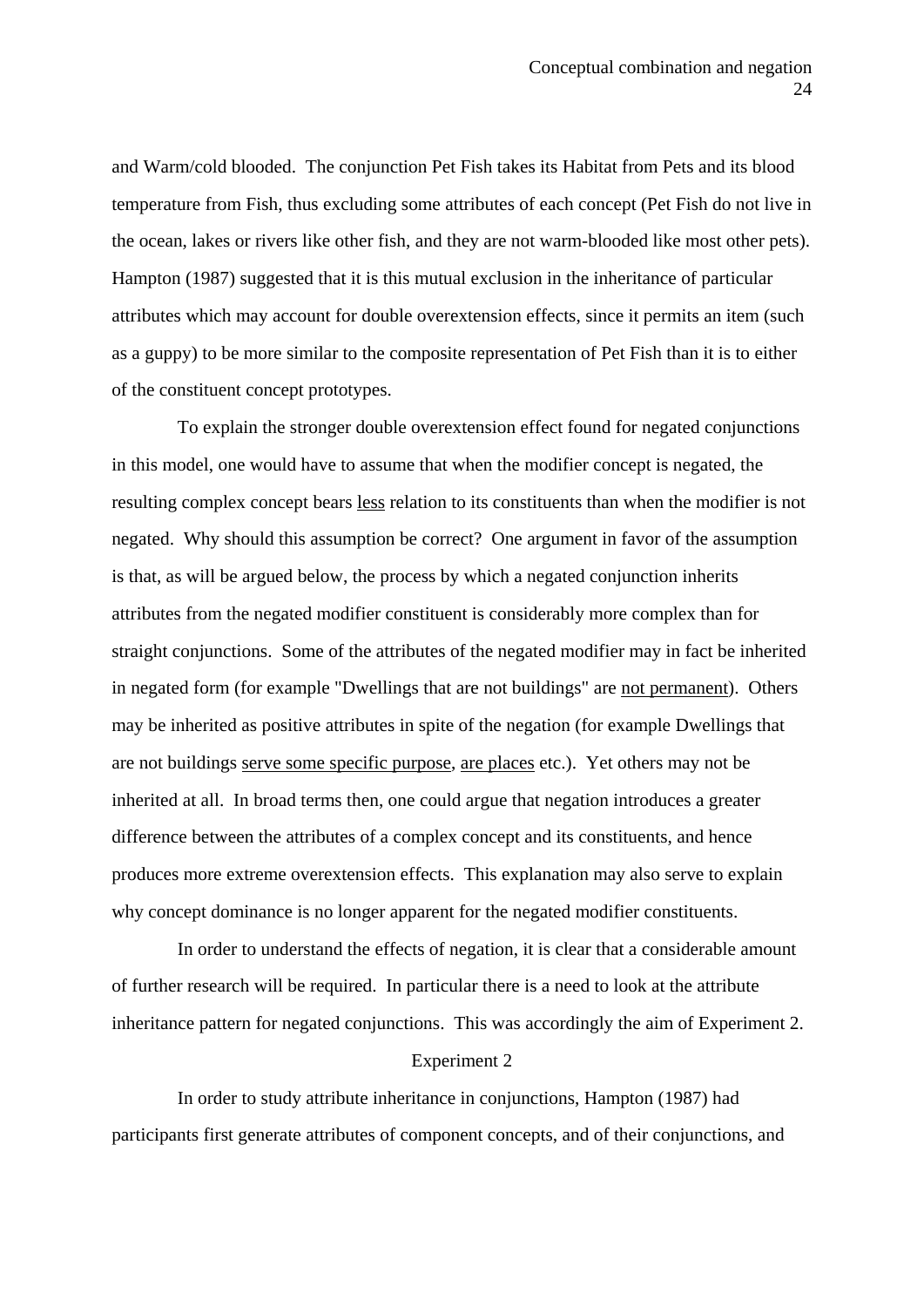and Warm/cold blooded. The conjunction Pet Fish takes its Habitat from Pets and its blood temperature from Fish, thus excluding some attributes of each concept (Pet Fish do not live in the ocean, lakes or rivers like other fish, and they are not warm-blooded like most other pets). Hampton (1987) suggested that it is this mutual exclusion in the inheritance of particular attributes which may account for double overextension effects, since it permits an item (such as a guppy) to be more similar to the composite representation of Pet Fish than it is to either of the constituent concept prototypes.

To explain the stronger double overextension effect found for negated conjunctions in this model, one would have to assume that when the modifier concept is negated, the resulting complex concept bears <u>less</u> relation to its constituents than when the modifier is not negated. Why should this assumption be correct? One argument in favor of the assumption is that, as will be argued below, the process by which a negated conjunction inherits attributes from the negated modifier constituent is considerably more complex than for straight conjunctions. Some of the attributes of the negated modifier may in fact be inherited in negated form (for example "Dwellings that are not buildings" are <u>not permanent</u>). Others may be inherited as positive attributes in spite of the negation (for example Dwellings that are not buildings <u>serve some specific purpose</u>, <u>are places</u> etc.). Yet others may not be inherited at all. In broad terms then, one could argue that negation introduces a greater difference between the attributes of a complex concept and its constituents, and hence produces more extreme overextension effects. This explanation may also serve to explain why concept dominance is no longer apparent for the negated modifier constituents.

In order to understand the effects of negation, it is clear that a considerable amount of further research will be required. In particular there is a need to look at the attribute inheritance pattern for negated conjunctions. This was accordingly the aim of Experiment 2.

## Experiment 2

In order to study attribute inheritance in conjunctions, Hampton (1987) had participants first generate attributes of component concepts, and of their conjunctions, and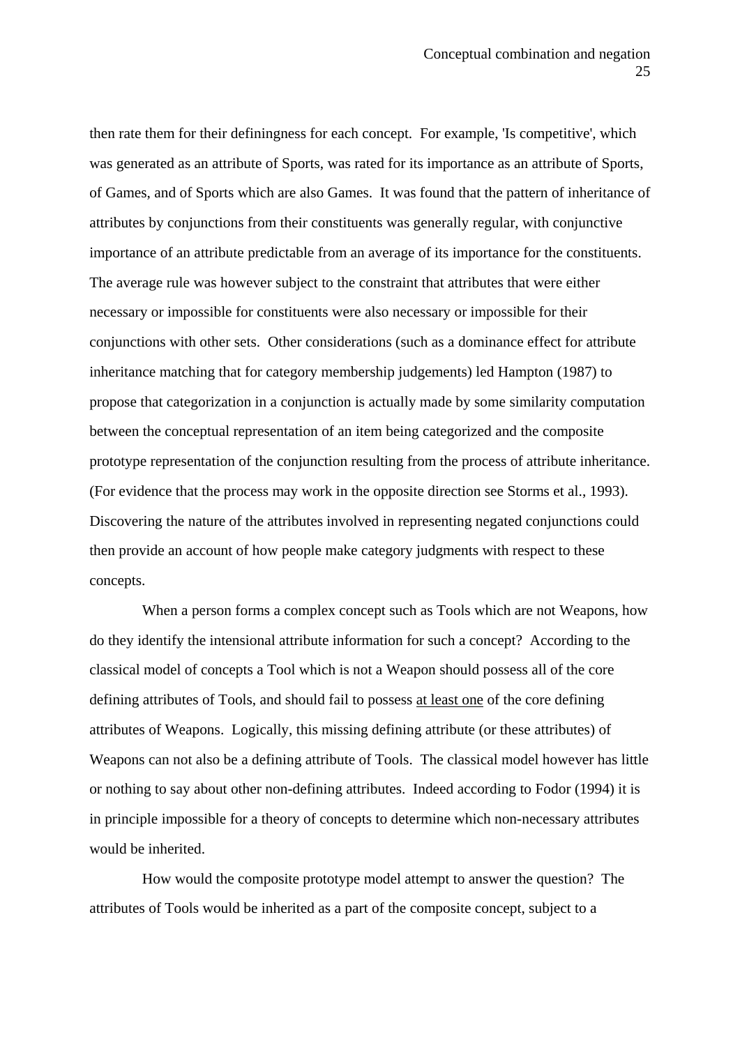then rate them for their definingness for each concept. For example, 'Is competitive', which was generated as an attribute of Sports, was rated for its importance as an attribute of Sports, of Games, and of Sports which are also Games. It was found that the pattern of inheritance of attributes by conjunctions from their constituents was generally regular, with conjunctive importance of an attribute predictable from an average of its importance for the constituents. The average rule was however subject to the constraint that attributes that were either necessary or impossible for constituents were also necessary or impossible for their conjunctions with other sets. Other considerations (such as a dominance effect for attribute inheritance matching that for category membership judgements) led Hampton (1987) to propose that categorization in a conjunction is actually made by some similarity computation between the conceptual representation of an item being categorized and the composite prototype representation of the conjunction resulting from the process of attribute inheritance. (For evidence that the process may work in the opposite direction see Storms et al., 1993). Discovering the nature of the attributes involved in representing negated conjunctions could then provide an account of how people make category judgments with respect to these concepts.

When a person forms a complex concept such as Tools which are not Weapons, how do they identify the intensional attribute information for such a concept? According to the classical model of concepts a Tool which is not a Weapon should possess all of the core defining attributes of Tools, and should fail to possess <u>at least one</u> of the core defining attributes of Weapons. Logically, this missing defining attribute (or these attributes) of Weapons can not also be a defining attribute of Tools. The classical model however has little or nothing to say about other non-defining attributes. Indeed according to Fodor (1994) it is in principle impossible for a theory of concepts to determine which non-necessary attributes would be inherited.

How would the composite prototype model attempt to answer the question? The attributes of Tools would be inherited as a part of the composite concept, subject to a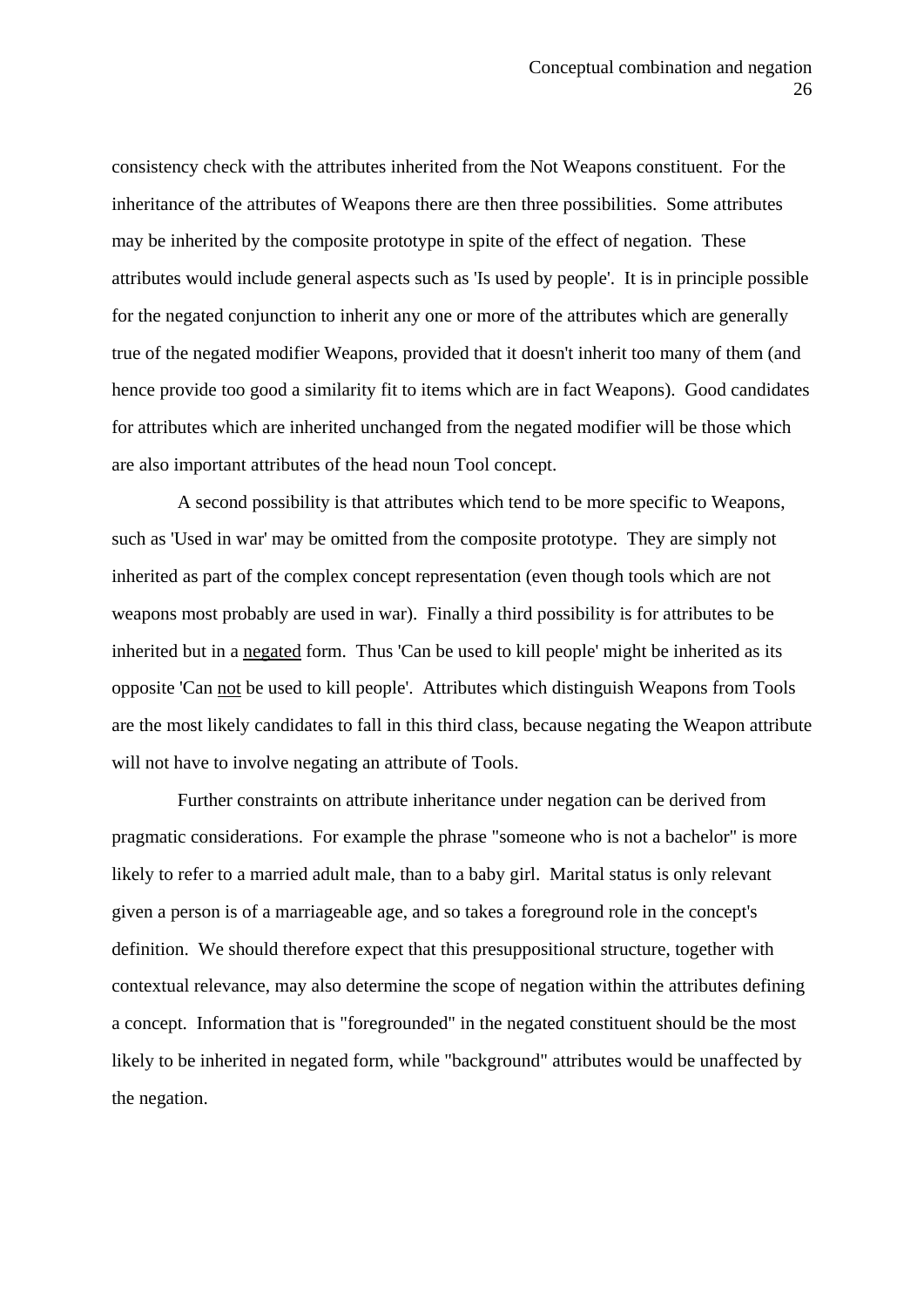consistency check with the attributes inherited from the Not Weapons constituent. For the inheritance of the attributes of Weapons there are then three possibilities. Some attributes may be inherited by the composite prototype in spite of the effect of negation. These attributes would include general aspects such as 'Is used by people'. It is in principle possible for the negated conjunction to inherit any one or more of the attributes which are generally true of the negated modifier Weapons, provided that it doesn't inherit too many of them (and hence provide too good a similarity fit to items which are in fact Weapons). Good candidates for attributes which are inherited unchanged from the negated modifier will be those which are also important attributes of the head noun Tool concept.

A second possibility is that attributes which tend to be more specific to Weapons, such as 'Used in war' may be omitted from the composite prototype. They are simply not inherited as part of the complex concept representation (even though tools which are not weapons most probably are used in war). Finally a third possibility is for attributes to be inherited but in a <u>negated</u> form. Thus 'Can be used to kill people' might be inherited as its opposite 'Can <u>not</u> be used to kill people'. Attributes which distinguish Weapons from Tools are the most likely candidates to fall in this third class, because negating the Weapon attribute will not have to involve negating an attribute of Tools.

Further constraints on attribute inheritance under negation can be derived from pragmatic considerations. For example the phrase "someone who is not a bachelor" is more likely to refer to a married adult male, than to a baby girl. Marital status is only relevant given a person is of a marriageable age, and so takes a foreground role in the concept's definition. We should therefore expect that this presuppositional structure, together with contextual relevance, may also determine the scope of negation within the attributes defining a concept. Information that is "foregrounded" in the negated constituent should be the most likely to be inherited in negated form, while "background" attributes would be unaffected by the negation.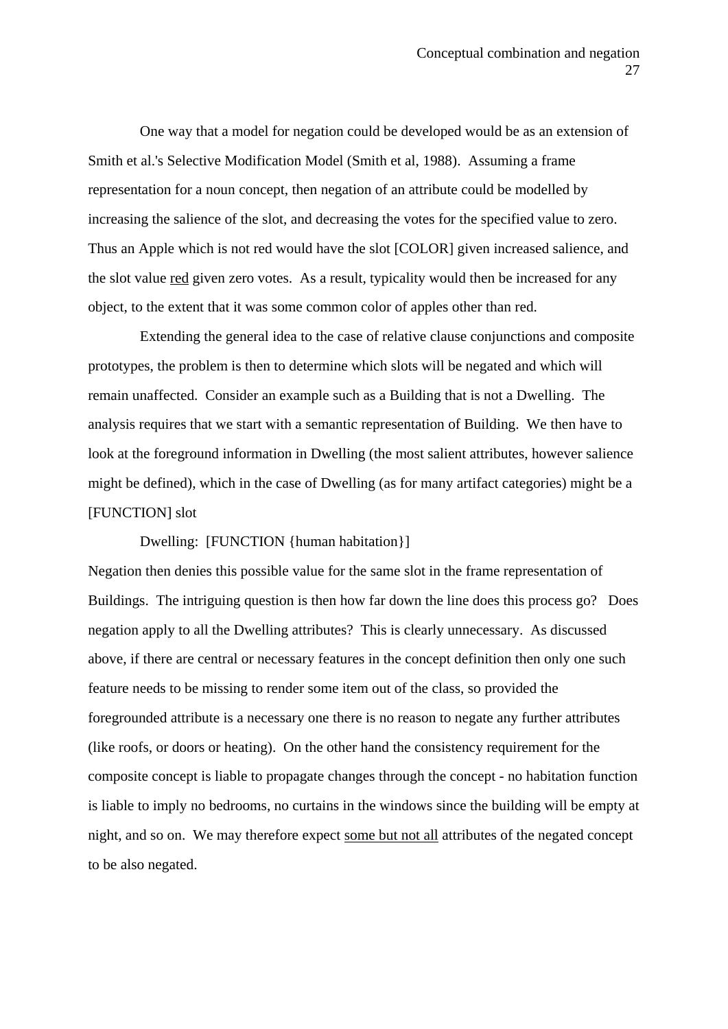One way that a model for negation could be developed would be as an extension of Smith et al.'s Selective Modification Model (Smith et al, 1988). Assuming a frame representation for a noun concept, then negation of an attribute could be modelled by increasing the salience of the slot, and decreasing the votes for the specified value to zero. Thus an Apple which is not red would have the slot [COLOR] given increased salience, and the slot value <u>red</u> given zero votes. As a result, typicality would then be increased for any object, to the extent that it was some common color of apples other than red.

Extending the general idea to the case of relative clause conjunctions and composite prototypes, the problem is then to determine which slots will be negated and which will remain unaffected. Consider an example such as a Building that is not a Dwelling. The analysis requires that we start with a semantic representation of Building. We then have to look at the foreground information in Dwelling (the most salient attributes, however salience might be defined), which in the case of Dwelling (as for many artifact categories) might be a [FUNCTION] slot

Dwelling: [FUNCTION {human habitation}]

Negation then denies this possible value for the same slot in the frame representation of Buildings. The intriguing question is then how far down the line does this process go? Does negation apply to all the Dwelling attributes? This is clearly unnecessary. As discussed above, if there are central or necessary features in the concept definition then only one such feature needs to be missing to render some item out of the class, so provided the foregrounded attribute is a necessary one there is no reason to negate any further attributes (like roofs, or doors or heating). On the other hand the consistency requirement for the composite concept is liable to propagate changes through the concept - no habitation function is liable to imply no bedrooms, no curtains in the windows since the building will be empty at night, and so on. We may therefore expect <u>some but not all</u> attributes of the negated concept to be also negated.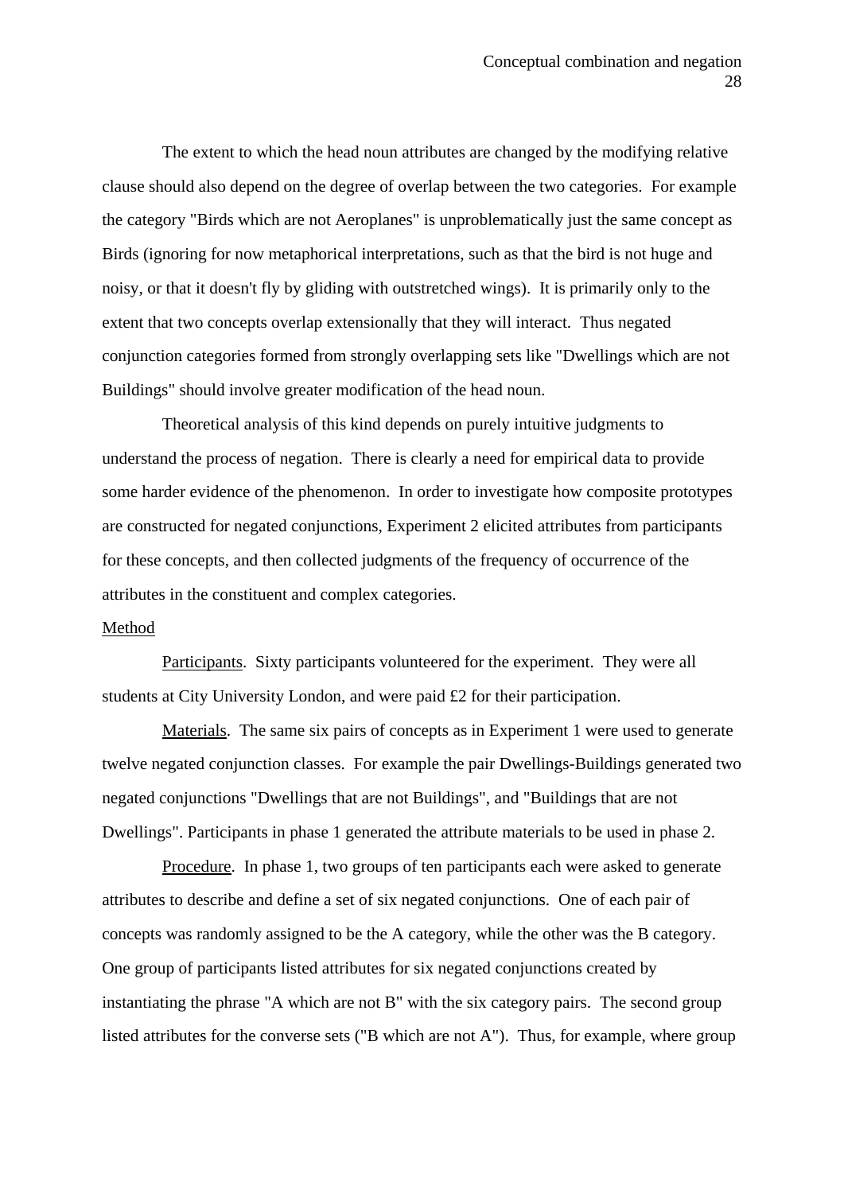The extent to which the head noun attributes are changed by the modifying relative clause should also depend on the degree of overlap between the two categories. For example the category "Birds which are not Aeroplanes" is unproblematically just the same concept as Birds (ignoring for now metaphorical interpretations, such as that the bird is not huge and noisy, or that it doesn't fly by gliding with outstretched wings). It is primarily only to the extent that two concepts overlap extensionally that they will interact. Thus negated conjunction categories formed from strongly overlapping sets like "Dwellings which are not Buildings" should involve greater modification of the head noun.

Theoretical analysis of this kind depends on purely intuitive judgments to understand the process of negation. There is clearly a need for empirical data to provide some harder evidence of the phenomenon. In order to investigate how composite prototypes are constructed for negated conjunctions, Experiment 2 elicited attributes from participants for these concepts, and then collected judgments of the frequency of occurrence of the attributes in the constituent and complex categories.

Method

Participants. Sixty participants volunteered for the experiment. They were all students at City University London, and were paid £2 for their participation.

Materials. The same six pairs of concepts as in Experiment 1 were used to generate twelve negated conjunction classes. For example the pair Dwellings-Buildings generated two negated conjunctions "Dwellings that are not Buildings", and "Buildings that are not Dwellings". Participants in phase 1 generated the attribute materials to be used in phase 2.

Procedure. In phase 1, two groups of ten participants each were asked to generate attributes to describe and define a set of six negated conjunctions. One of each pair of concepts was randomly assigned to be the A category, while the other was the B category. One group of participants listed attributes for six negated conjunctions created by instantiating the phrase "A which are not B" with the six category pairs. The second group listed attributes for the converse sets ("B which are not A"). Thus, for example, where group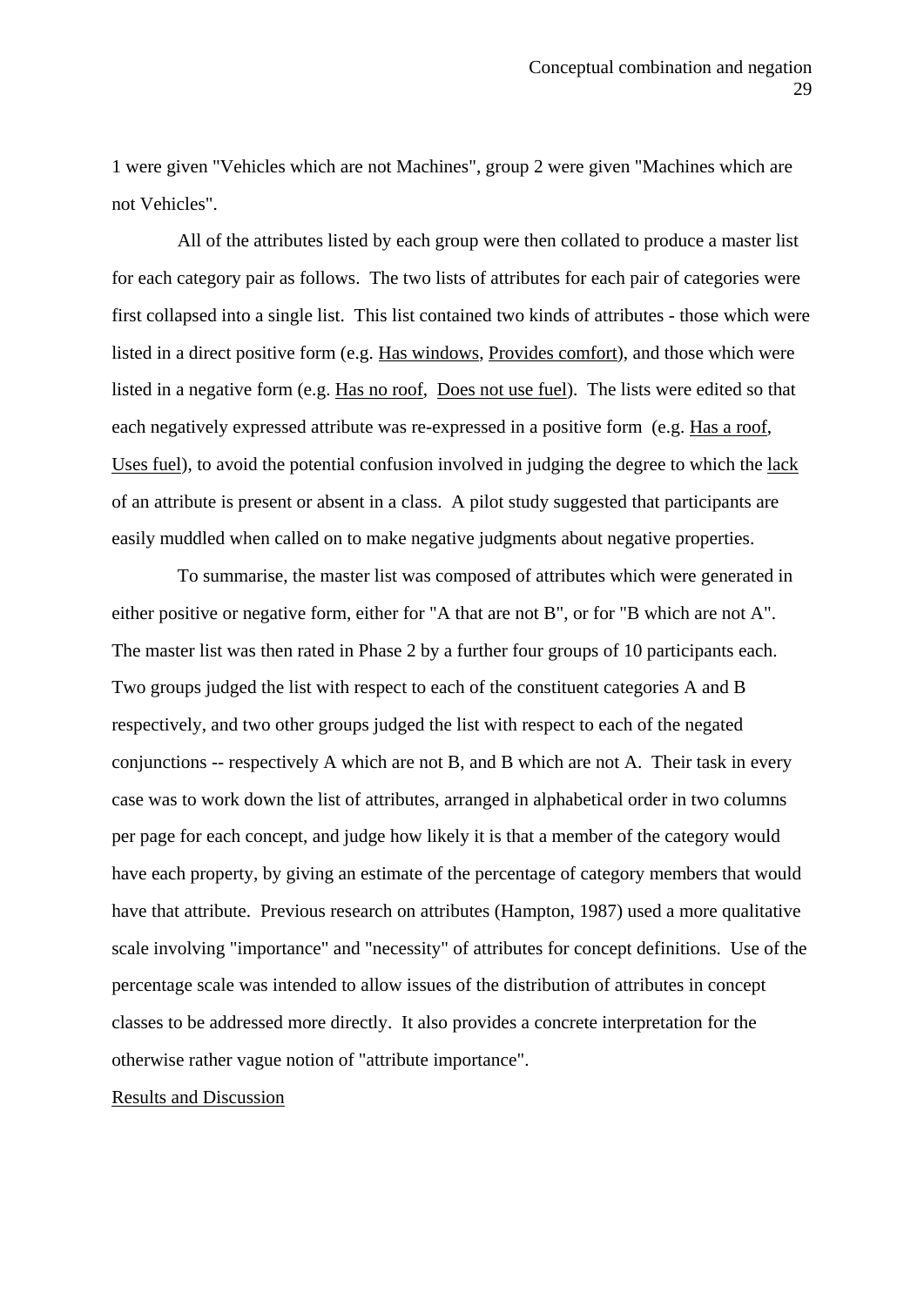1 were given "Vehicles which are not Machines", group 2 were given "Machines which are not Vehicles".

All of the attributes listed by each group were then collated to produce a master list for each category pair as follows. The two lists of attributes for each pair of categories were first collapsed into a single list. This list contained two kinds of attributes - those which were listed in a direct positive form (e.g. Has windows, Provides comfort), and those which were listed in a negative form (e.g. Has no roof, Does not use fuel). The lists were edited so that each negatively expressed attribute was re-expressed in a positive form (e.g. Has a roof, Uses fuel), to avoid the potential confusion involved in judging the degree to which the lack of an attribute is present or absent in a class. A pilot study suggested that participants are easily muddled when called on to make negative judgments about negative properties.

To summarise, the master list was composed of attributes which were generated in either positive or negative form, either for "A that are not B", or for "B which are not A". The master list was then rated in Phase 2 by a further four groups of 10 participants each. Two groups judged the list with respect to each of the constituent categories A and B respectively, and two other groups judged the list with respect to each of the negated conjunctions -- respectively A which are not B, and B which are not A. Their task in every case was to work down the list of attributes, arranged in alphabetical order in two columns per page for each concept, and judge how likely it is that a member of the category would have each property, by giving an estimate of the percentage of category members that would have that attribute. Previous research on attributes (Hampton, 1987) used a more qualitative scale involving "importance" and "necessity" of attributes for concept definitions. Use of the percentage scale was intended to allow issues of the distribution of attributes in concept classes to be addressed more directly. It also provides a concrete interpretation for the otherwise rather vague notion of "attribute importance".

## Results and Discussion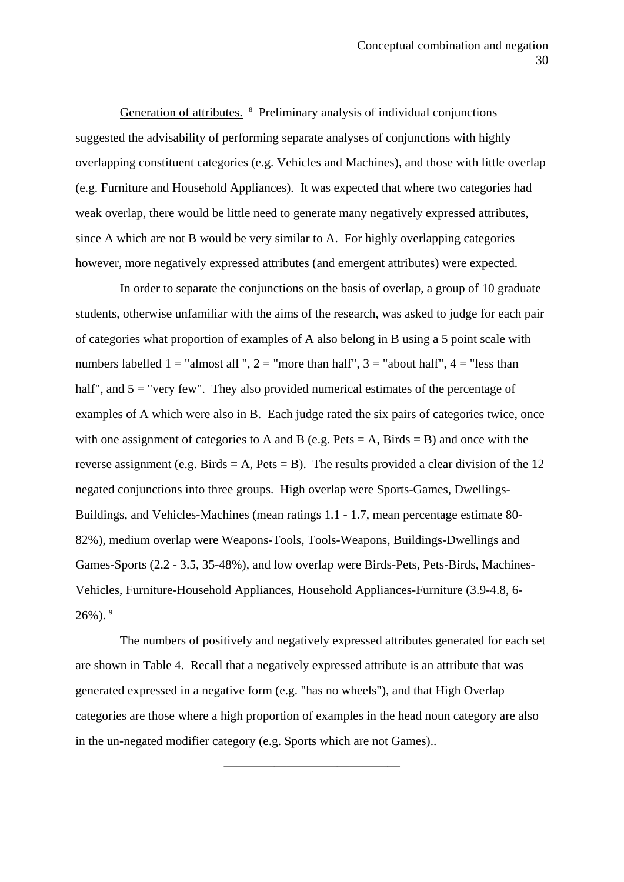Generation of attributes. [8] Preliminary analysis of individual conjunctions suggested the advisability of performing separate analyses of conjunctions with highly overlapping constituent categories (e.g. Vehicles and Machines), and those with little overlap (e.g. Furniture and Household Appliances). It was expected that where two categories had weak overlap, there would be little need to generate many negatively expressed attributes, since A which are not B would be very similar to A. For highly overlapping categories however, more negatively expressed attributes (and emergent attributes) were expected.

In order to separate the conjunctions on the basis of overlap, a group of 10 graduate students, otherwise unfamiliar with the aims of the research, was asked to judge for each pair of categories what proportion of examples of A also belong in B using a 5 point scale with numbers labelled 1 = "almost all ", 2 = "more than half", 3 = "about half", 4 = "less than half", and 5 = "very few". They also provided numerical estimates of the percentage of examples of A which were also in B. Each judge rated the six pairs of categories twice, once with one assignment of categories to A and B (e.g. Pets = A, Birds = B) and once with the reverse assignment (e.g. Birds = A, Pets = B). The results provided a clear division of the 12 negated conjunctions into three groups. High overlap were Sports-Games, Dwellings-Buildings, and Vehicles-Machines (mean ratings 1.1 - 1.7, mean percentage estimate 80-82%), medium overlap were Weapons-Tools, Tools-Weapons, Buildings-Dwellings and Games-Sports (2.2 - 3.5, 35-48%), and low overlap were Birds-Pets, Pets-Birds, Machines-Vehicles, Furniture-Household Appliances, Household Appliances-Furniture (3.9-4.8, 6-26%). [9]

The numbers of positively and negatively expressed attributes generated for each set are shown in Table 4. Recall that a negatively expressed attribute is an attribute that was generated expressed in a negative form (e.g. "has no wheels"), and that High Overlap categories are those where a high proportion of examples in the head noun category are also in the un-negated modifier category (e.g. Sports which are not Games)..

\_\_\_\_\_\_\_\_\_\_\_\_\_\_\_\_\_\_\_\_\_\_\_\_\_\_\_\_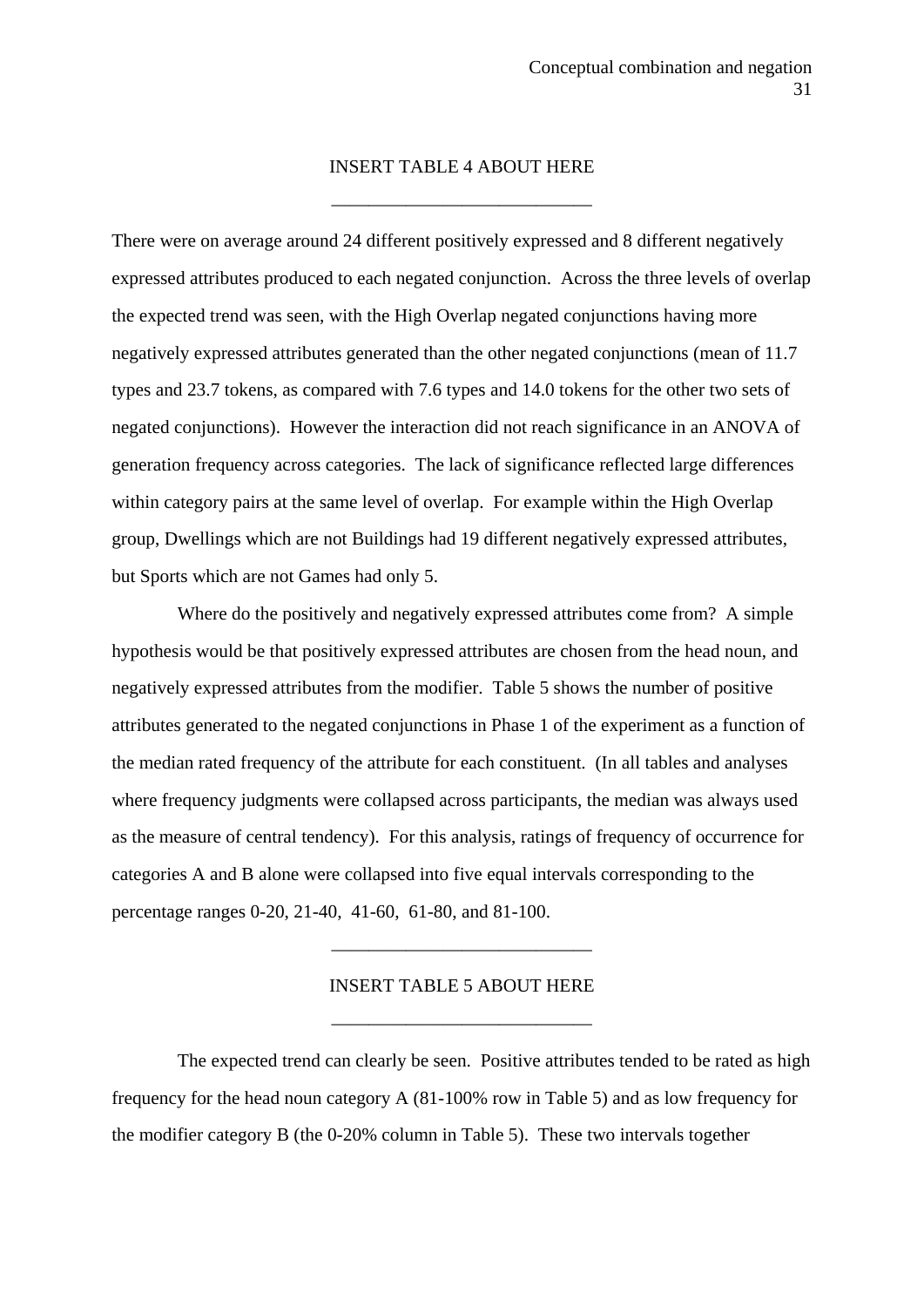INSERT TABLE 4 ABOUT HERE

\_\_\_\_\_\_\_\_\_\_\_\_\_\_\_\_\_\_\_\_\_\_\_\_\_\_\_\_

There were on average around 24 different positively expressed and 8 different negatively expressed attributes produced to each negated conjunction. Across the three levels of overlap the expected trend was seen, with the High Overlap negated conjunctions having more negatively expressed attributes generated than the other negated conjunctions (mean of 11.7 types and 23.7 tokens, as compared with 7.6 types and 14.0 tokens for the other two sets of negated conjunctions). However the interaction did not reach significance in an ANOVA of generation frequency across categories. The lack of significance reflected large differences within category pairs at the same level of overlap. For example within the High Overlap group, Dwellings which are not Buildings had 19 different negatively expressed attributes, but Sports which are not Games had only 5.

Where do the positively and negatively expressed attributes come from? A simple hypothesis would be that positively expressed attributes are chosen from the head noun, and negatively expressed attributes from the modifier. Table 5 shows the number of positive attributes generated to the negated conjunctions in Phase 1 of the experiment as a function of the median rated frequency of the attribute for each constituent. (In all tables and analyses where frequency judgments were collapsed across participants, the median was always used as the measure of central tendency). For this analysis, ratings of frequency of occurrence for categories A and B alone were collapsed into five equal intervals corresponding to the percentage ranges 0-20, 21-40, 41-60, 61-80, and 81-100.

\_\_\_\_\_\_\_\_\_\_\_\_\_\_\_\_\_\_\_\_\_\_\_\_\_\_\_\_

INSERT TABLE 5 ABOUT HERE

\_\_\_\_\_\_\_\_\_\_\_\_\_\_\_\_\_\_\_\_\_\_\_\_\_\_\_\_

The expected trend can clearly be seen. Positive attributes tended to be rated as high frequency for the head noun category A (81-100% row in Table 5) and as low frequency for the modifier category B (the 0-20% column in Table 5). These two intervals together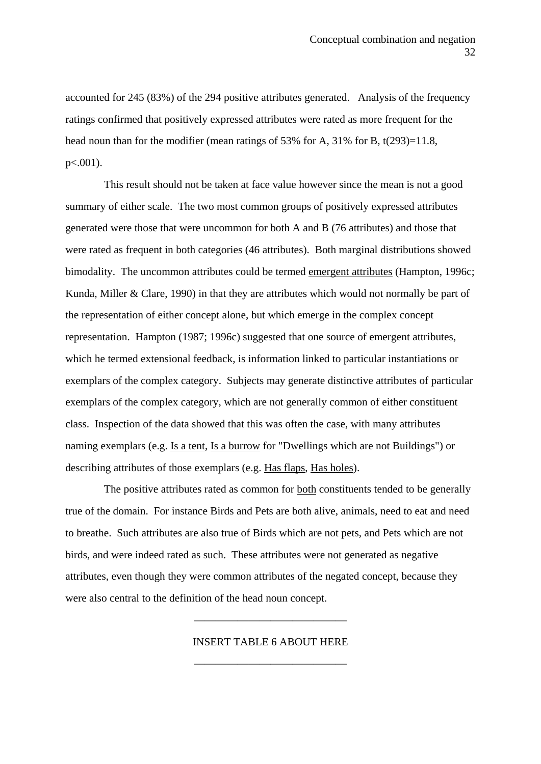accounted for 245 (83%) of the 294 positive attributes generated.   Analysis of the frequency ratings confirmed that positively expressed attributes were rated as more frequent for the head noun than for the modifier (mean ratings of 53% for A, 31% for B, $t(293)=11.8$, $p<.001$).

This result should not be taken at face value however since the mean is not a good summary of either scale.  The two most common groups of positively expressed attributes generated were those that were uncommon for both A and B (76 attributes) and those that were rated as frequent in both categories (46 attributes).  Both marginal distributions showed bimodality.  The uncommon attributes could be termed <u>emergent attributes</u> (Hampton, 1996c; Kunda, Miller & Clare, 1990) in that they are attributes which would not normally be part of the representation of either concept alone, but which emerge in the complex concept representation.  Hampton (1987; 1996c) suggested that one source of emergent attributes, which he termed extensional feedback, is information linked to particular instantiations or exemplars of the complex category.  Subjects may generate distinctive attributes of particular exemplars of the complex category, which are not generally common of either constituent class.  Inspection of the data showed that this was often the case, with many attributes naming exemplars (e.g. <u>Is a tent</u>, <u>Is a burrow</u> for "Dwellings which are not Buildings") or describing attributes of those exemplars (e.g. <u>Has flaps</u>, <u>Has holes</u>).

The positive attributes rated as common for <u>both</u> constituents tended to be generally true of the domain.  For instance Birds and Pets are both alive, animals, need to eat and need to breathe.  Such attributes are also true of Birds which are not pets, and Pets which are not birds, and were indeed rated as such.  These attributes were not generated as negative attributes, even though they were common attributes of the negated concept, because they were also central to the definition of the head noun concept.

INSERT TABLE 6 ABOUT HERE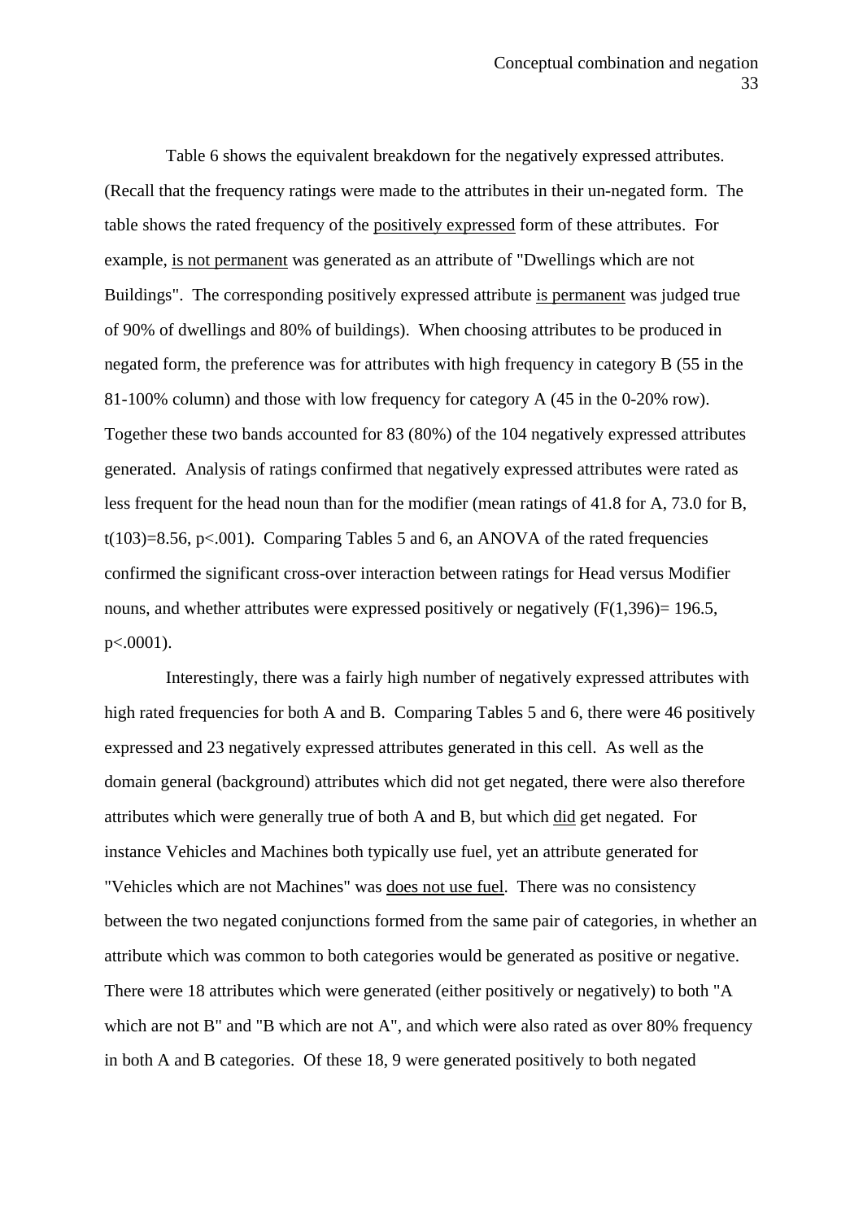Table 6 shows the equivalent breakdown for the negatively expressed attributes. (Recall that the frequency ratings were made to the attributes in their un-negated form. The table shows the rated frequency of the positively expressed form of these attributes. For example, is not permanent was generated as an attribute of "Dwellings which are not Buildings". The corresponding positively expressed attribute is permanent was judged true of 90% of dwellings and 80% of buildings). When choosing attributes to be produced in negated form, the preference was for attributes with high frequency in category B (55 in the 81-100% column) and those with low frequency for category A (45 in the 0-20% row). Together these two bands accounted for 83 (80%) of the 104 negatively expressed attributes generated. Analysis of ratings confirmed that negatively expressed attributes were rated as less frequent for the head noun than for the modifier (mean ratings of 41.8 for A, 73.0 for B, $t(103)=8.56$, $p<.001$). Comparing Tables 5 and 6, an ANOVA of the rated frequencies confirmed the significant cross-over interaction between ratings for Head versus Modifier nouns, and whether attributes were expressed positively or negatively ($F(1,396)= 196.5$, $p<.0001$).

Interestingly, there was a fairly high number of negatively expressed attributes with high rated frequencies for both A and B. Comparing Tables 5 and 6, there were 46 positively expressed and 23 negatively expressed attributes generated in this cell. As well as the domain general (background) attributes which did not get negated, there were also therefore attributes which were generally true of both A and B, but which did get negated. For instance Vehicles and Machines both typically use fuel, yet an attribute generated for "Vehicles which are not Machines" was does not use fuel. There was no consistency between the two negated conjunctions formed from the same pair of categories, in whether an attribute which was common to both categories would be generated as positive or negative. There were 18 attributes which were generated (either positively or negatively) to both "A which are not B" and "B which are not A", and which were also rated as over 80% frequency in both A and B categories. Of these 18, 9 were generated positively to both negated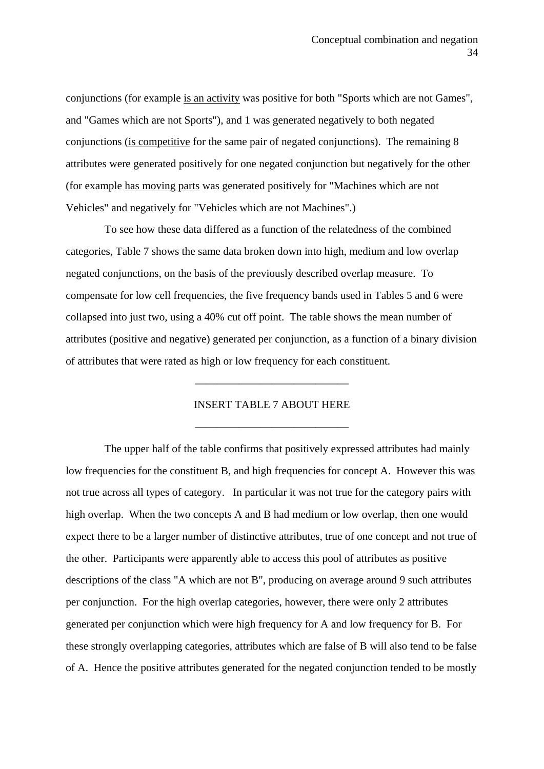conjunctions (for example is an activity was positive for both "Sports which are not Games", and "Games which are not Sports"), and 1 was generated negatively to both negated conjunctions (is competitive for the same pair of negated conjunctions). The remaining 8 attributes were generated positively for one negated conjunction but negatively for the other (for example has moving parts was generated positively for "Machines which are not Vehicles" and negatively for "Vehicles which are not Machines".)

To see how these data differed as a function of the relatedness of the combined categories, Table 7 shows the same data broken down into high, medium and low overlap negated conjunctions, on the basis of the previously described overlap measure. To compensate for low cell frequencies, the five frequency bands used in Tables 5 and 6 were collapsed into just two, using a 40% cut off point. The table shows the mean number of attributes (positive and negative) generated per conjunction, as a function of a binary division of attributes that were rated as high or low frequency for each constituent.

---

INSERT TABLE 7 ABOUT HERE

---

The upper half of the table confirms that positively expressed attributes had mainly low frequencies for the constituent B, and high frequencies for concept A. However this was not true across all types of category. In particular it was not true for the category pairs with high overlap. When the two concepts A and B had medium or low overlap, then one would expect there to be a larger number of distinctive attributes, true of one concept and not true of the other. Participants were apparently able to access this pool of attributes as positive descriptions of the class "A which are not B", producing on average around 9 such attributes per conjunction. For the high overlap categories, however, there were only 2 attributes generated per conjunction which were high frequency for A and low frequency for B. For these strongly overlapping categories, attributes which are false of B will also tend to be false of A. Hence the positive attributes generated for the negated conjunction tended to be mostly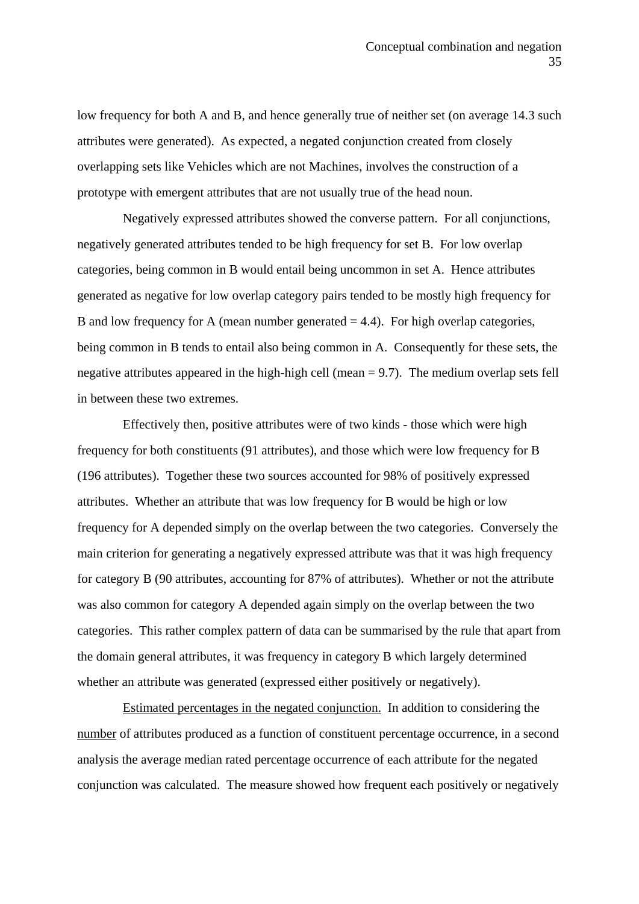low frequency for both A and B, and hence generally true of neither set (on average 14.3 such attributes were generated). As expected, a negated conjunction created from closely overlapping sets like Vehicles which are not Machines, involves the construction of a prototype with emergent attributes that are not usually true of the head noun.

Negatively expressed attributes showed the converse pattern. For all conjunctions, negatively generated attributes tended to be high frequency for set B. For low overlap categories, being common in B would entail being uncommon in set A. Hence attributes generated as negative for low overlap category pairs tended to be mostly high frequency for B and low frequency for A (mean number generated = 4.4). For high overlap categories, being common in B tends to entail also being common in A. Consequently for these sets, the negative attributes appeared in the high-high cell (mean = 9.7). The medium overlap sets fell in between these two extremes.

Effectively then, positive attributes were of two kinds - those which were high frequency for both constituents (91 attributes), and those which were low frequency for B (196 attributes). Together these two sources accounted for 98% of positively expressed attributes. Whether an attribute that was low frequency for B would be high or low frequency for A depended simply on the overlap between the two categories. Conversely the main criterion for generating a negatively expressed attribute was that it was high frequency for category B (90 attributes, accounting for 87% of attributes). Whether or not the attribute was also common for category A depended again simply on the overlap between the two categories. This rather complex pattern of data can be summarised by the rule that apart from the domain general attributes, it was frequency in category B which largely determined whether an attribute was generated (expressed either positively or negatively).

Estimated percentages in the negated conjunction. In addition to considering the number of attributes produced as a function of constituent percentage occurrence, in a second analysis the average median rated percentage occurrence of each attribute for the negated conjunction was calculated. The measure showed how frequent each positively or negatively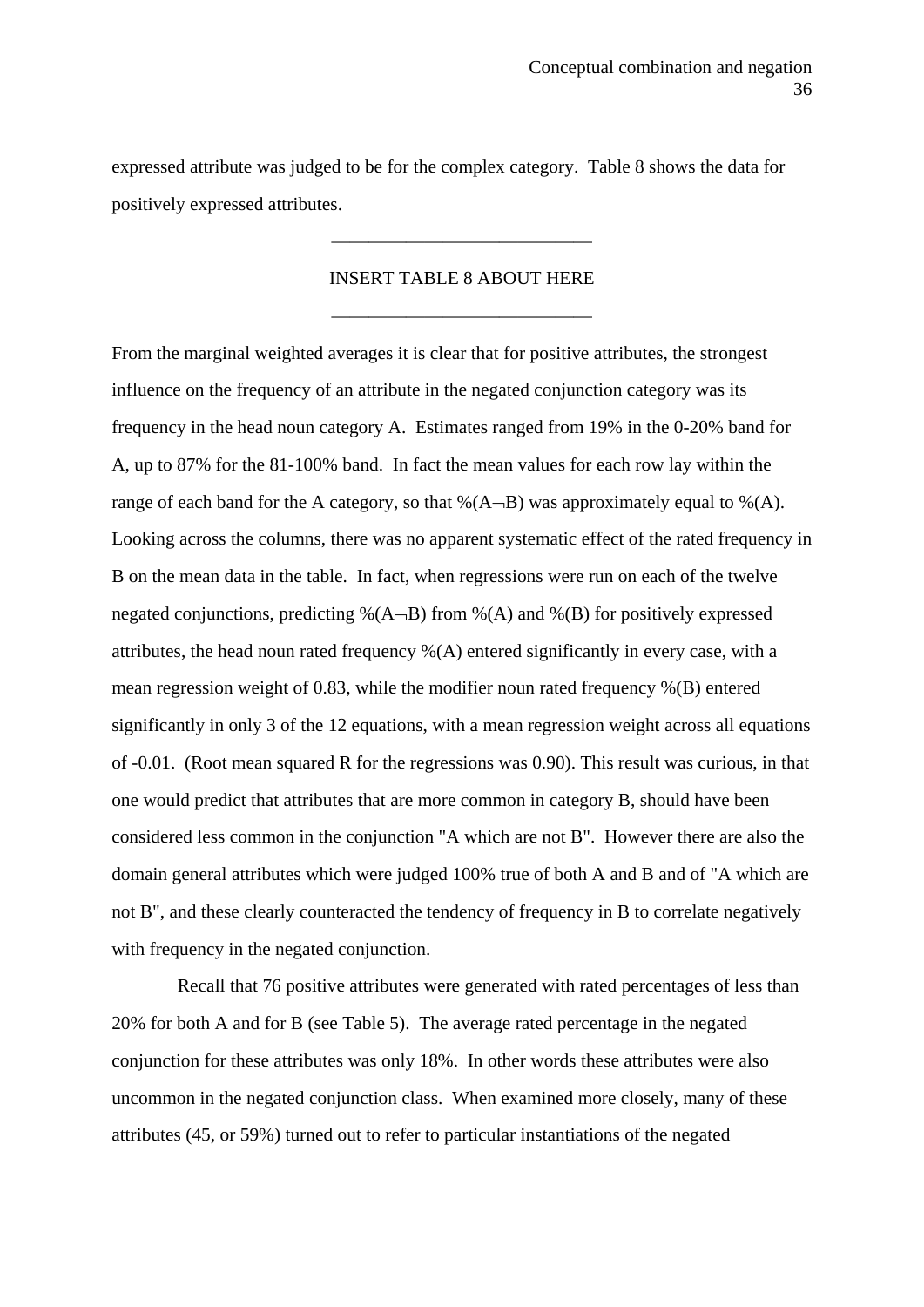expressed attribute was judged to be for the complex category. Table 8 shows the data for positively expressed attributes.

---

INSERT TABLE 8 ABOUT HERE

---

From the marginal weighted averages it is clear that for positive attributes, the strongest influence on the frequency of an attribute in the negated conjunction category was its frequency in the head noun category A. Estimates ranged from 19% in the 0-20% band for A, up to 87% for the 81-100% band. In fact the mean values for each row lay within the range of each band for the A category, so that $\%(A\neg B)$ was approximately equal to $\%(A)$. Looking across the columns, there was no apparent systematic effect of the rated frequency in B on the mean data in the table. In fact, when regressions were run on each of the twelve negated conjunctions, predicting $\%(A\neg B)$ from $\%(A)$ and $\%(B)$ for positively expressed attributes, the head noun rated frequency $\%(A)$ entered significantly in every case, with a mean regression weight of 0.83, while the modifier noun rated frequency $\%(B)$ entered significantly in only 3 of the 12 equations, with a mean regression weight across all equations of -0.01. (Root mean squared R for the regressions was 0.90). This result was curious, in that one would predict that attributes that are more common in category B, should have been considered less common in the conjunction "A which are not B". However there are also the domain general attributes which were judged 100% true of both A and B and of "A which are not B", and these clearly counteracted the tendency of frequency in B to correlate negatively with frequency in the negated conjunction.

Recall that 76 positive attributes were generated with rated percentages of less than 20% for both A and for B (see Table 5). The average rated percentage in the negated conjunction for these attributes was only 18%. In other words these attributes were also uncommon in the negated conjunction class. When examined more closely, many of these attributes (45, or 59%) turned out to refer to particular instantiations of the negated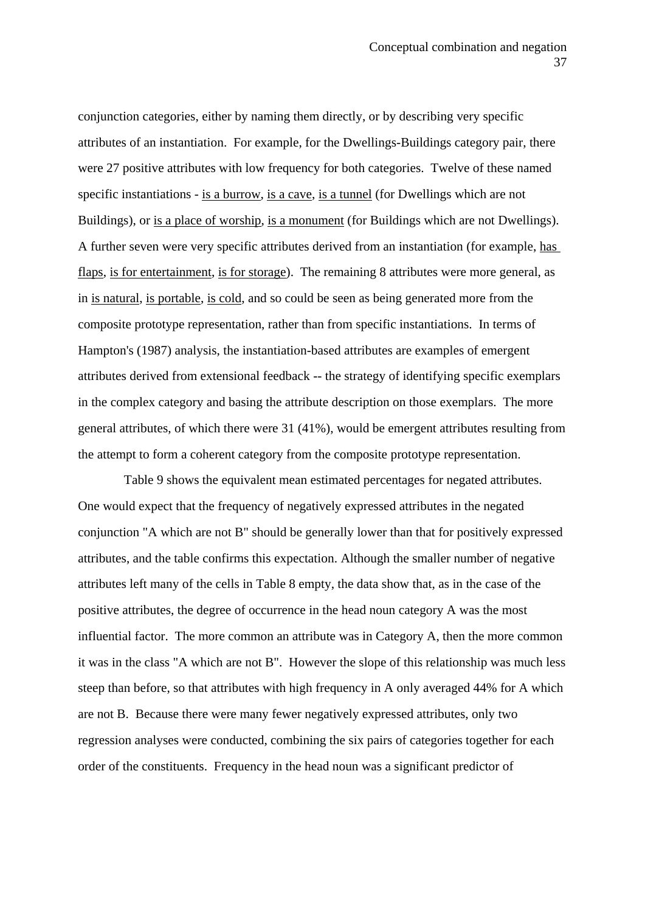conjunction categories, either by naming them directly, or by describing very specific attributes of an instantiation. For example, for the Dwellings-Buildings category pair, there were 27 positive attributes with low frequency for both categories. Twelve of these named specific instantiations - <u>is a burrow</u>, <u>is a cave</u>, <u>is a tunnel</u> (for Dwellings which are not Buildings), or <u>is a place of worship</u>, <u>is a monument</u> (for Buildings which are not Dwellings). A further seven were very specific attributes derived from an instantiation (for example, <u>has flaps</u>, <u>is for entertainment</u>, <u>is for storage</u>). The remaining 8 attributes were more general, as in <u>is natural</u>, <u>is portable</u>, <u>is cold</u>, and so could be seen as being generated more from the composite prototype representation, rather than from specific instantiations. In terms of Hampton's (1987) analysis, the instantiation-based attributes are examples of emergent attributes derived from extensional feedback -- the strategy of identifying specific exemplars in the complex category and basing the attribute description on those exemplars. The more general attributes, of which there were 31 (41%), would be emergent attributes resulting from the attempt to form a coherent category from the composite prototype representation.

Table 9 shows the equivalent mean estimated percentages for negated attributes. One would expect that the frequency of negatively expressed attributes in the negated conjunction "A which are not B" should be generally lower than that for positively expressed attributes, and the table confirms this expectation. Although the smaller number of negative attributes left many of the cells in Table 8 empty, the data show that, as in the case of the positive attributes, the degree of occurrence in the head noun category A was the most influential factor. The more common an attribute was in Category A, then the more common it was in the class "A which are not B". However the slope of this relationship was much less steep than before, so that attributes with high frequency in A only averaged 44% for A which are not B. Because there were many fewer negatively expressed attributes, only two regression analyses were conducted, combining the six pairs of categories together for each order of the constituents. Frequency in the head noun was a significant predictor of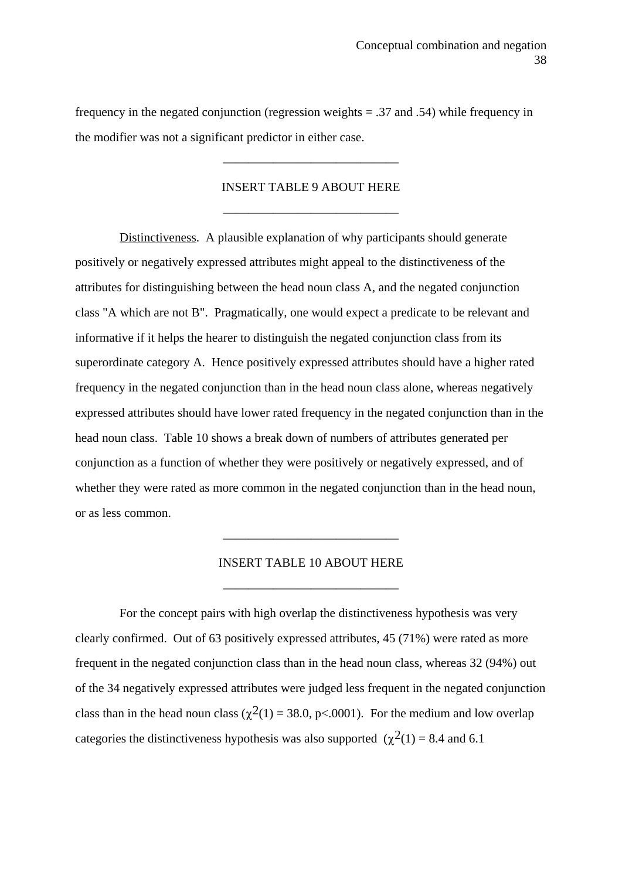frequency in the negated conjunction (regression weights = .37 and .54) while frequency in the modifier was not a significant predictor in either case.

\_\_\_\_\_\_\_\_\_\_\_\_\_\_\_\_\_\_\_\_\_\_\_\_\_\_\_\_

INSERT TABLE 9 ABOUT HERE

\_\_\_\_\_\_\_\_\_\_\_\_\_\_\_\_\_\_\_\_\_\_\_\_\_\_\_\_

Distinctiveness. A plausible explanation of why participants should generate positively or negatively expressed attributes might appeal to the distinctiveness of the attributes for distinguishing between the head noun class A, and the negated conjunction class "A which are not B". Pragmatically, one would expect a predicate to be relevant and informative if it helps the hearer to distinguish the negated conjunction class from its superordinate category A. Hence positively expressed attributes should have a higher rated frequency in the negated conjunction than in the head noun class alone, whereas negatively expressed attributes should have lower rated frequency in the negated conjunction than in the head noun class. Table 10 shows a break down of numbers of attributes generated per conjunction as a function of whether they were positively or negatively expressed, and of whether they were rated as more common in the negated conjunction than in the head noun, or as less common.

\_\_\_\_\_\_\_\_\_\_\_\_\_\_\_\_\_\_\_\_\_\_\_\_\_\_\_\_

INSERT TABLE 10 ABOUT HERE

\_\_\_\_\_\_\_\_\_\_\_\_\_\_\_\_\_\_\_\_\_\_\_\_\_\_\_\_

For the concept pairs with high overlap the distinctiveness hypothesis was very clearly confirmed. Out of 63 positively expressed attributes, 45 (71%) were rated as more frequent in the negated conjunction class than in the head noun class, whereas 32 (94%) out of the 34 negatively expressed attributes were judged less frequent in the negated conjunction class than in the head noun class ($\chi^2(1) = 38.0$, $p<.0001$). For the medium and low overlap categories the distinctiveness hypothesis was also supported ($\chi^2(1) = 8.4$ and 6.1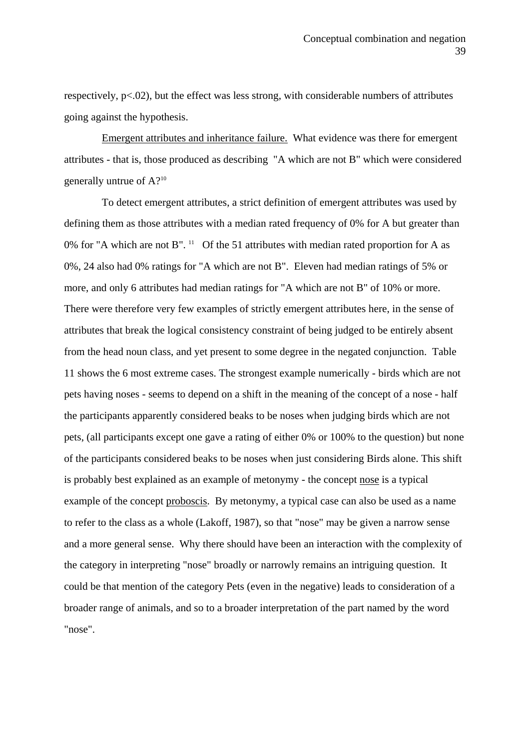respectively, $p<.02$), but the effect was less strong, with considerable numbers of attributes going against the hypothesis.

Emergent attributes and inheritance failure. What evidence was there for emergent attributes - that is, those produced as describing "A which are not B" which were considered generally untrue of A?[10]

To detect emergent attributes, a strict definition of emergent attributes was used by defining them as those attributes with a median rated frequency of 0% for A but greater than 0% for "A which are not B". [11] Of the 51 attributes with median rated proportion for A as 0%, 24 also had 0% ratings for "A which are not B". Eleven had median ratings of 5% or more, and only 6 attributes had median ratings for "A which are not B" of 10% or more. There were therefore very few examples of strictly emergent attributes here, in the sense of attributes that break the logical consistency constraint of being judged to be entirely absent from the head noun class, and yet present to some degree in the negated conjunction. Table 11 shows the 6 most extreme cases. The strongest example numerically - birds which are not pets having noses - seems to depend on a shift in the meaning of the concept of a nose - half the participants apparently considered beaks to be noses when judging birds which are not pets, (all participants except one gave a rating of either 0% or 100% to the question) but none of the participants considered beaks to be noses when just considering Birds alone. This shift is probably best explained as an example of metonymy - the concept nose is a typical example of the concept proboscis. By metonymy, a typical case can also be used as a name to refer to the class as a whole (Lakoff, 1987), so that "nose" may be given a narrow sense and a more general sense. Why there should have been an interaction with the complexity of the category in interpreting "nose" broadly or narrowly remains an intriguing question. It could be that mention of the category Pets (even in the negative) leads to consideration of a broader range of animals, and so to a broader interpretation of the part named by the word "nose".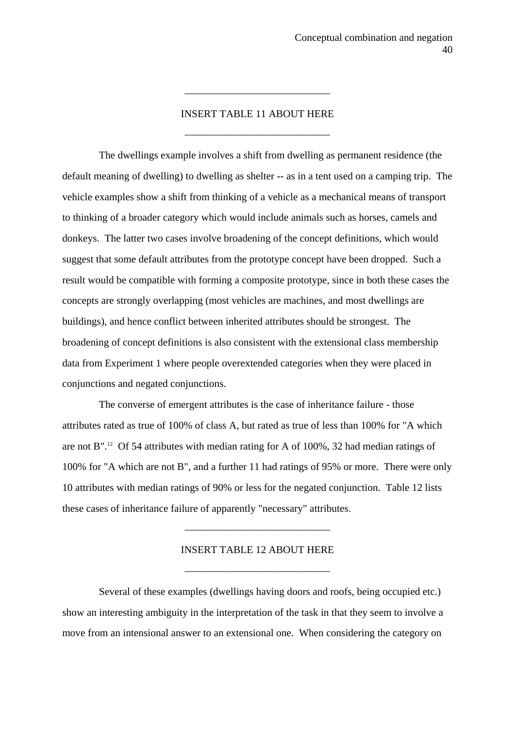___________________________

INSERT TABLE 11 ABOUT HERE

___________________________

The dwellings example involves a shift from dwelling as permanent residence (the default meaning of dwelling) to dwelling as shelter -- as in a tent used on a camping trip. The vehicle examples show a shift from thinking of a vehicle as a mechanical means of transport to thinking of a broader category which would include animals such as horses, camels and donkeys. The latter two cases involve broadening of the concept definitions, which would suggest that some default attributes from the prototype concept have been dropped. Such a result would be compatible with forming a composite prototype, since in both these cases the concepts are strongly overlapping (most vehicles are machines, and most dwellings are buildings), and hence conflict between inherited attributes should be strongest. The broadening of concept definitions is also consistent with the extensional class membership data from Experiment 1 where people overextended categories when they were placed in conjunctions and negated conjunctions.

The converse of emergent attributes is the case of inheritance failure - those attributes rated as true of 100% of class A, but rated as true of less than 100% for "A which are not B".[12] Of 54 attributes with median rating for A of 100%, 32 had median ratings of 100% for "A which are not B", and a further 11 had ratings of 95% or more. There were only 10 attributes with median ratings of 90% or less for the negated conjunction. Table 12 lists these cases of inheritance failure of apparently "necessary" attributes.

___________________________

INSERT TABLE 12 ABOUT HERE

___________________________

Several of these examples (dwellings having doors and roofs, being occupied etc.) show an interesting ambiguity in the interpretation of the task in that they seem to involve a move from an intensional answer to an extensional one. When considering the category on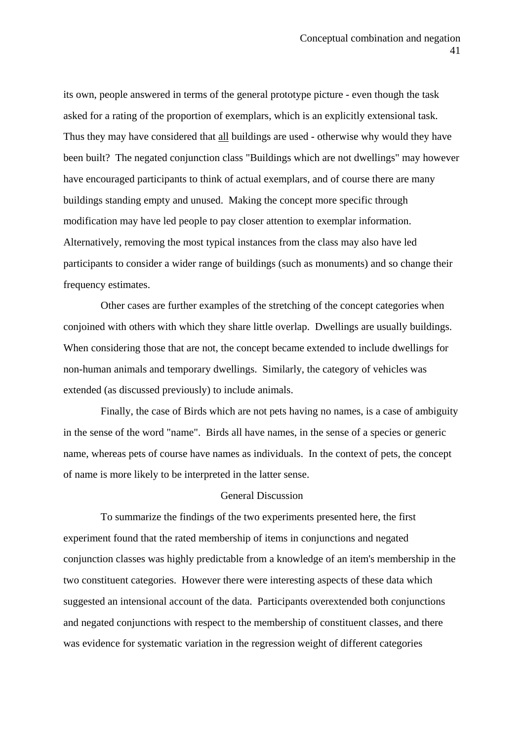its own, people answered in terms of the general prototype picture - even though the task asked for a rating of the proportion of exemplars, which is an explicitly extensional task. Thus they may have considered that <u>all</u> buildings are used - otherwise why would they have been built? The negated conjunction class "Buildings which are not dwellings" may however have encouraged participants to think of actual exemplars, and of course there are many buildings standing empty and unused. Making the concept more specific through modification may have led people to pay closer attention to exemplar information. Alternatively, removing the most typical instances from the class may also have led participants to consider a wider range of buildings (such as monuments) and so change their frequency estimates.

Other cases are further examples of the stretching of the concept categories when conjoined with others with which they share little overlap. Dwellings are usually buildings. When considering those that are not, the concept became extended to include dwellings for non-human animals and temporary dwellings. Similarly, the category of vehicles was extended (as discussed previously) to include animals.

Finally, the case of Birds which are not pets having no names, is a case of ambiguity in the sense of the word "name". Birds all have names, in the sense of a species or generic name, whereas pets of course have names as individuals. In the context of pets, the concept of name is more likely to be interpreted in the latter sense.

## General Discussion

To summarize the findings of the two experiments presented here, the first experiment found that the rated membership of items in conjunctions and negated conjunction classes was highly predictable from a knowledge of an item's membership in the two constituent categories. However there were interesting aspects of these data which suggested an intensional account of the data. Participants overextended both conjunctions and negated conjunctions with respect to the membership of constituent classes, and there was evidence for systematic variation in the regression weight of different categories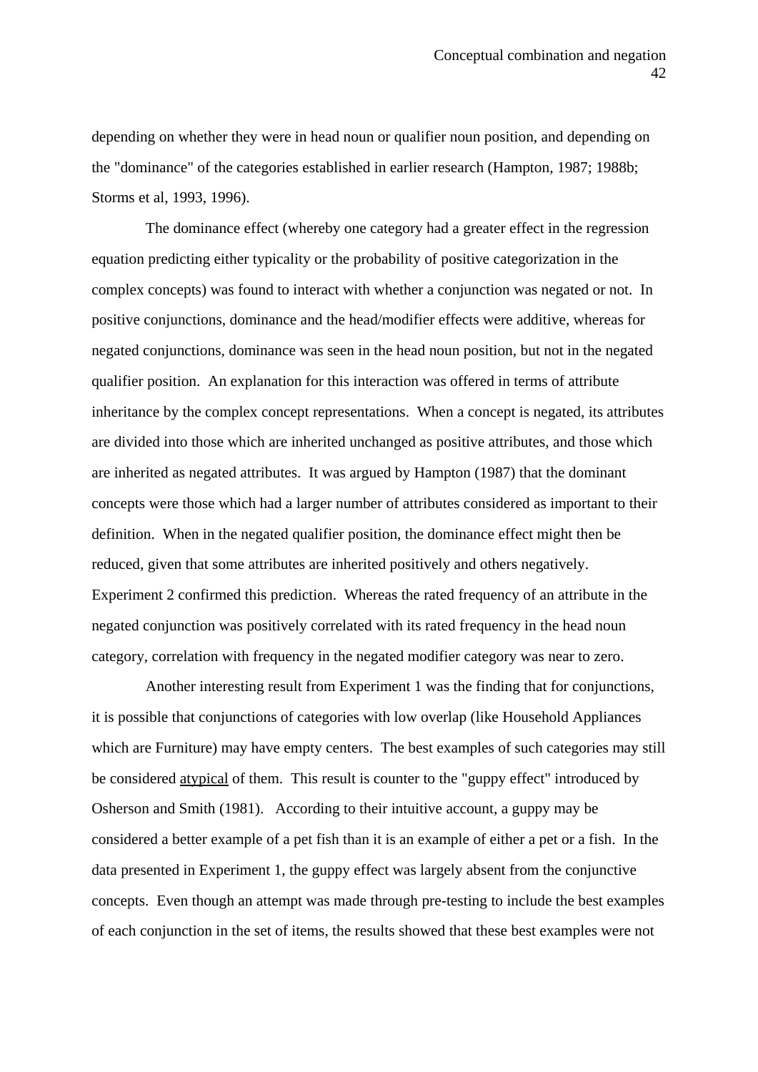depending on whether they were in head noun or qualifier noun position, and depending on the "dominance" of the categories established in earlier research (Hampton, 1987; 1988b; Storms et al, 1993, 1996).

The dominance effect (whereby one category had a greater effect in the regression equation predicting either typicality or the probability of positive categorization in the complex concepts) was found to interact with whether a conjunction was negated or not. In positive conjunctions, dominance and the head/modifier effects were additive, whereas for negated conjunctions, dominance was seen in the head noun position, but not in the negated qualifier position. An explanation for this interaction was offered in terms of attribute inheritance by the complex concept representations. When a concept is negated, its attributes are divided into those which are inherited unchanged as positive attributes, and those which are inherited as negated attributes. It was argued by Hampton (1987) that the dominant concepts were those which had a larger number of attributes considered as important to their definition. When in the negated qualifier position, the dominance effect might then be reduced, given that some attributes are inherited positively and others negatively. Experiment 2 confirmed this prediction. Whereas the rated frequency of an attribute in the negated conjunction was positively correlated with its rated frequency in the head noun category, correlation with frequency in the negated modifier category was near to zero.

Another interesting result from Experiment 1 was the finding that for conjunctions, it is possible that conjunctions of categories with low overlap (like Household Appliances which are Furniture) may have empty centers. The best examples of such categories may still be considered atypical of them. This result is counter to the "guppy effect" introduced by Osherson and Smith (1981). According to their intuitive account, a guppy may be considered a better example of a pet fish than it is an example of either a pet or a fish. In the data presented in Experiment 1, the guppy effect was largely absent from the conjunctive concepts. Even though an attempt was made through pre-testing to include the best examples of each conjunction in the set of items, the results showed that these best examples were not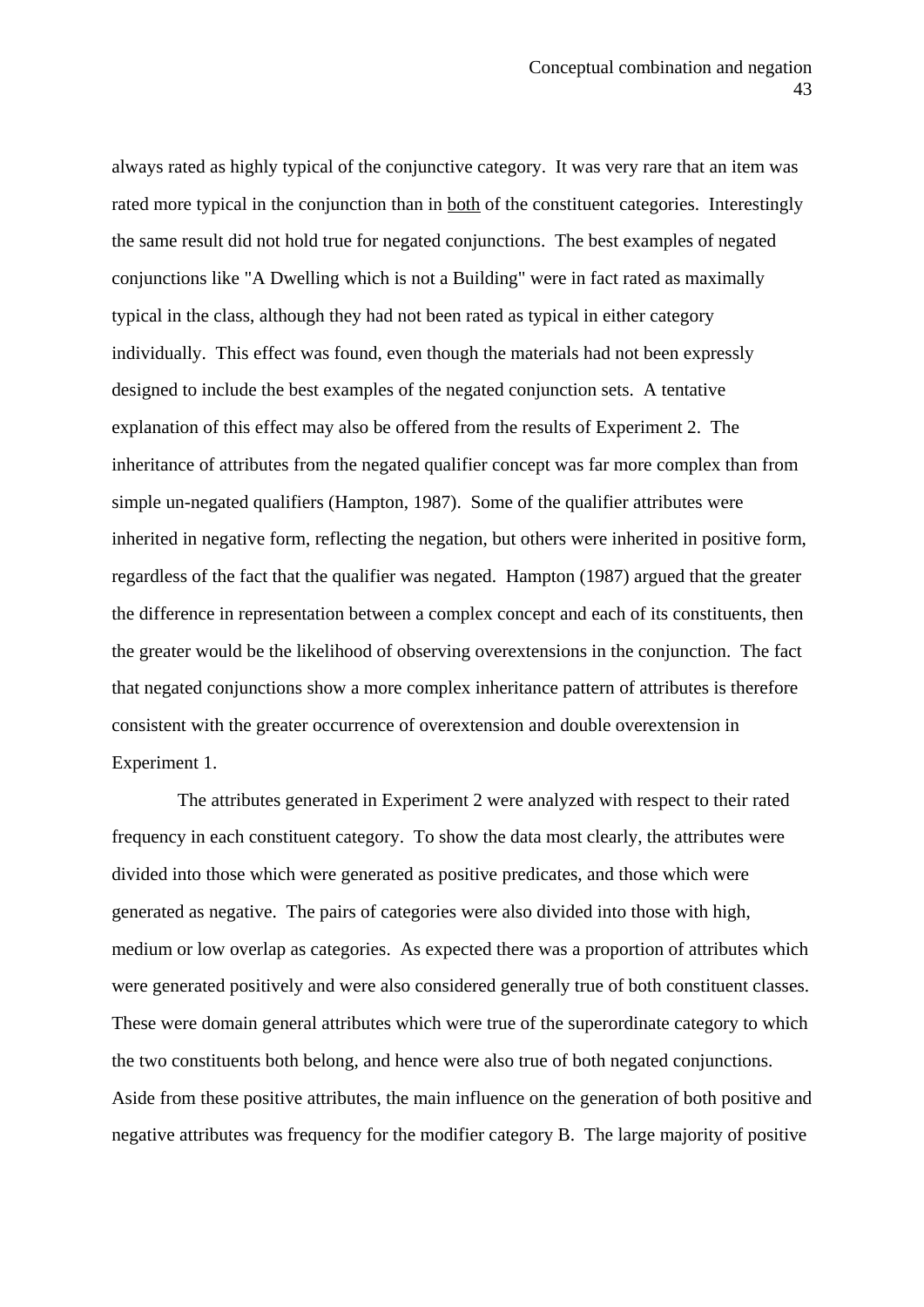always rated as highly typical of the conjunctive category. It was very rare that an item was rated more typical in the conjunction than in both of the constituent categories. Interestingly the same result did not hold true for negated conjunctions. The best examples of negated conjunctions like "A Dwelling which is not a Building" were in fact rated as maximally typical in the class, although they had not been rated as typical in either category individually. This effect was found, even though the materials had not been expressly designed to include the best examples of the negated conjunction sets. A tentative explanation of this effect may also be offered from the results of Experiment 2. The inheritance of attributes from the negated qualifier concept was far more complex than from simple un-negated qualifiers (Hampton, 1987). Some of the qualifier attributes were inherited in negative form, reflecting the negation, but others were inherited in positive form, regardless of the fact that the qualifier was negated. Hampton (1987) argued that the greater the difference in representation between a complex concept and each of its constituents, then the greater would be the likelihood of observing overextensions in the conjunction. The fact that negated conjunctions show a more complex inheritance pattern of attributes is therefore consistent with the greater occurrence of overextension and double overextension in Experiment 1.

The attributes generated in Experiment 2 were analyzed with respect to their rated frequency in each constituent category. To show the data most clearly, the attributes were divided into those which were generated as positive predicates, and those which were generated as negative. The pairs of categories were also divided into those with high, medium or low overlap as categories. As expected there was a proportion of attributes which were generated positively and were also considered generally true of both constituent classes. These were domain general attributes which were true of the superordinate category to which the two constituents both belong, and hence were also true of both negated conjunctions. Aside from these positive attributes, the main influence on the generation of both positive and negative attributes was frequency for the modifier category B. The large majority of positive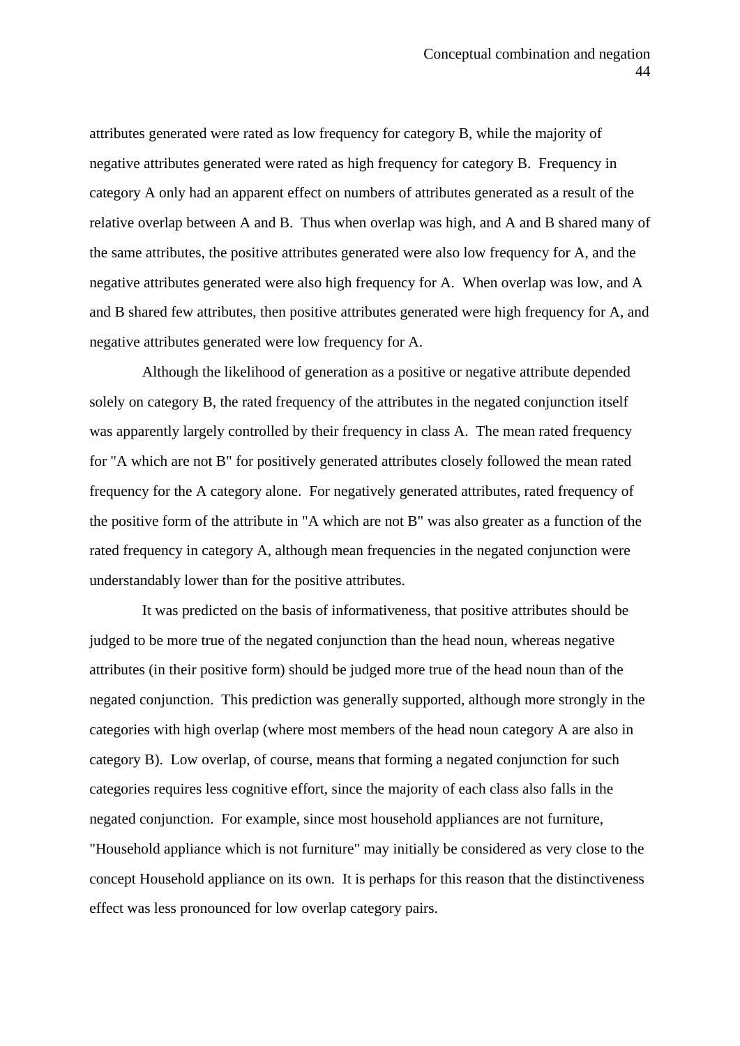attributes generated were rated as low frequency for category B, while the majority of negative attributes generated were rated as high frequency for category B.  Frequency in category A only had an apparent effect on numbers of attributes generated as a result of the relative overlap between A and B.  Thus when overlap was high, and A and B shared many of the same attributes, the positive attributes generated were also low frequency for A, and the negative attributes generated were also high frequency for A.  When overlap was low, and A and B shared few attributes, then positive attributes generated were high frequency for A, and negative attributes generated were low frequency for A.

Although the likelihood of generation as a positive or negative attribute depended solely on category B, the rated frequency of the attributes in the negated conjunction itself was apparently largely controlled by their frequency in class A.  The mean rated frequency for "A which are not B" for positively generated attributes closely followed the mean rated frequency for the A category alone.  For negatively generated attributes, rated frequency of the positive form of the attribute in "A which are not B" was also greater as a function of the rated frequency in category A, although mean frequencies in the negated conjunction were understandably lower than for the positive attributes.

It was predicted on the basis of informativeness, that positive attributes should be judged to be more true of the negated conjunction than the head noun, whereas negative attributes (in their positive form) should be judged more true of the head noun than of the negated conjunction.  This prediction was generally supported, although more strongly in the categories with high overlap (where most members of the head noun category A are also in category B).  Low overlap, of course, means that forming a negated conjunction for such categories requires less cognitive effort, since the majority of each class also falls in the negated conjunction.  For example, since most household appliances are not furniture, "Household appliance which is not furniture" may initially be considered as very close to the concept Household appliance on its own.  It is perhaps for this reason that the distinctiveness effect was less pronounced for low overlap category pairs.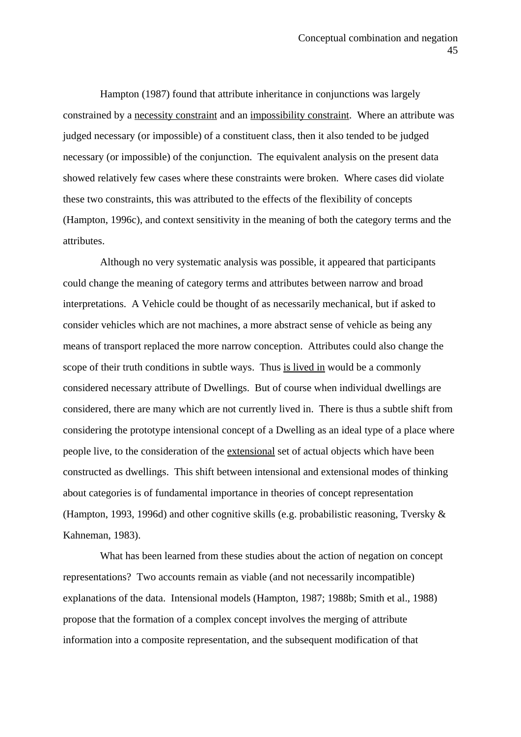Hampton (1987) found that attribute inheritance in conjunctions was largely constrained by a <u>necessity constraint</u> and an <u>impossibility constraint</u>. Where an attribute was judged necessary (or impossible) of a constituent class, then it also tended to be judged necessary (or impossible) of the conjunction. The equivalent analysis on the present data showed relatively few cases where these constraints were broken. Where cases did violate these two constraints, this was attributed to the effects of the flexibility of concepts (Hampton, 1996c), and context sensitivity in the meaning of both the category terms and the attributes.

Although no very systematic analysis was possible, it appeared that participants could change the meaning of category terms and attributes between narrow and broad interpretations. A Vehicle could be thought of as necessarily mechanical, but if asked to consider vehicles which are not machines, a more abstract sense of vehicle as being any means of transport replaced the more narrow conception. Attributes could also change the scope of their truth conditions in subtle ways. Thus <u>is lived in</u> would be a commonly considered necessary attribute of Dwellings. But of course when individual dwellings are considered, there are many which are not currently lived in. There is thus a subtle shift from considering the prototype intensional concept of a Dwelling as an ideal type of a place where people live, to the consideration of the <u>extensional</u> set of actual objects which have been constructed as dwellings. This shift between intensional and extensional modes of thinking about categories is of fundamental importance in theories of concept representation (Hampton, 1993, 1996d) and other cognitive skills (e.g. probabilistic reasoning, Tversky & Kahneman, 1983).

What has been learned from these studies about the action of negation on concept representations? Two accounts remain as viable (and not necessarily incompatible) explanations of the data. Intensional models (Hampton, 1987; 1988b; Smith et al., 1988) propose that the formation of a complex concept involves the merging of attribute information into a composite representation, and the subsequent modification of that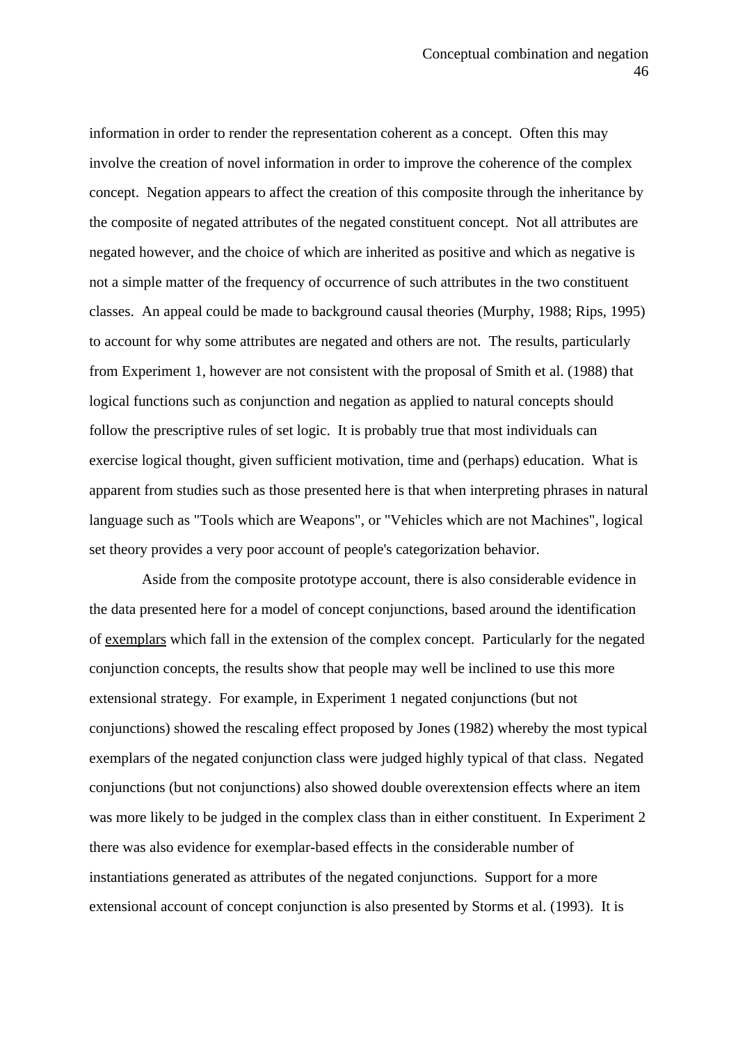information in order to render the representation coherent as a concept. Often this may involve the creation of novel information in order to improve the coherence of the complex concept. Negation appears to affect the creation of this composite through the inheritance by the composite of negated attributes of the negated constituent concept. Not all attributes are negated however, and the choice of which are inherited as positive and which as negative is not a simple matter of the frequency of occurrence of such attributes in the two constituent classes. An appeal could be made to background causal theories (Murphy, 1988; Rips, 1995) to account for why some attributes are negated and others are not. The results, particularly from Experiment 1, however are not consistent with the proposal of Smith et al. (1988) that logical functions such as conjunction and negation as applied to natural concepts should follow the prescriptive rules of set logic. It is probably true that most individuals can exercise logical thought, given sufficient motivation, time and (perhaps) education. What is apparent from studies such as those presented here is that when interpreting phrases in natural language such as "Tools which are Weapons", or "Vehicles which are not Machines", logical set theory provides a very poor account of people's categorization behavior.

Aside from the composite prototype account, there is also considerable evidence in the data presented here for a model of concept conjunctions, based around the identification of <u>exemplars</u> which fall in the extension of the complex concept. Particularly for the negated conjunction concepts, the results show that people may well be inclined to use this more extensional strategy. For example, in Experiment 1 negated conjunctions (but not conjunctions) showed the rescaling effect proposed by Jones (1982) whereby the most typical exemplars of the negated conjunction class were judged highly typical of that class. Negated conjunctions (but not conjunctions) also showed double overextension effects where an item was more likely to be judged in the complex class than in either constituent. In Experiment 2 there was also evidence for exemplar-based effects in the considerable number of instantiations generated as attributes of the negated conjunctions. Support for a more extensional account of concept conjunction is also presented by Storms et al. (1993). It is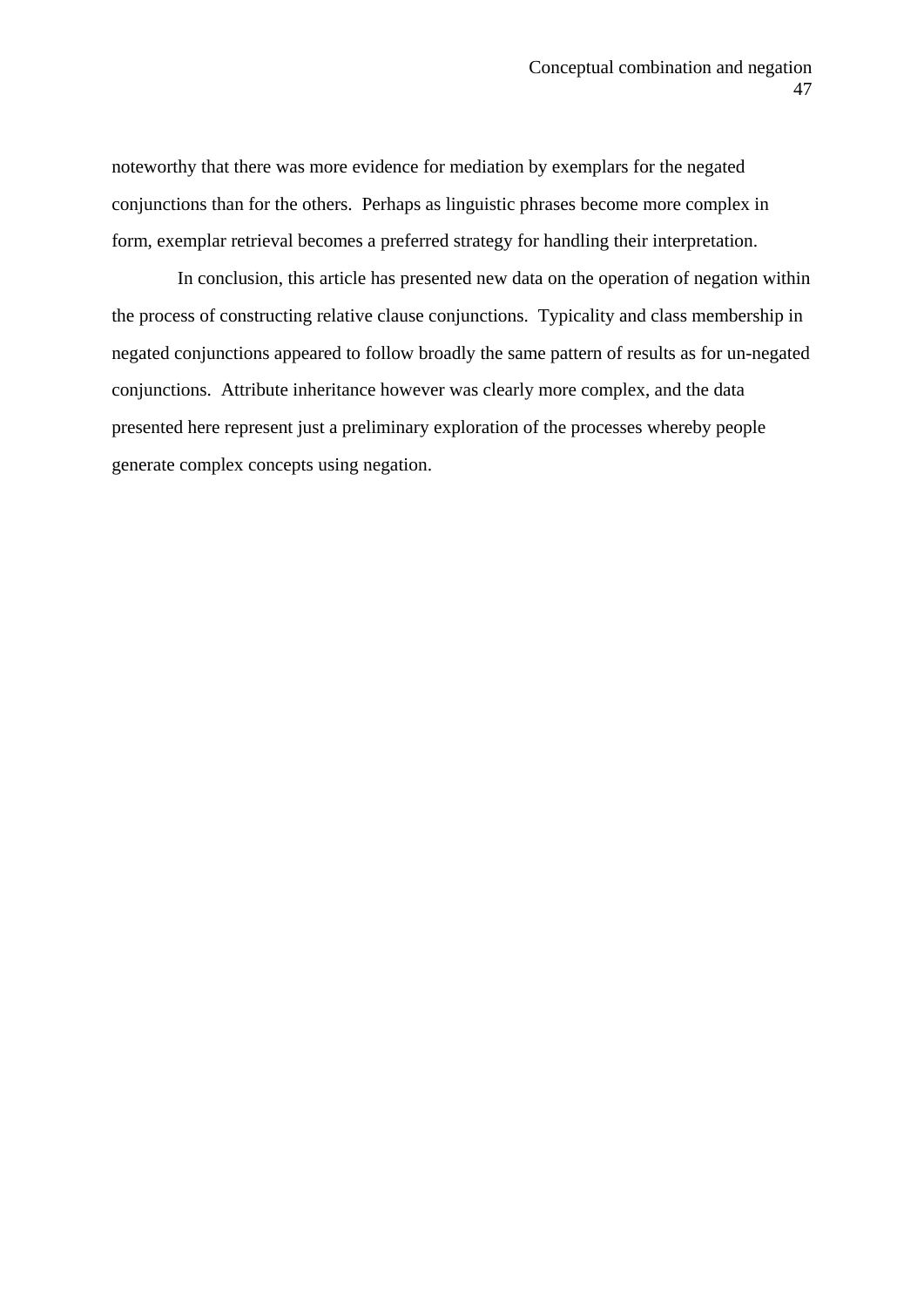noteworthy that there was more evidence for mediation by exemplars for the negated conjunctions than for the others. Perhaps as linguistic phrases become more complex in form, exemplar retrieval becomes a preferred strategy for handling their interpretation.

In conclusion, this article has presented new data on the operation of negation within the process of constructing relative clause conjunctions. Typicality and class membership in negated conjunctions appeared to follow broadly the same pattern of results as for un-negated conjunctions. Attribute inheritance however was clearly more complex, and the data presented here represent just a preliminary exploration of the processes whereby people generate complex concepts using negation.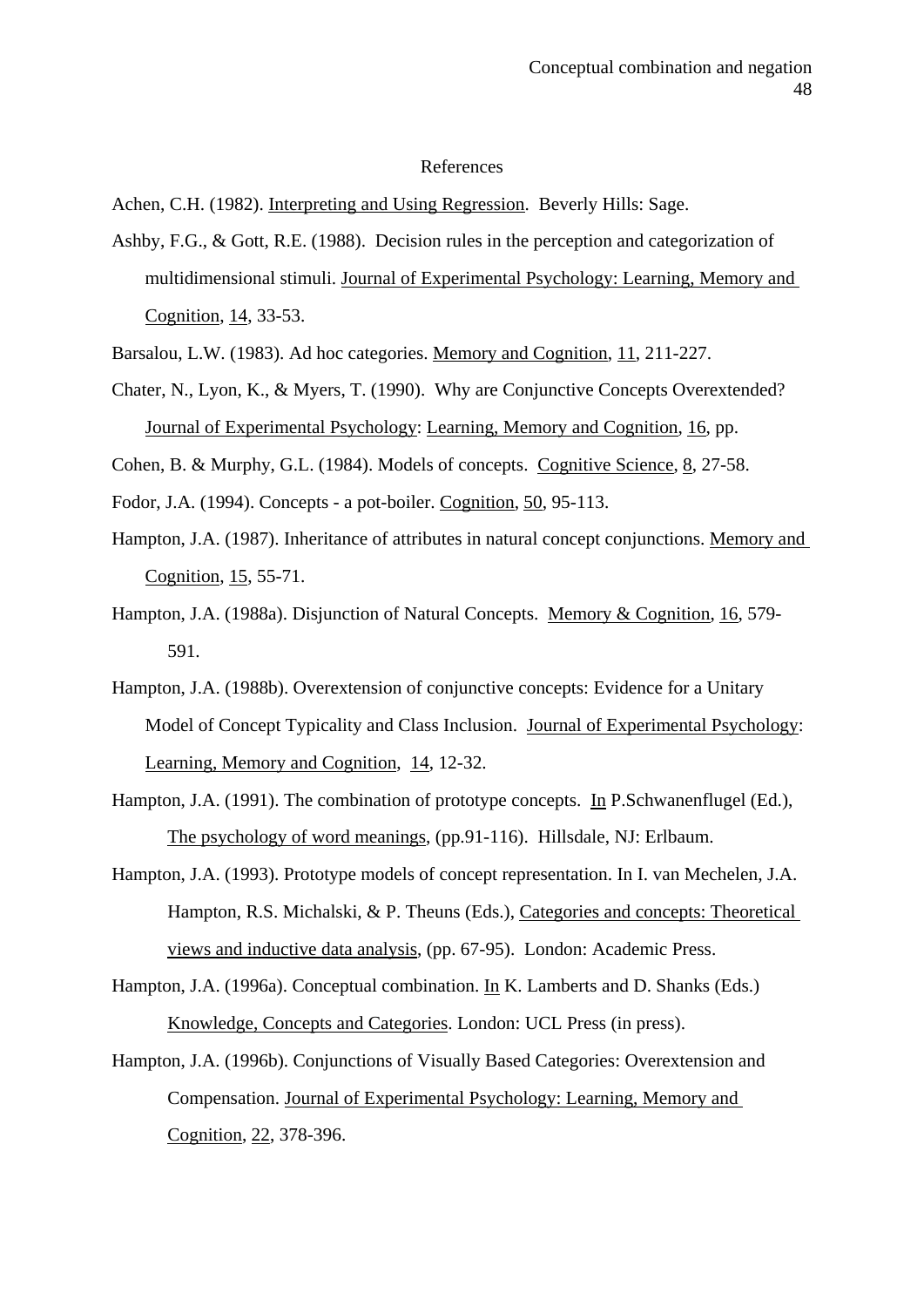# References

Achen, C.H. (1982). Interpreting and Using Regression. Beverly Hills: Sage.

Ashby, F.G., & Gott, R.E. (1988). Decision rules in the perception and categorization of multidimensional stimuli. Journal of Experimental Psychology: Learning, Memory and Cognition, 14, 33-53.

Barsalou, L.W. (1983). Ad hoc categories. Memory and Cognition, 11, 211-227.

Chater, N., Lyon, K., & Myers, T. (1990). Why are Conjunctive Concepts Overextended? Journal of Experimental Psychology: Learning, Memory and Cognition, 16, pp.

Cohen, B. & Murphy, G.L. (1984). Models of concepts. Cognitive Science, 8, 27-58.

Fodor, J.A. (1994). Concepts - a pot-boiler. Cognition, 50, 95-113.

Hampton, J.A. (1987). Inheritance of attributes in natural concept conjunctions. Memory and Cognition, 15, 55-71.

Hampton, J.A. (1988a). Disjunction of Natural Concepts. Memory & Cognition, 16, 579-591.

Hampton, J.A. (1988b). Overextension of conjunctive concepts: Evidence for a Unitary Model of Concept Typicality and Class Inclusion. Journal of Experimental Psychology: Learning, Memory and Cognition, 14, 12-32.

Hampton, J.A. (1991). The combination of prototype concepts. In P.Schwanenflugel (Ed.), The psychology of word meanings, (pp.91-116). Hillsdale, NJ: Erlbaum.

Hampton, J.A. (1993). Prototype models of concept representation. In I. van Mechelen, J.A. Hampton, R.S. Michalski, & P. Theuns (Eds.), Categories and concepts: Theoretical views and inductive data analysis, (pp. 67-95). London: Academic Press.

Hampton, J.A. (1996a). Conceptual combination. In K. Lamberts and D. Shanks (Eds.) Knowledge, Concepts and Categories. London: UCL Press (in press).

Hampton, J.A. (1996b). Conjunctions of Visually Based Categories: Overextension and Compensation. Journal of Experimental Psychology: Learning, Memory and Cognition, 22, 378-396.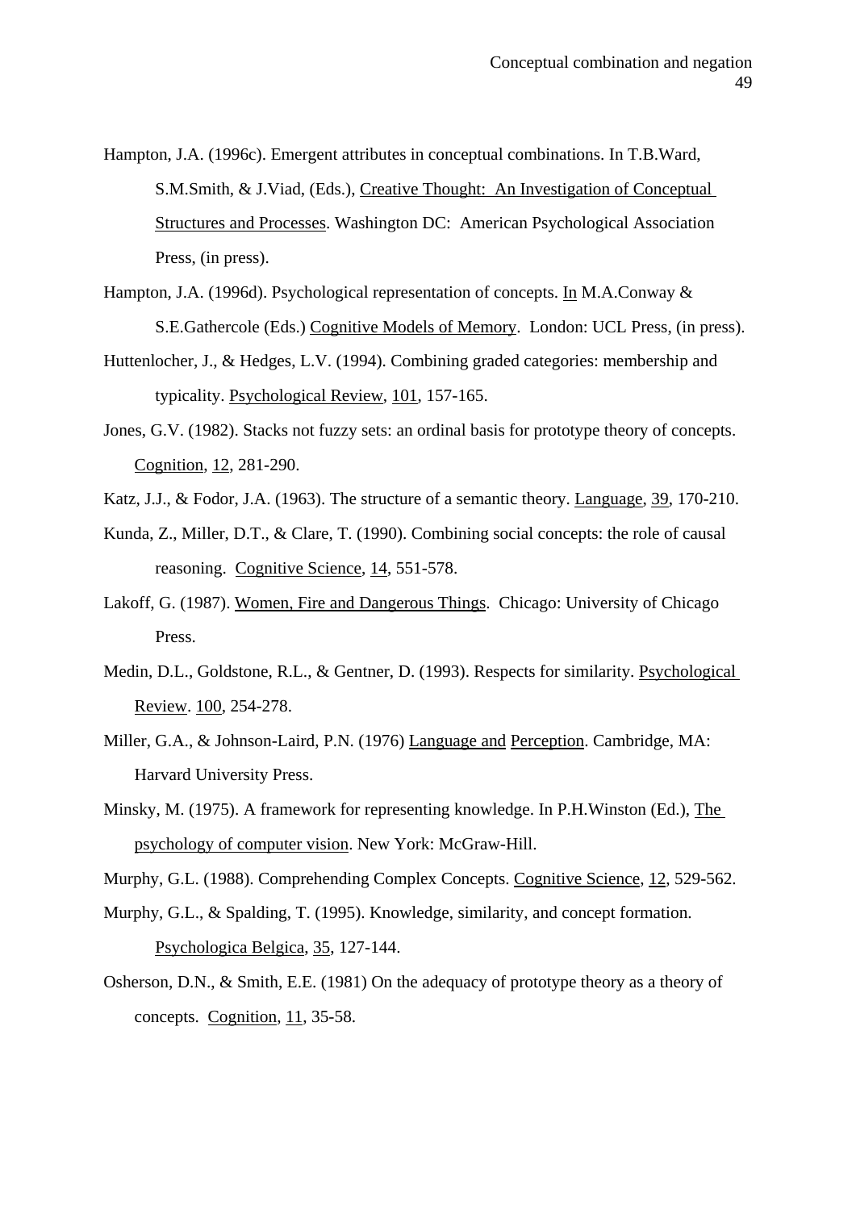Hampton, J.A. (1996c). Emergent attributes in conceptual combinations. In T.B.Ward, S.M.Smith, & J.Viad, (Eds.), Creative Thought: An Investigation of Conceptual Structures and Processes. Washington DC: American Psychological Association Press, (in press).

Hampton, J.A. (1996d). Psychological representation of concepts. In M.A.Conway & S.E.Gathercole (Eds.) Cognitive Models of Memory. London: UCL Press, (in press).

Huttenlocher, J., & Hedges, L.V. (1994). Combining graded categories: membership and typicality. Psychological Review, 101, 157-165.

Jones, G.V. (1982). Stacks not fuzzy sets: an ordinal basis for prototype theory of concepts. Cognition, 12, 281-290.

Katz, J.J., & Fodor, J.A. (1963). The structure of a semantic theory. Language, 39, 170-210.

Kunda, Z., Miller, D.T., & Clare, T. (1990). Combining social concepts: the role of causal reasoning. Cognitive Science, 14, 551-578.

Lakoff, G. (1987). Women, Fire and Dangerous Things. Chicago: University of Chicago Press.

Medin, D.L., Goldstone, R.L., & Gentner, D. (1993). Respects for similarity. Psychological Review. 100, 254-278.

Miller, G.A., & Johnson-Laird, P.N. (1976) Language and Perception. Cambridge, MA: Harvard University Press.

Minsky, M. (1975). A framework for representing knowledge. In P.H.Winston (Ed.), The psychology of computer vision. New York: McGraw-Hill.

Murphy, G.L. (1988). Comprehending Complex Concepts. Cognitive Science, 12, 529-562.

Murphy, G.L., & Spalding, T. (1995). Knowledge, similarity, and concept formation. Psychologica Belgica, 35, 127-144.

Osherson, D.N., & Smith, E.E. (1981) On the adequacy of prototype theory as a theory of concepts. Cognition, 11, 35-58.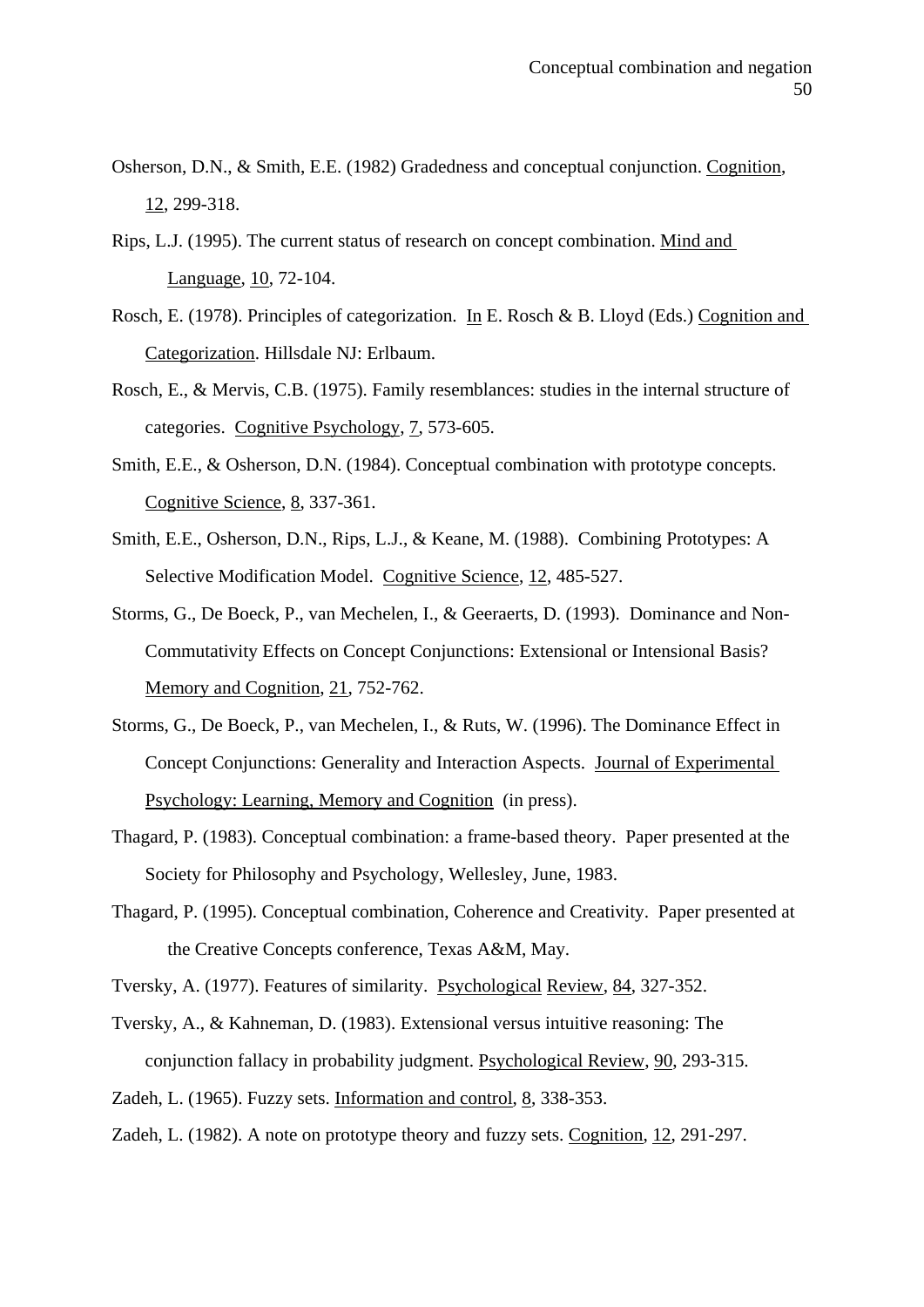Osherson, D.N., & Smith, E.E. (1982) Gradedness and conceptual conjunction. Cognition, 12, 299-318.

Rips, L.J. (1995). The current status of research on concept combination. Mind and Language, 10, 72-104.

Rosch, E. (1978). Principles of categorization. In E. Rosch & B. Lloyd (Eds.) Cognition and Categorization. Hillsdale NJ: Erlbaum.

Rosch, E., & Mervis, C.B. (1975). Family resemblances: studies in the internal structure of categories. Cognitive Psychology, 7, 573-605.

Smith, E.E., & Osherson, D.N. (1984). Conceptual combination with prototype concepts. Cognitive Science, 8, 337-361.

Smith, E.E., Osherson, D.N., Rips, L.J., & Keane, M. (1988). Combining Prototypes: A Selective Modification Model. Cognitive Science, 12, 485-527.

Storms, G., De Boeck, P., van Mechelen, I., & Geeraerts, D. (1993). Dominance and Non-Commutativity Effects on Concept Conjunctions: Extensional or Intensional Basis? Memory and Cognition, 21, 752-762.

Storms, G., De Boeck, P., van Mechelen, I., & Ruts, W. (1996). The Dominance Effect in Concept Conjunctions: Generality and Interaction Aspects. Journal of Experimental Psychology: Learning, Memory and Cognition (in press).

Thagard, P. (1983). Conceptual combination: a frame-based theory. Paper presented at the Society for Philosophy and Psychology, Wellesley, June, 1983.

Thagard, P. (1995). Conceptual combination, Coherence and Creativity. Paper presented at the Creative Concepts conference, Texas A&M, May.

Tversky, A. (1977). Features of similarity. Psychological Review, 84, 327-352.

Tversky, A., & Kahneman, D. (1983). Extensional versus intuitive reasoning: The conjunction fallacy in probability judgment. Psychological Review, 90, 293-315.

Zadeh, L. (1965). Fuzzy sets. Information and control, 8, 338-353.

Zadeh, L. (1982). A note on prototype theory and fuzzy sets. Cognition, 12, 291-297.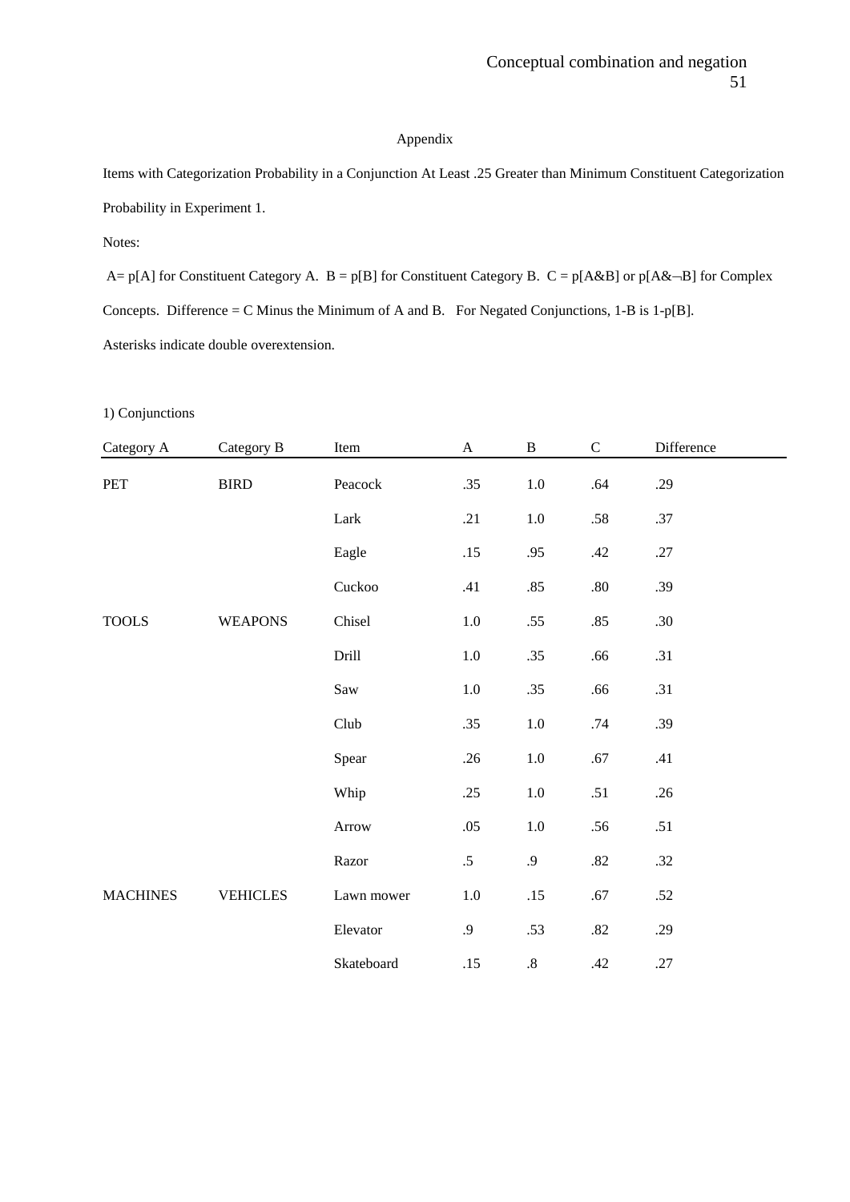Appendix

Items with Categorization Probability in a Conjunction At Least .25 Greater than Minimum Constituent Categorization Probability in Experiment 1.

Notes:

A= p[A] for Constituent Category A. B = p[B] for Constituent Category B. C = p[A&B] or p[A&¬B] for Complex Concepts. Difference = C Minus the Minimum of A and B. For Negated Conjunctions, 1-B is 1-p[B].

Asterisks indicate double overextension.

1) Conjunctions

| Category A | Category B | Item | A | B | C | Difference |
|---|---|---|---|---|---|---|
| PET | BIRD | Peacock | .35 | 1.0 | .64 | .29 |
| | | Lark | .21 | 1.0 | .58 | .37 |
| | | Eagle | .15 | .95 | .42 | .27 |
| | | Cuckoo | .41 | .85 | .80 | .39 |
| TOOLS | WEAPONS | Chisel | 1.0 | .55 | .85 | .30 |
| | | Drill | 1.0 | .35 | .66 | .31 |
| | | Saw | 1.0 | .35 | .66 | .31 |
| | | Club | .35 | 1.0 | .74 | .39 |
| | | Spear | .26 | 1.0 | .67 | .41 |
| | | Whip | .25 | 1.0 | .51 | .26 |
| | | Arrow | .05 | 1.0 | .56 | .51 |
| | | Razor | .5 | .9 | .82 | .32 |
| MACHINES | VEHICLES | Lawn mower | 1.0 | .15 | .67 | .52 |
| | | Elevator | .9 | .53 | .82 | .29 |
| | | Skateboard | .15 | .8 | .42 | .27 |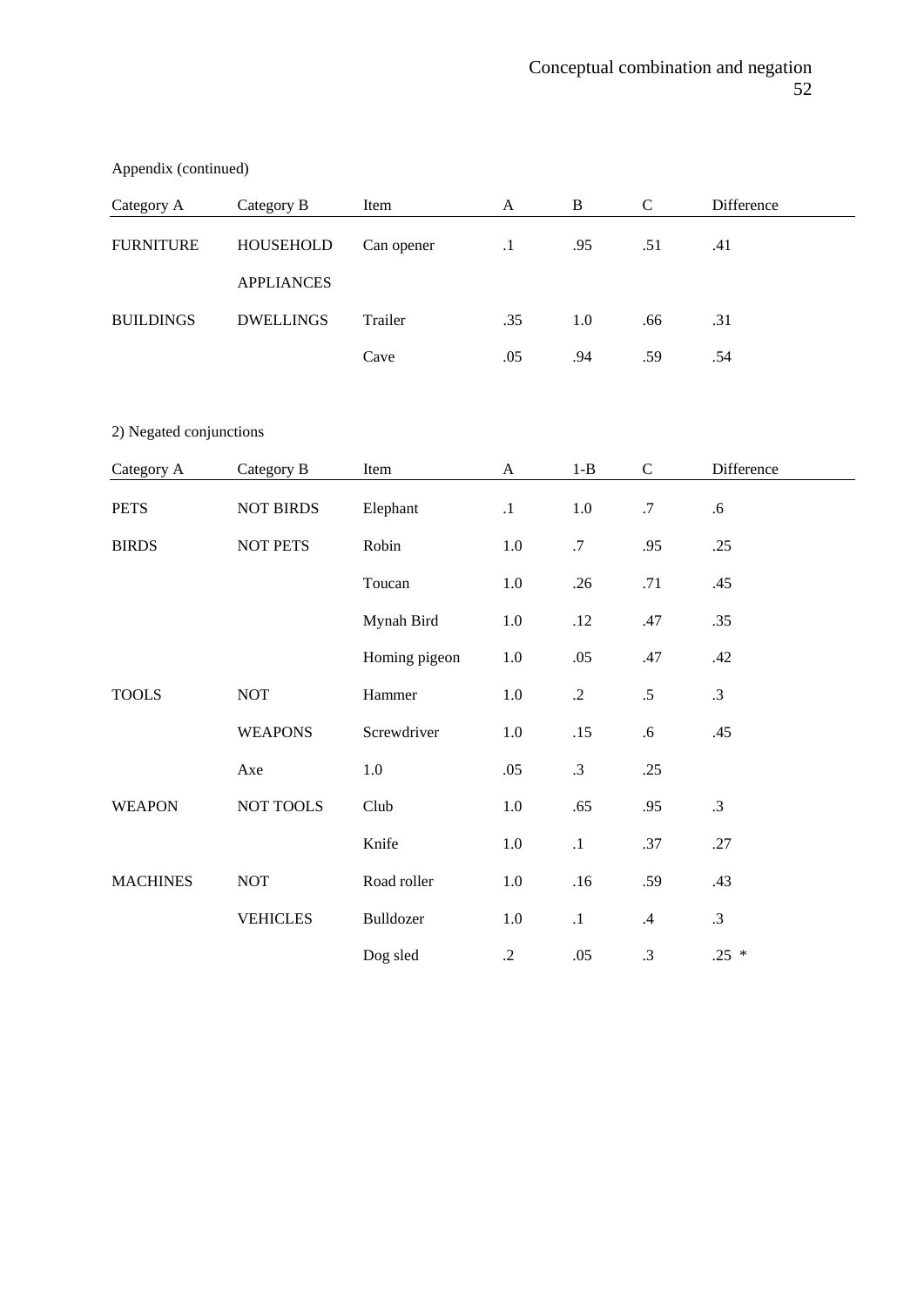Appendix (continued)

| Category A | Category B | Item | A | B | C | Difference |
|---|---|---|---|---|---|---|
| FURNITURE | HOUSEHOLD | Can opener | .1 | .95 | .51 | .41 |
| | APPLIANCES | | | | | |
| BUILDINGS | DWELLINGS | Trailer | .35 | 1.0 | .66 | .31 |
| | | Cave | .05 | .94 | .59 | .54 |

2) Negated conjunctions

| Category A | Category B | Item | A | 1-B | C | Difference |
|---|---|---|---|---|---|---|
| PETS | NOT BIRDS | Elephant | .1 | 1.0 | .7 | .6 |
| BIRDS | NOT PETS | Robin | 1.0 | .7 | .95 | .25 |
| | | Toucan | 1.0 | .26 | .71 | .45 |
| | | Mynah Bird | 1.0 | .12 | .47 | .35 |
| | | Homing pigeon | 1.0 | .05 | .47 | .42 |
| TOOLS | NOT | Hammer | 1.0 | .2 | .5 | .3 |
| | WEAPONS | Screwdriver | 1.0 | .15 | .6 | .45 |
| | Axe | 1.0 | .05 | .3 | .25 | |
| WEAPON | NOT TOOLS | Club | 1.0 | .65 | .95 | .3 |
| | | Knife | 1.0 | .1 | .37 | .27 |
| MACHINES | NOT | Road roller | 1.0 | .16 | .59 | .43 |
| | VEHICLES | Bulldozer | 1.0 | .1 | .4 | .3 |
| | | Dog sled | .2 | .05 | .3 | .25 * |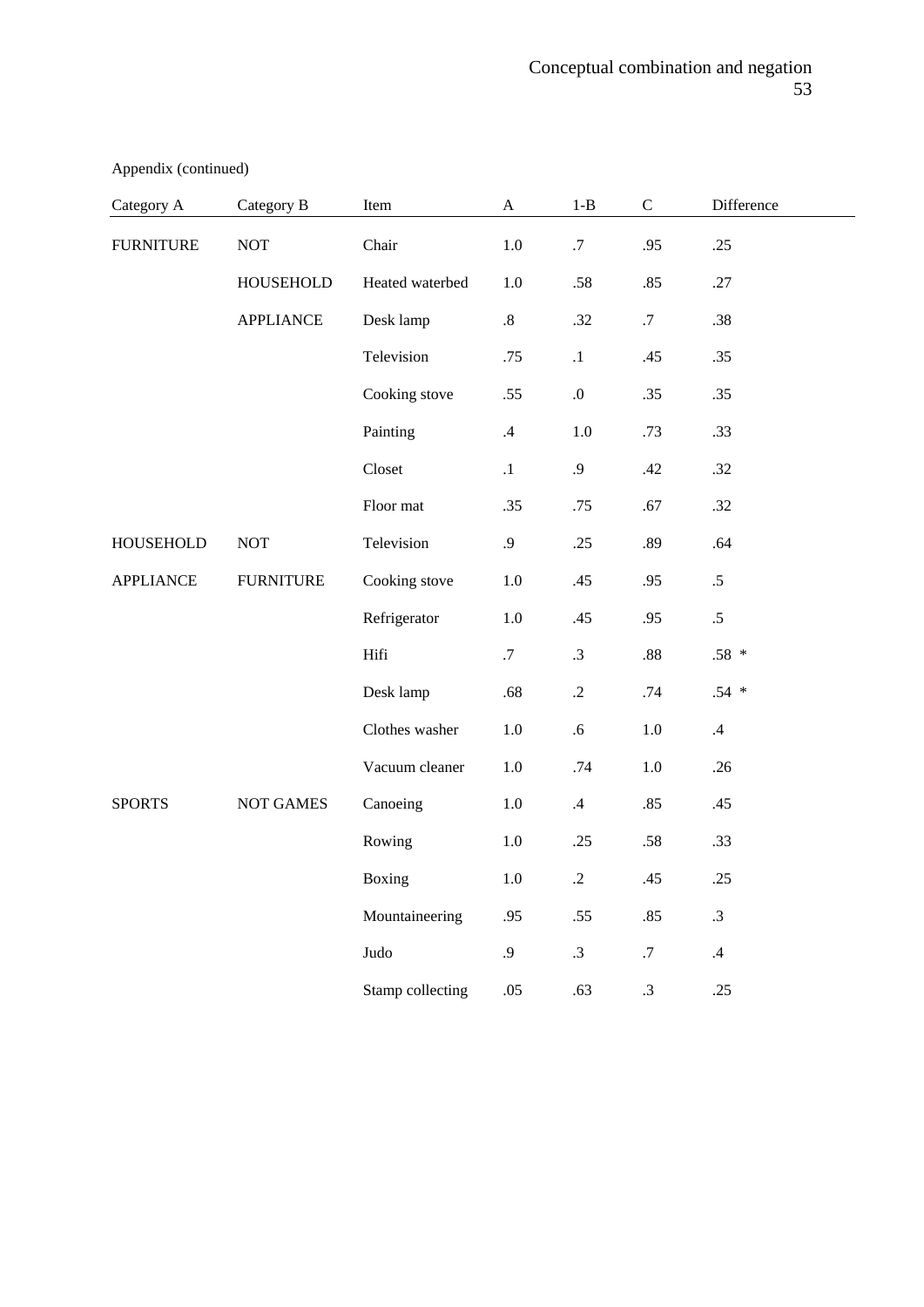Appendix (continued)

| Category A | Category B | Item | A | 1-B | C | Difference |
|---|---|---|---|---|---|---|
| FURNITURE | NOT | Chair | 1.0 | .7 | .95 | .25 |
| | HOUSEHOLD | Heated waterbed | 1.0 | .58 | .85 | .27 |
| | APPLIANCE | Desk lamp | .8 | .32 | .7 | .38 |
| | | Television | .75 | .1 | .45 | .35 |
| | | Cooking stove | .55 | .0 | .35 | .35 |
| | | Painting | .4 | 1.0 | .73 | .33 |
| | | Closet | .1 | .9 | .42 | .32 |
| | | Floor mat | .35 | .75 | .67 | .32 |
| HOUSEHOLD | NOT | Television | .9 | .25 | .89 | .64 |
| APPLIANCE | FURNITURE | Cooking stove | 1.0 | .45 | .95 | .5 |
| | | Refrigerator | 1.0 | .45 | .95 | .5 |
| | | Hifi | .7 | .3 | .88 | .58 * |
| | | Desk lamp | .68 | .2 | .74 | .54 * |
| | | Clothes washer | 1.0 | .6 | 1.0 | .4 |
| | | Vacuum cleaner | 1.0 | .74 | 1.0 | .26 |
| SPORTS | NOT GAMES | Canoeing | 1.0 | .4 | .85 | .45 |
| | | Rowing | 1.0 | .25 | .58 | .33 |
| | | Boxing | 1.0 | .2 | .45 | .25 |
| | | Mountaineering | .95 | .55 | .85 | .3 |
| | | Judo | .9 | .3 | .7 | .4 |
| | | Stamp collecting | .05 | .63 | .3 | .25 |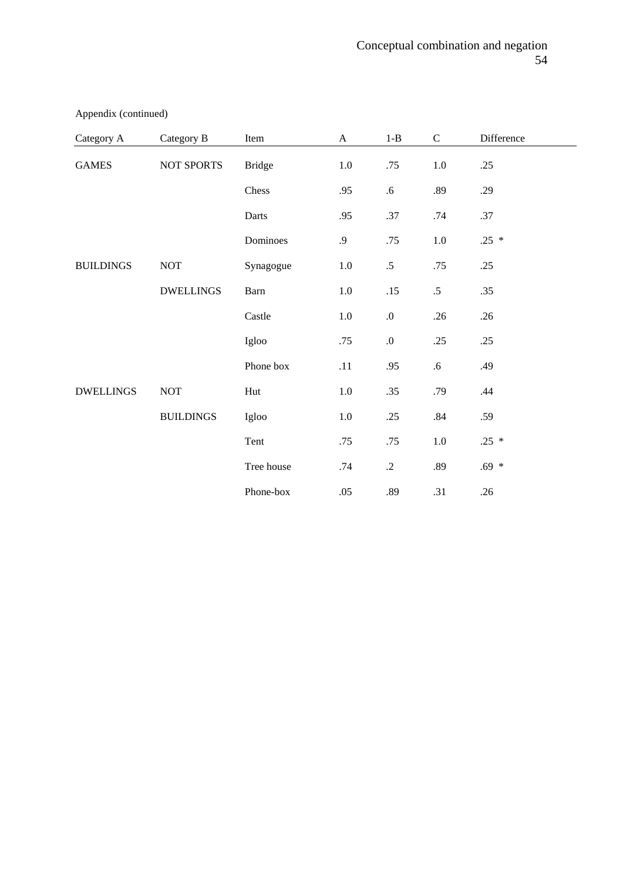Appendix (continued)

| Category A | Category B | Item | A | 1-B | C | Difference |
|---|---|---|---|---|---|---|
| GAMES | NOT SPORTS | Bridge | 1.0 | .75 | 1.0 | .25 |
| | | Chess | .95 | .6 | .89 | .29 |
| | | Darts | .95 | .37 | .74 | .37 |
| | | Dominoes | .9 | .75 | 1.0 | .25 * |
| BUILDINGS | NOT | Synagogue | 1.0 | .5 | .75 | .25 |
| | DWELLINGS | Barn | 1.0 | .15 | .5 | .35 |
| | | Castle | 1.0 | .0 | .26 | .26 |
| | | Igloo | .75 | .0 | .25 | .25 |
| | | Phone box | .11 | .95 | .6 | .49 |
| DWELLINGS | NOT | Hut | 1.0 | .35 | .79 | .44 |
| | BUILDINGS | Igloo | 1.0 | .25 | .84 | .59 |
| | | Tent | .75 | .75 | 1.0 | .25 * |
| | | Tree house | .74 | .2 | .89 | .69 * |
| | | Phone-box | .05 | .89 | .31 | .26 |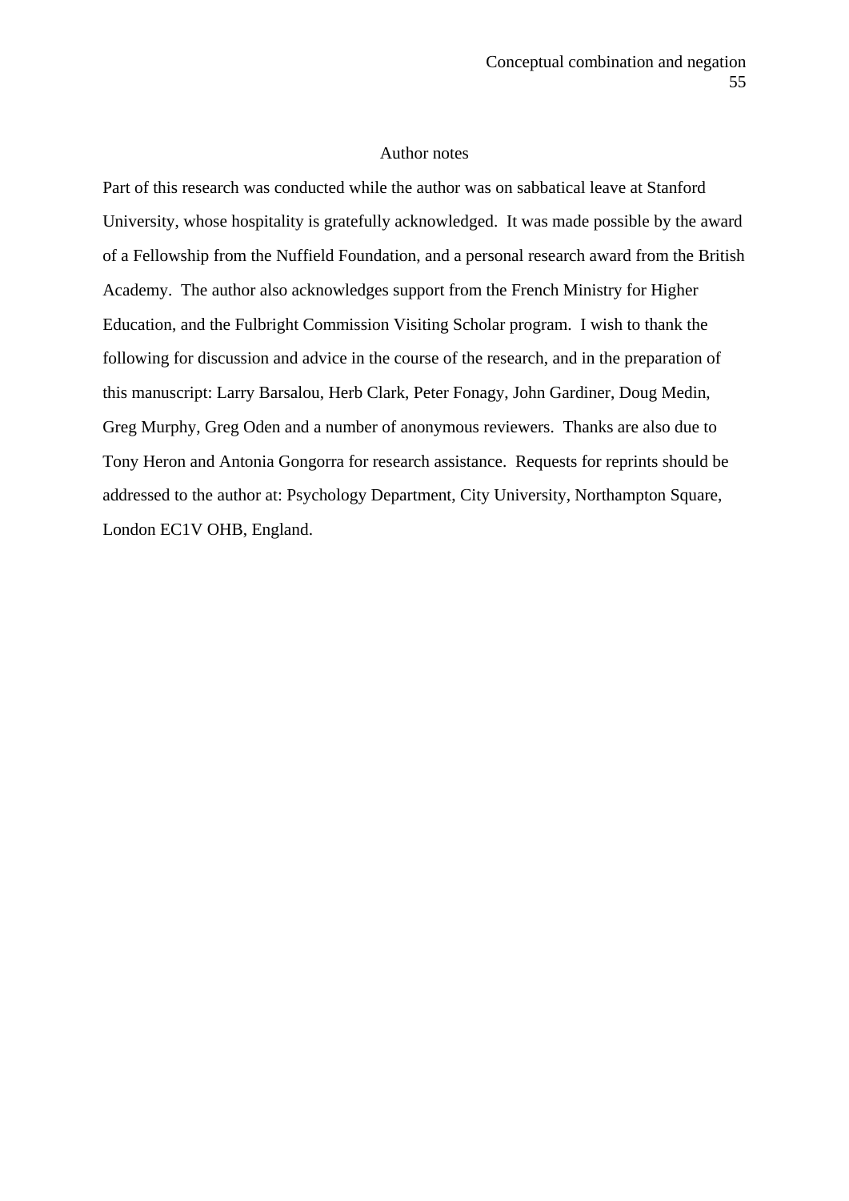## Author notes

Part of this research was conducted while the author was on sabbatical leave at Stanford University, whose hospitality is gratefully acknowledged. It was made possible by the award of a Fellowship from the Nuffield Foundation, and a personal research award from the British Academy. The author also acknowledges support from the French Ministry for Higher Education, and the Fulbright Commission Visiting Scholar program. I wish to thank the following for discussion and advice in the course of the research, and in the preparation of this manuscript: Larry Barsalou, Herb Clark, Peter Fonagy, John Gardiner, Doug Medin, Greg Murphy, Greg Oden and a number of anonymous reviewers. Thanks are also due to Tony Heron and Antonia Gongorra for research assistance. Requests for reprints should be addressed to the author at: Psychology Department, City University, Northampton Square, London EC1V OHB, England.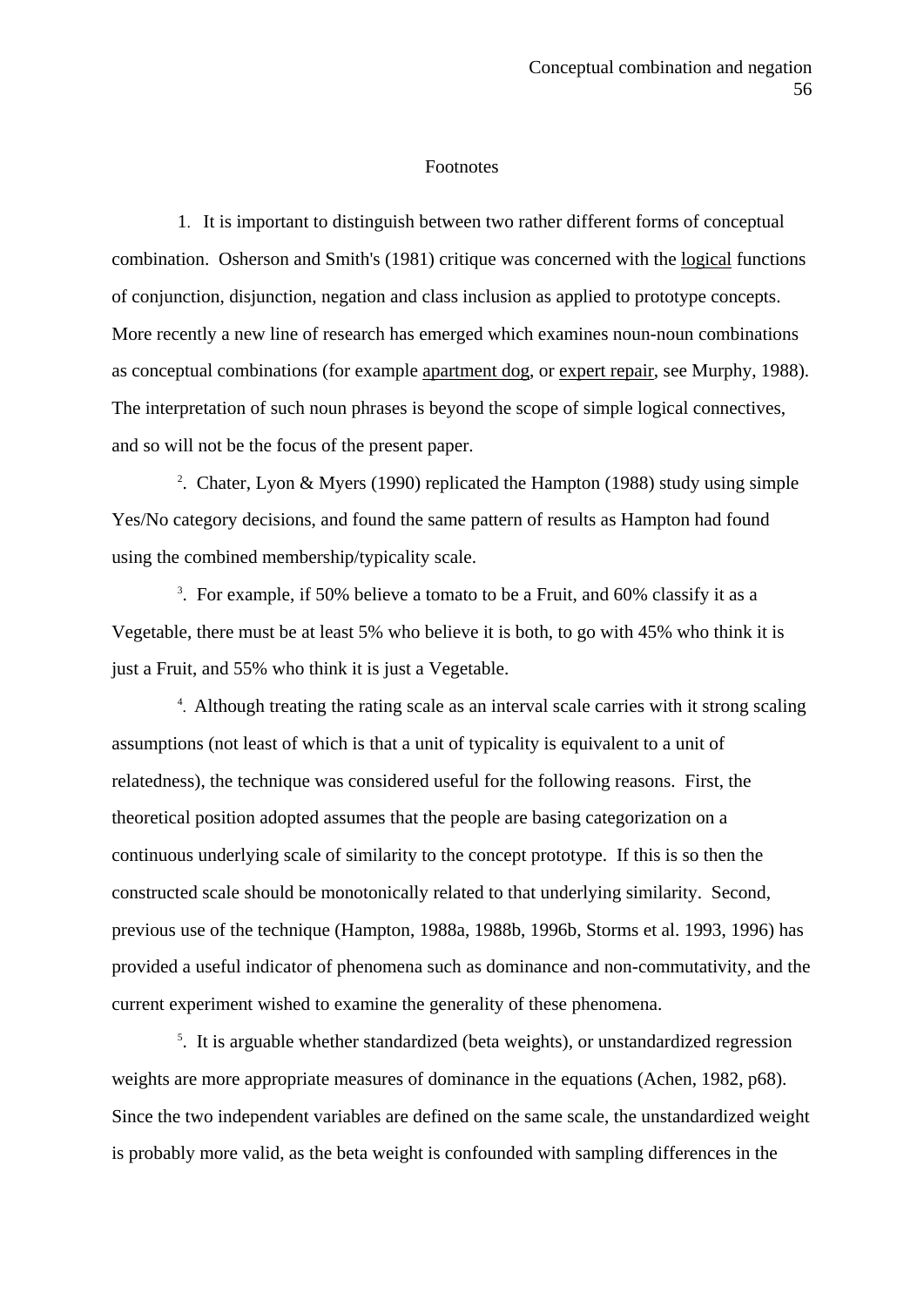## Footnotes

1. It is important to distinguish between two rather different forms of conceptual combination. Osherson and Smith's (1981) critique was concerned with the logical functions of conjunction, disjunction, negation and class inclusion as applied to prototype concepts. More recently a new line of research has emerged which examines noun-noun combinations as conceptual combinations (for example apartment dog, or expert repair, see Murphy, 1988). The interpretation of such noun phrases is beyond the scope of simple logical connectives, and so will not be the focus of the present paper.

2. Chater, Lyon & Myers (1990) replicated the Hampton (1988) study using simple Yes/No category decisions, and found the same pattern of results as Hampton had found using the combined membership/typicality scale.

3. For example, if 50% believe a tomato to be a Fruit, and 60% classify it as a Vegetable, there must be at least 5% who believe it is both, to go with 45% who think it is just a Fruit, and 55% who think it is just a Vegetable.

4. Although treating the rating scale as an interval scale carries with it strong scaling assumptions (not least of which is that a unit of typicality is equivalent to a unit of relatedness), the technique was considered useful for the following reasons. First, the theoretical position adopted assumes that the people are basing categorization on a continuous underlying scale of similarity to the concept prototype. If this is so then the constructed scale should be monotonically related to that underlying similarity. Second, previous use of the technique (Hampton, 1988a, 1988b, 1996b, Storms et al. 1993, 1996) has provided a useful indicator of phenomena such as dominance and non-commutativity, and the current experiment wished to examine the generality of these phenomena.

5. It is arguable whether standardized (beta weights), or unstandardized regression weights are more appropriate measures of dominance in the equations (Achen, 1982, p68). Since the two independent variables are defined on the same scale, the unstandardized weight is probably more valid, as the beta weight is confounded with sampling differences in the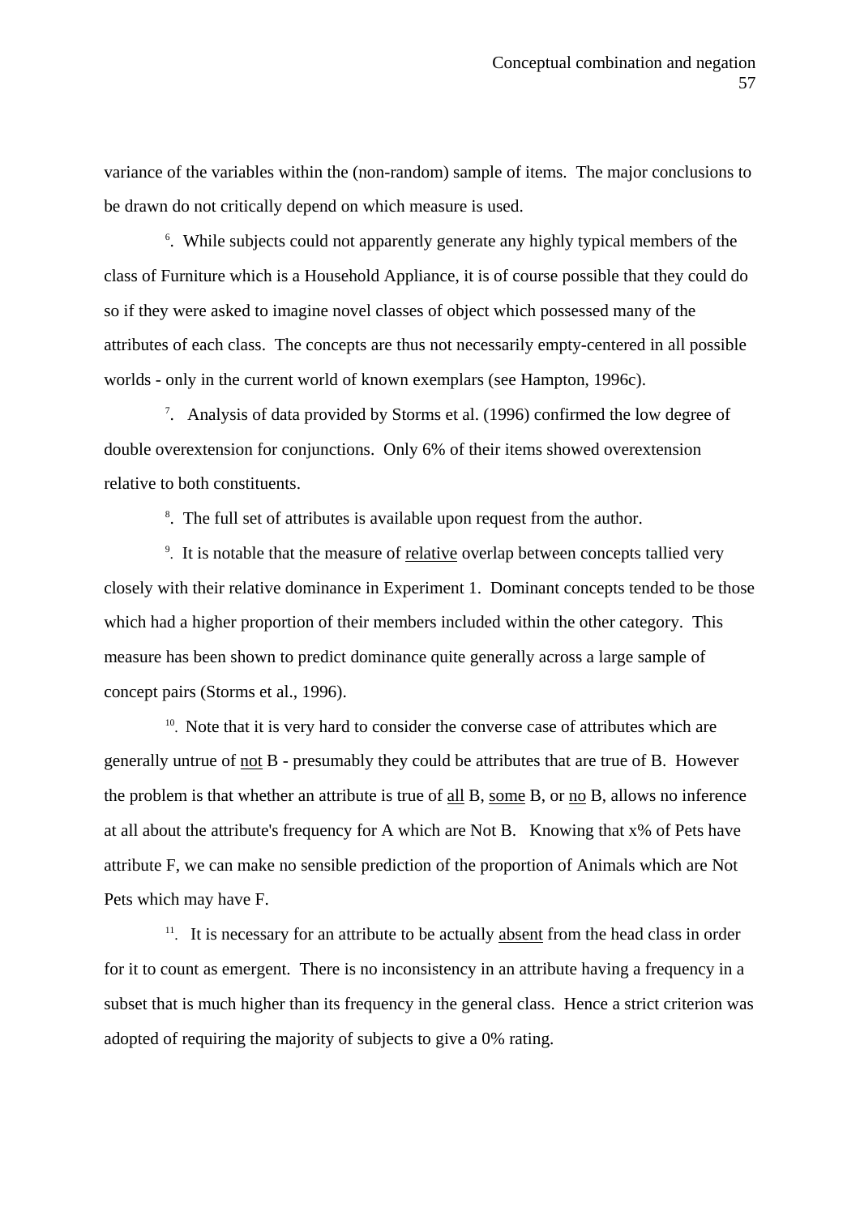variance of the variables within the (non-random) sample of items. The major conclusions to be drawn do not critically depend on which measure is used.

[6]. While subjects could not apparently generate any highly typical members of the class of Furniture which is a Household Appliance, it is of course possible that they could do so if they were asked to imagine novel classes of object which possessed many of the attributes of each class. The concepts are thus not necessarily empty-centered in all possible worlds - only in the current world of known exemplars (see Hampton, 1996c).

[7]. Analysis of data provided by Storms et al. (1996) confirmed the low degree of double overextension for conjunctions. Only 6% of their items showed overextension relative to both constituents.

[8]. The full set of attributes is available upon request from the author.

[9]. It is notable that the measure of relative overlap between concepts tallied very closely with their relative dominance in Experiment 1. Dominant concepts tended to be those which had a higher proportion of their members included within the other category. This measure has been shown to predict dominance quite generally across a large sample of concept pairs (Storms et al., 1996).

[10]. Note that it is very hard to consider the converse case of attributes which are generally untrue of not B - presumably they could be attributes that are true of B. However the problem is that whether an attribute is true of all B, some B, or no B, allows no inference at all about the attribute's frequency for A which are Not B. Knowing that x% of Pets have attribute F, we can make no sensible prediction of the proportion of Animals which are Not Pets which may have F.

[11]. It is necessary for an attribute to be actually absent from the head class in order for it to count as emergent. There is no inconsistency in an attribute having a frequency in a subset that is much higher than its frequency in the general class. Hence a strict criterion was adopted of requiring the majority of subjects to give a 0% rating.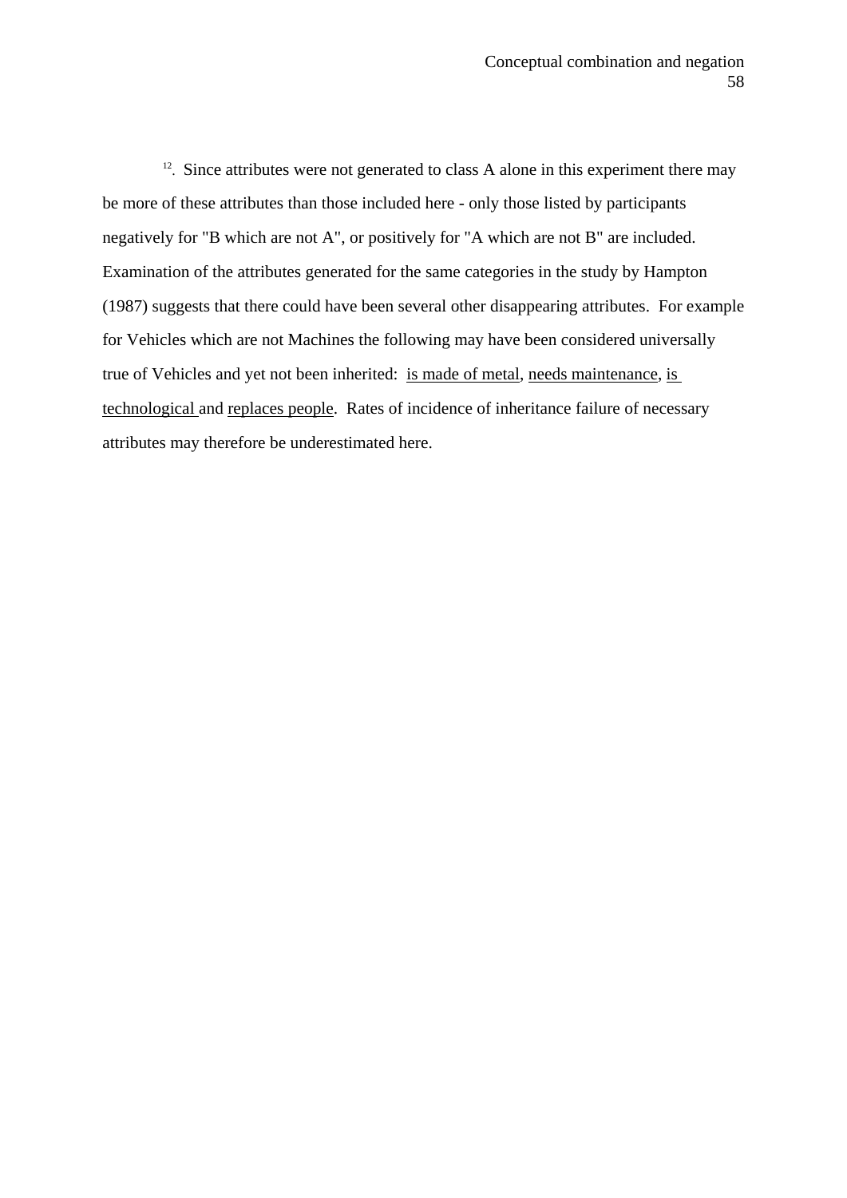[12]. Since attributes were not generated to class A alone in this experiment there may be more of these attributes than those included here - only those listed by participants negatively for "B which are not A", or positively for "A which are not B" are included. Examination of the attributes generated for the same categories in the study by Hampton (1987) suggests that there could have been several other disappearing attributes. For example for Vehicles which are not Machines the following may have been considered universally true of Vehicles and yet not been inherited: <u>is made of metal</u>, <u>needs maintenance</u>, <u>is technological</u> and <u>replaces people</u>. Rates of incidence of inheritance failure of necessary attributes may therefore be underestimated here.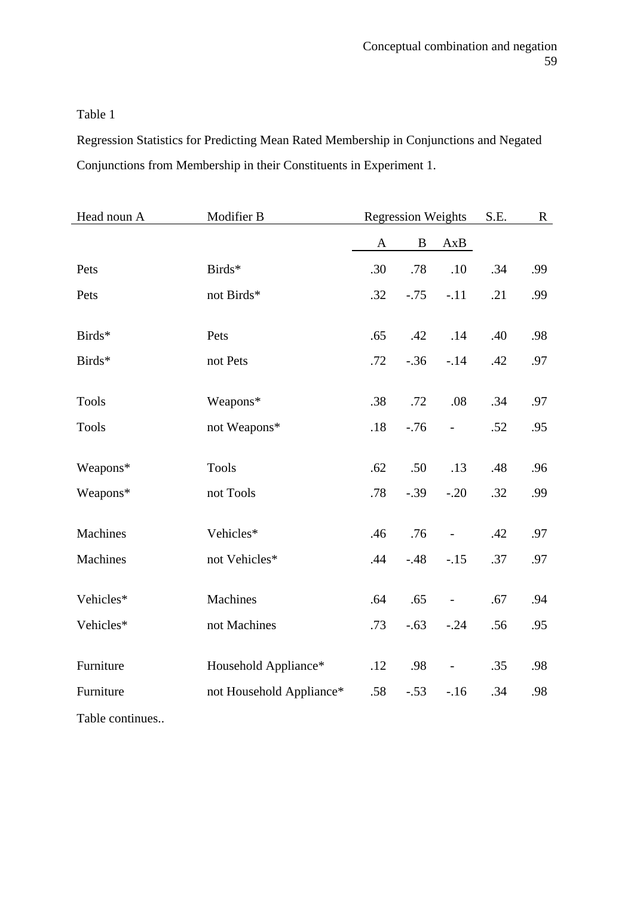Table 1

Regression Statistics for Predicting Mean Rated Membership in Conjunctions and Negated Conjunctions from Membership in their Constituents in Experiment 1.

| Head noun A | Modifier B | Regression Weights | | | S.E. | R |
|---|---|---|---|---|---|---|
| | | A | B | AxB | | |
| Pets | Birds* | .30 | .78 | .10 | .34 | .99 |
| Pets | not Birds* | .32 | -.75 | -.11 | .21 | .99 |
| Birds* | Pets | .65 | .42 | .14 | .40 | .98 |
| Birds* | not Pets | .72 | -.36 | -.14 | .42 | .97 |
| Tools | Weapons* | .38 | .72 | .08 | .34 | .97 |
| Tools | not Weapons* | .18 | -.76 | - | .52 | .95 |
| Weapons* | Tools | .62 | .50 | .13 | .48 | .96 |
| Weapons* | not Tools | .78 | -.39 | -.20 | .32 | .99 |
| Machines | Vehicles* | .46 | .76 | - | .42 | .97 |
| Machines | not Vehicles* | .44 | -.48 | -.15 | .37 | .97 |
| Vehicles* | Machines | .64 | .65 | - | .67 | .94 |
| Vehicles* | not Machines | .73 | -.63 | -.24 | .56 | .95 |
| Furniture | Household Appliance* | .12 | .98 | - | .35 | .98 |
| Furniture | not Household Appliance* | .58 | -.53 | -.16 | .34 | .98 |

Table continues..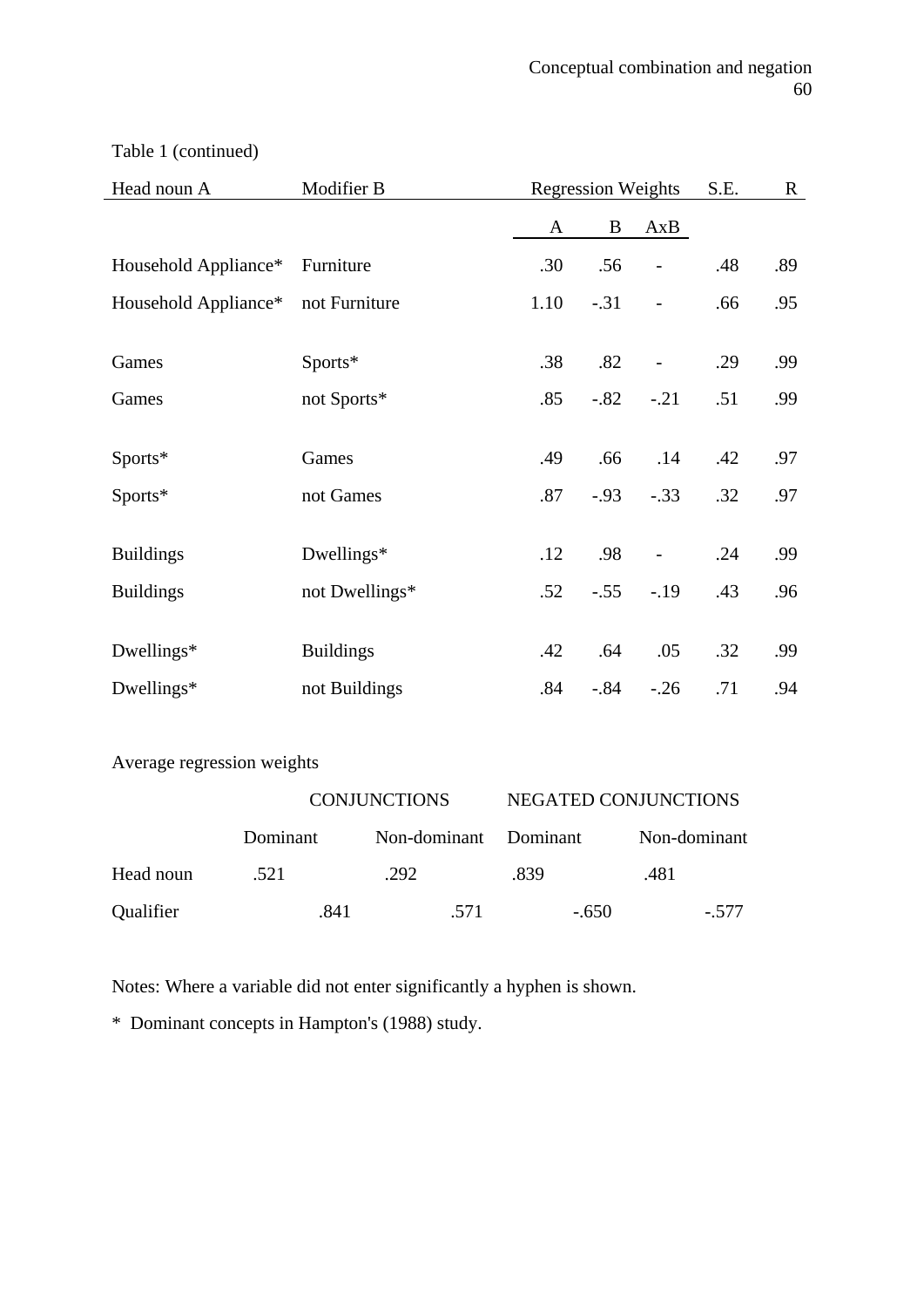Table 1 (continued)

| Head noun A | Modifier B | Regression Weights | | | S.E. | R |
|---|---|---|---|---|---|---|
| | | A | B | AxB | | |
| Household Appliance* | Furniture | .30 | .56 | - | .48 | .89 |
| Household Appliance* | not Furniture | 1.10 | -.31 | - | .66 | .95 |
| Games | Sports* | .38 | .82 | - | .29 | .99 |
| Games | not Sports* | .85 | -.82 | -.21 | .51 | .99 |
| Sports* | Games | .49 | .66 | .14 | .42 | .97 |
| Sports* | not Games | .87 | -.93 | -.33 | .32 | .97 |
| Buildings | Dwellings* | .12 | .98 | - | .24 | .99 |
| Buildings | not Dwellings* | .52 | -.55 | -.19 | .43 | .96 |
| Dwellings* | Buildings | .42 | .64 | .05 | .32 | .99 |
| Dwellings* | not Buildings | .84 | -.84 | -.26 | .71 | .94 |

Average regression weights

| | CONJUNCTIONS | | NEGATED CONJUNCTIONS | |
|---|---|---|---|---|
| | Dominant | Non-dominant | Dominant | Non-dominant |
| Head noun | .521 | .292 | .839 | .481 |
| Qualifier | .841 | .571 | -.650 | -.577 |

Notes: Where a variable did not enter significantly a hyphen is shown.

* Dominant concepts in Hampton's (1988) study.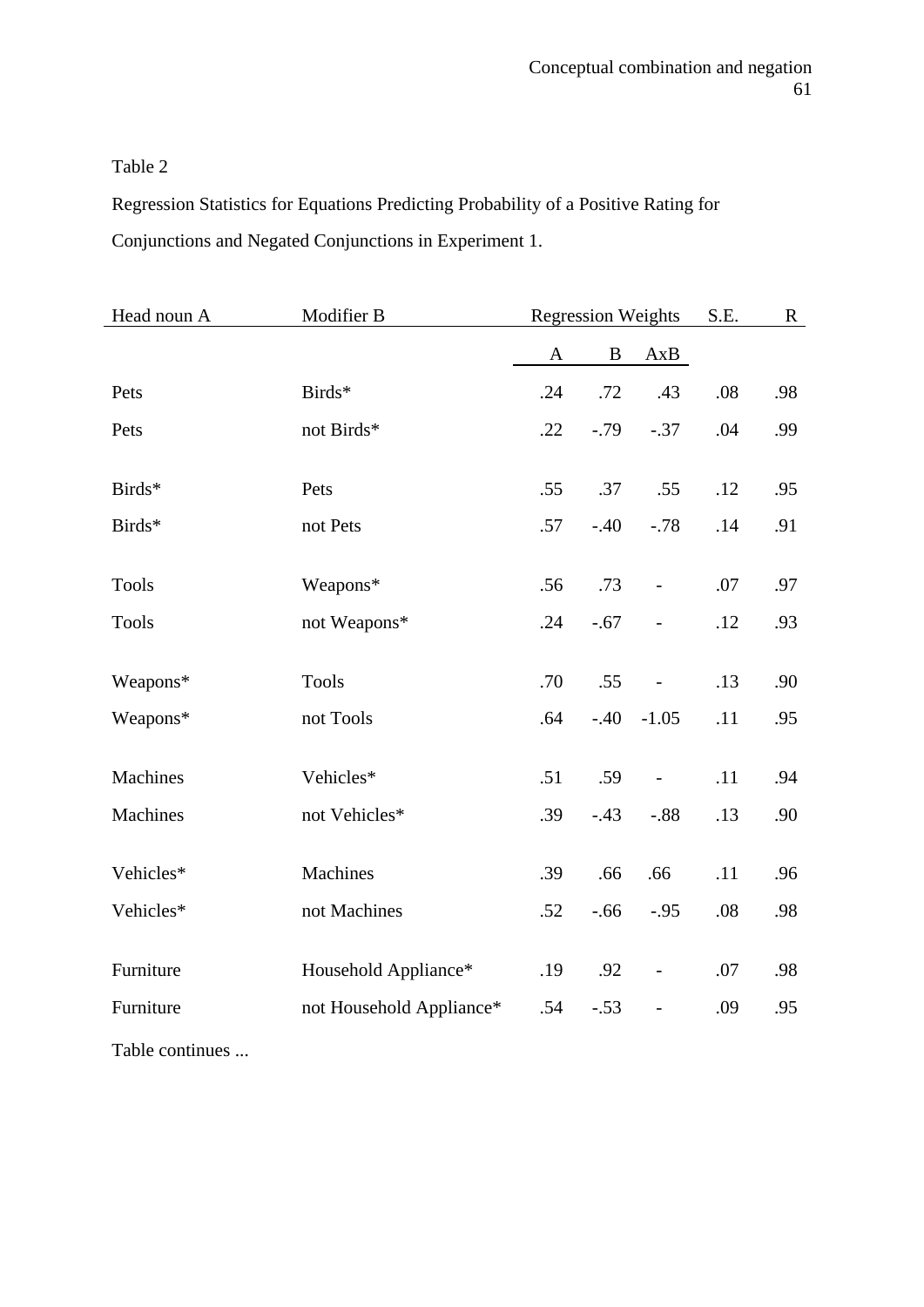Table 2

Regression Statistics for Equations Predicting Probability of a Positive Rating for Conjunctions and Negated Conjunctions in Experiment 1.

| Head noun A | Modifier B | Regression Weights | | | S.E. | R |
|---|---|---|---|---|---|---|
| | | A | B | AxB | | |
| Pets | Birds* | .24 | .72 | .43 | .08 | .98 |
| Pets | not Birds* | .22 | -.79 | -.37 | .04 | .99 |
| Birds* | Pets | .55 | .37 | .55 | .12 | .95 |
| Birds* | not Pets | .57 | -.40 | -.78 | .14 | .91 |
| Tools | Weapons* | .56 | .73 | - | .07 | .97 |
| Tools | not Weapons* | .24 | -.67 | - | .12 | .93 |
| Weapons* | Tools | .70 | .55 | - | .13 | .90 |
| Weapons* | not Tools | .64 | -.40 | -1.05 | .11 | .95 |
| Machines | Vehicles* | .51 | .59 | - | .11 | .94 |
| Machines | not Vehicles* | .39 | -.43 | -.88 | .13 | .90 |
| Vehicles* | Machines | .39 | .66 | .66 | .11 | .96 |
| Vehicles* | not Machines | .52 | -.66 | -.95 | .08 | .98 |
| Furniture | Household Appliance* | .19 | .92 | - | .07 | .98 |
| Furniture | not Household Appliance* | .54 | -.53 | - | .09 | .95 |

Table continues ...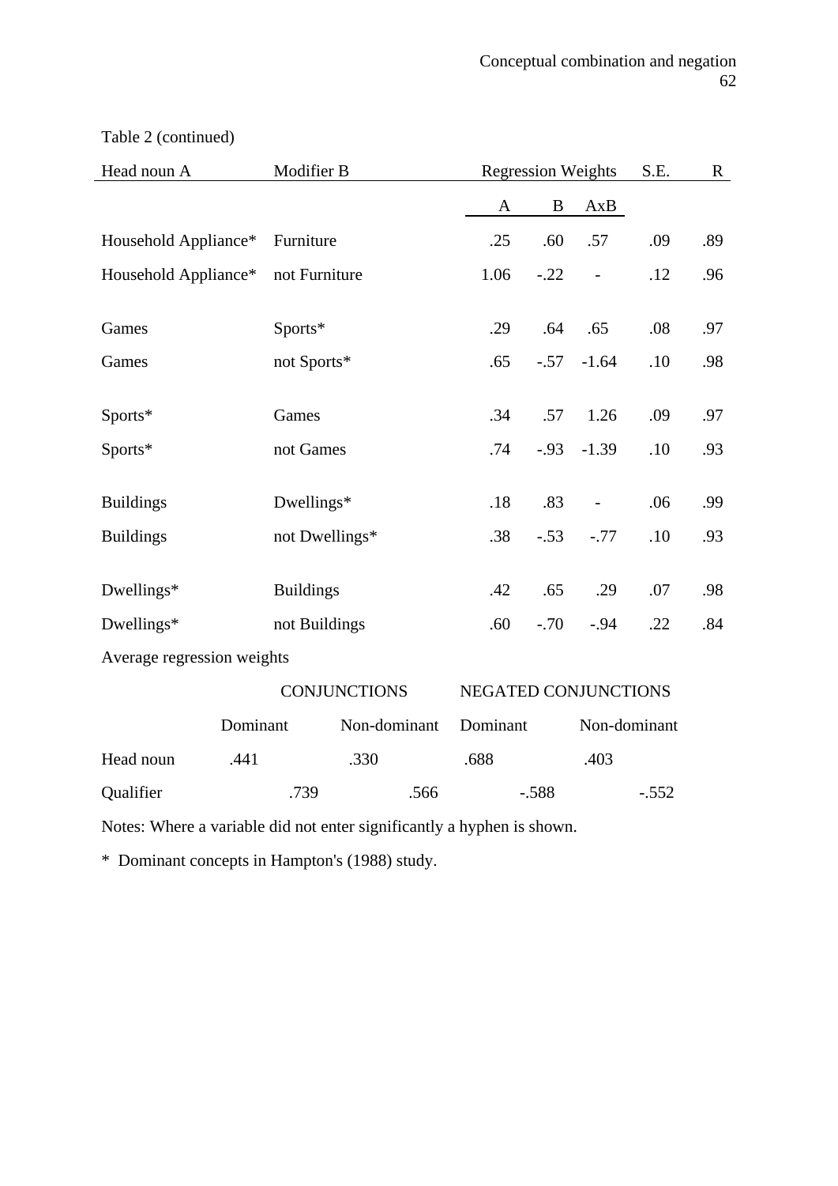Table 2 (continued)

| Head noun A | Modifier B | Regression Weights | | | S.E. | R |
|---|---|---|---|---|---|---|
| | | A | B | AxB | | |
| Household Appliance* | Furniture | .25 | .60 | .57 | .09 | .89 |
| Household Appliance* | not Furniture | 1.06 | -.22 | - | .12 | .96 |
| Games | Sports* | .29 | .64 | .65 | .08 | .97 |
| Games | not Sports* | .65 | -.57 | -1.64 | .10 | .98 |
| Sports* | Games | .34 | .57 | 1.26 | .09 | .97 |
| Sports* | not Games | .74 | -.93 | -1.39 | .10 | .93 |
| Buildings | Dwellings* | .18 | .83 | - | .06 | .99 |
| Buildings | not Dwellings* | .38 | -.53 | -.77 | .10 | .93 |
| Dwellings* | Buildings | .42 | .65 | .29 | .07 | .98 |
| Dwellings* | not Buildings | .60 | -.70 | -.94 | .22 | .84 |

Average regression weights

| | CONJUNCTIONS | | NEGATED CONJUNCTIONS | |
|---|---|---|---|---|
| | Dominant | Non-dominant | Dominant | Non-dominant |
| Head noun | .441 | .330 | .688 | .403 |
| Qualifier | .739 | .566 | -.588 | -.552 |

Notes: Where a variable did not enter significantly a hyphen is shown.

\* Dominant concepts in Hampton's (1988) study.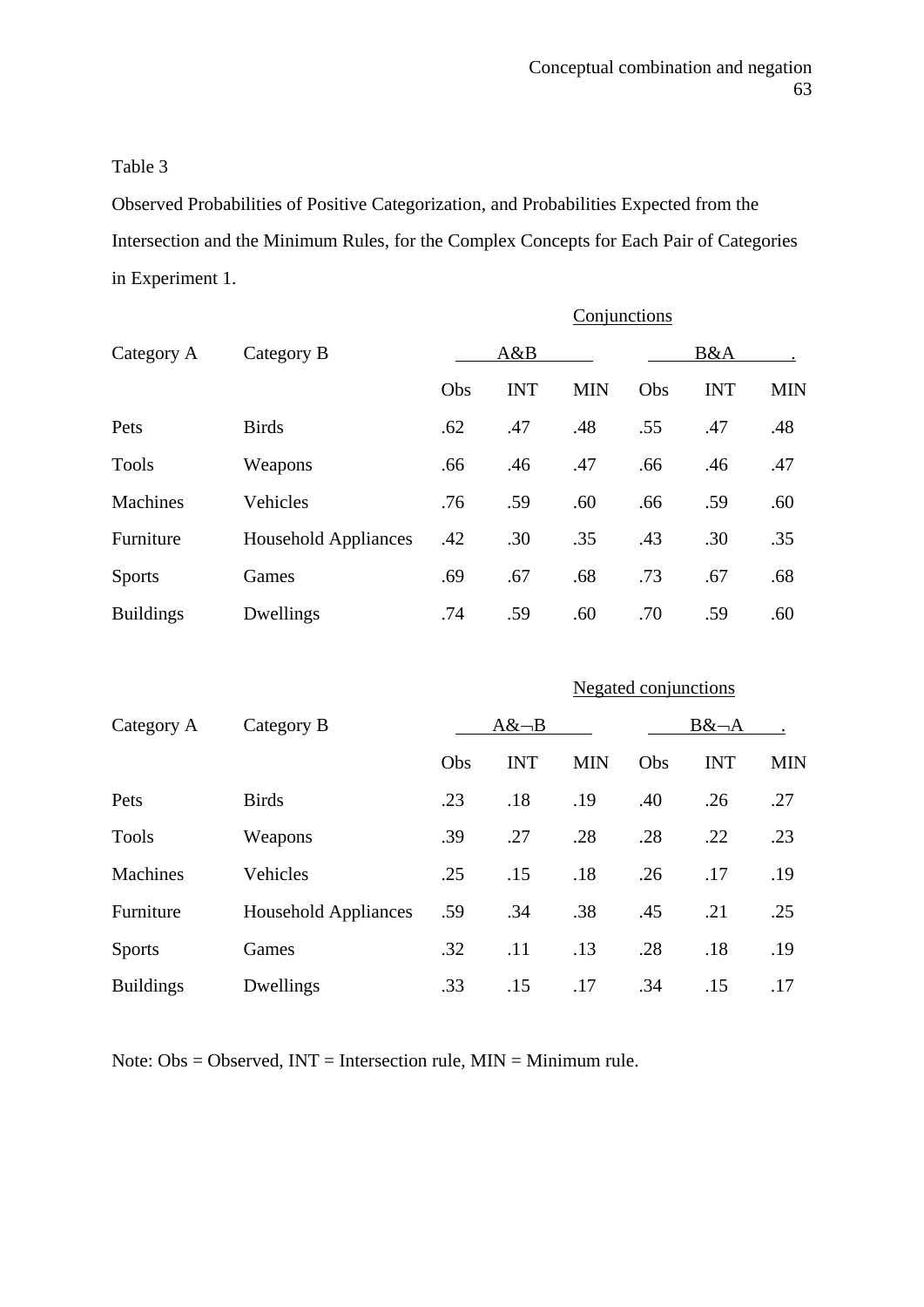Table 3

Observed Probabilities of Positive Categorization, and Probabilities Expected from the Intersection and the Minimum Rules, for the Complex Concepts for Each Pair of Categories in Experiment 1.

| | | Conjunctions | | | | | |
|---|---|---|---|---|---|---|---|
| Category A | Category B | A&B | | | B&A | | |
| | | Obs | INT | MIN | Obs | INT | MIN |
| Pets | Birds | .62 | .47 | .48 | .55 | .47 | .48 |
| Tools | Weapons | .66 | .46 | .47 | .66 | .46 | .47 |
| Machines | Vehicles | .76 | .59 | .60 | .66 | .59 | .60 |
| Furniture | Household Appliances | .42 | .30 | .35 | .43 | .30 | .35 |
| Sports | Games | .69 | .67 | .68 | .73 | .67 | .68 |
| Buildings | Dwellings | .74 | .59 | .60 | .70 | .59 | .60 |

| | | Negated conjunctions | | | | | |
|---|---|---|---|---|---|---|---|
| Category A | Category B | A&¬B | | | B&¬A | | |
| | | Obs | INT | MIN | Obs | INT | MIN |
| Pets | Birds | .23 | .18 | .19 | .40 | .26 | .27 |
| Tools | Weapons | .39 | .27 | .28 | .28 | .22 | .23 |
| Machines | Vehicles | .25 | .15 | .18 | .26 | .17 | .19 |
| Furniture | Household Appliances | .59 | .34 | .38 | .45 | .21 | .25 |
| Sports | Games | .32 | .11 | .13 | .28 | .18 | .19 |
| Buildings | Dwellings | .33 | .15 | .17 | .34 | .15 | .17 |

Note: Obs = Observed, INT = Intersection rule, MIN = Minimum rule.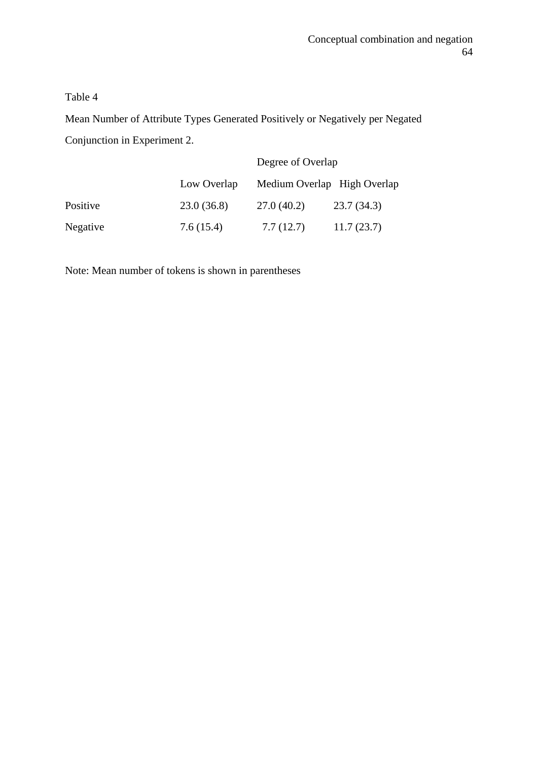Table 4

Mean Number of Attribute Types Generated Positively or Negatively per Negated Conjunction in Experiment 2.

| | Degree of Overlap | | |
|---|---|---|---|
| | Low Overlap | Medium Overlap | High Overlap |
| Positive | 23.0 (36.8) | 27.0 (40.2) | 23.7 (34.3) |
| Negative | 7.6 (15.4) | 7.7 (12.7) | 11.7 (23.7) |

Note: Mean number of tokens is shown in parentheses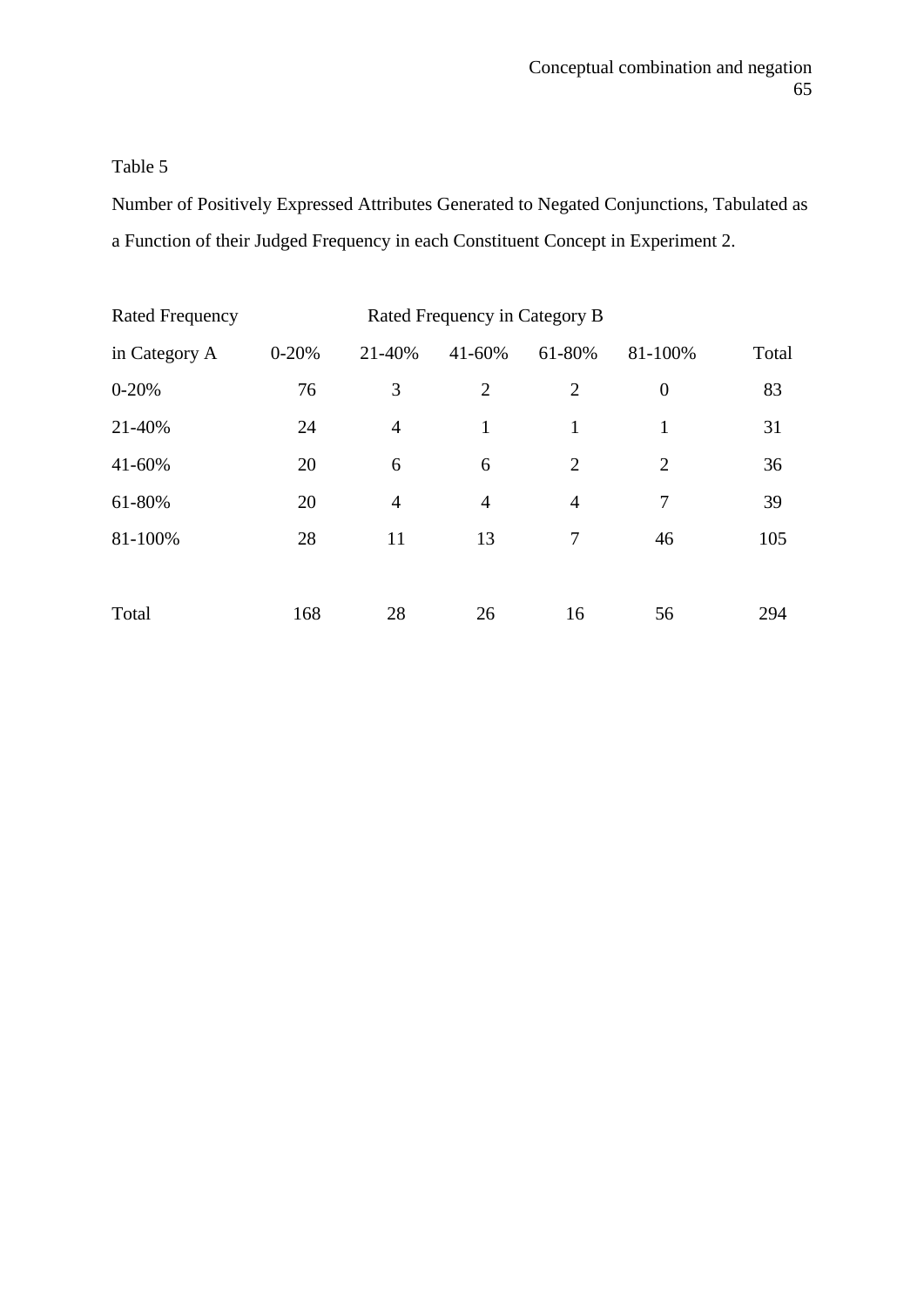Table 5

Number of Positively Expressed Attributes Generated to Negated Conjunctions, Tabulated as a Function of their Judged Frequency in each Constituent Concept in Experiment 2.

| Rated Frequency | Rated Frequency in Category B | | | | | |
|---|---|---|---|---|---|---|
| in Category A | 0-20% | 21-40% | 41-60% | 61-80% | 81-100% | Total |
| 0-20% | 76 | 3 | 2 | 2 | 0 | 83 |
| 21-40% | 24 | 4 | 1 | 1 | 1 | 31 |
| 41-60% | 20 | 6 | 6 | 2 | 2 | 36 |
| 61-80% | 20 | 4 | 4 | 4 | 7 | 39 |
| 81-100% | 28 | 11 | 13 | 7 | 46 | 105 |
| Total | 168 | 28 | 26 | 16 | 56 | 294 |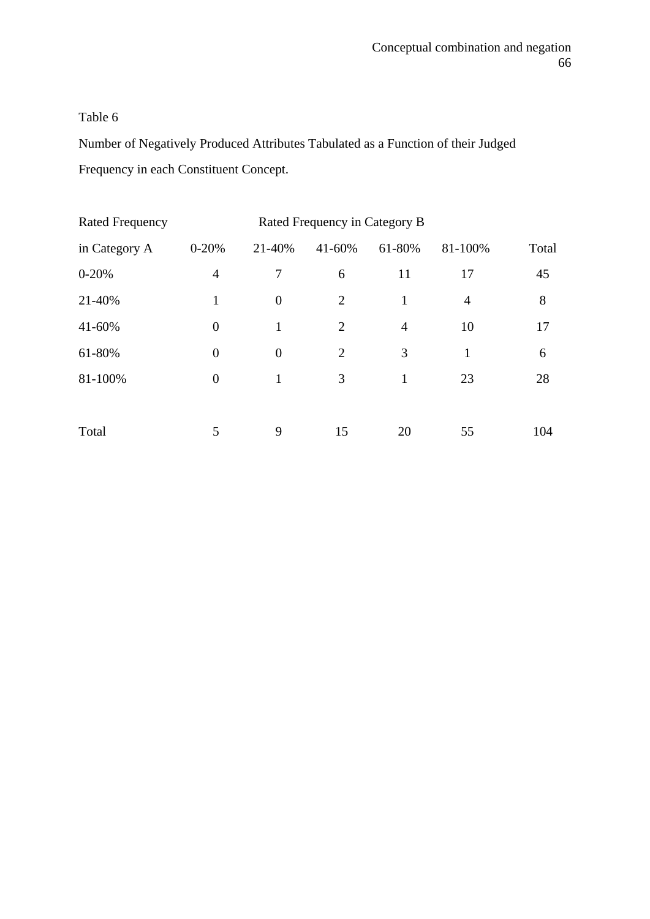Table 6

Number of Negatively Produced Attributes Tabulated as a Function of their Judged Frequency in each Constituent Concept.

| Rated Frequency | Rated Frequency in Category B | | | | | |
|---|---|---|---|---|---|---|
| in Category A | 0-20% | 21-40% | 41-60% | 61-80% | 81-100% | Total |
| 0-20% | 4 | 7 | 6 | 11 | 17 | 45 |
| 21-40% | 1 | 0 | 2 | 1 | 4 | 8 |
| 41-60% | 0 | 1 | 2 | 4 | 10 | 17 |
| 61-80% | 0 | 0 | 2 | 3 | 1 | 6 |
| 81-100% | 0 | 1 | 3 | 1 | 23 | 28 |
| Total | 5 | 9 | 15 | 20 | 55 | 104 |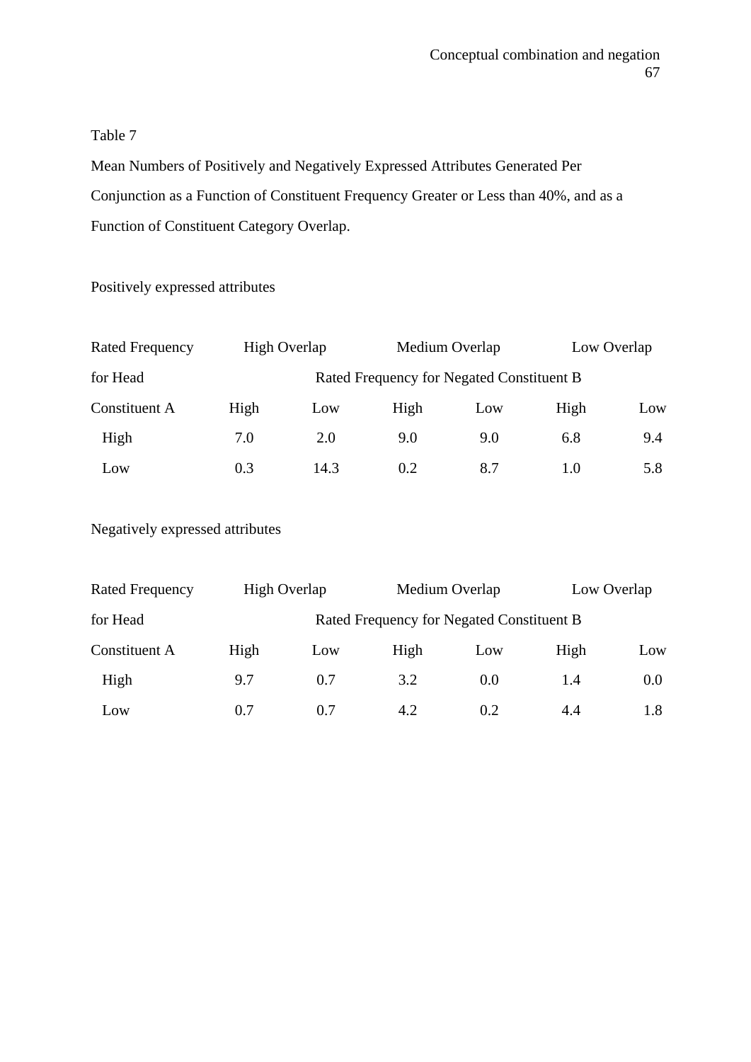Table 7

Mean Numbers of Positively and Negatively Expressed Attributes Generated Per Conjunction as a Function of Constituent Frequency Greater or Less than 40%, and as a Function of Constituent Category Overlap.

Positively expressed attributes

| Rated Frequency | High Overlap | | Medium Overlap | | Low Overlap | |
|---|---|---|---|---|---|---|
| for Head | Rated Frequency for Negated Constituent B | | | | | |
| Constituent A | High | Low | High | Low | High | Low |
| High | 7.0 | 2.0 | 9.0 | 9.0 | 6.8 | 9.4 |
| Low | 0.3 | 14.3 | 0.2 | 8.7 | 1.0 | 5.8 |

Negatively expressed attributes

| Rated Frequency | High Overlap | | Medium Overlap | | Low Overlap | |
|---|---|---|---|---|---|---|
| for Head | Rated Frequency for Negated Constituent B | | | | | |
| Constituent A | High | Low | High | Low | High | Low |
| High | 9.7 | 0.7 | 3.2 | 0.0 | 1.4 | 0.0 |
| Low | 0.7 | 0.7 | 4.2 | 0.2 | 4.4 | 1.8 |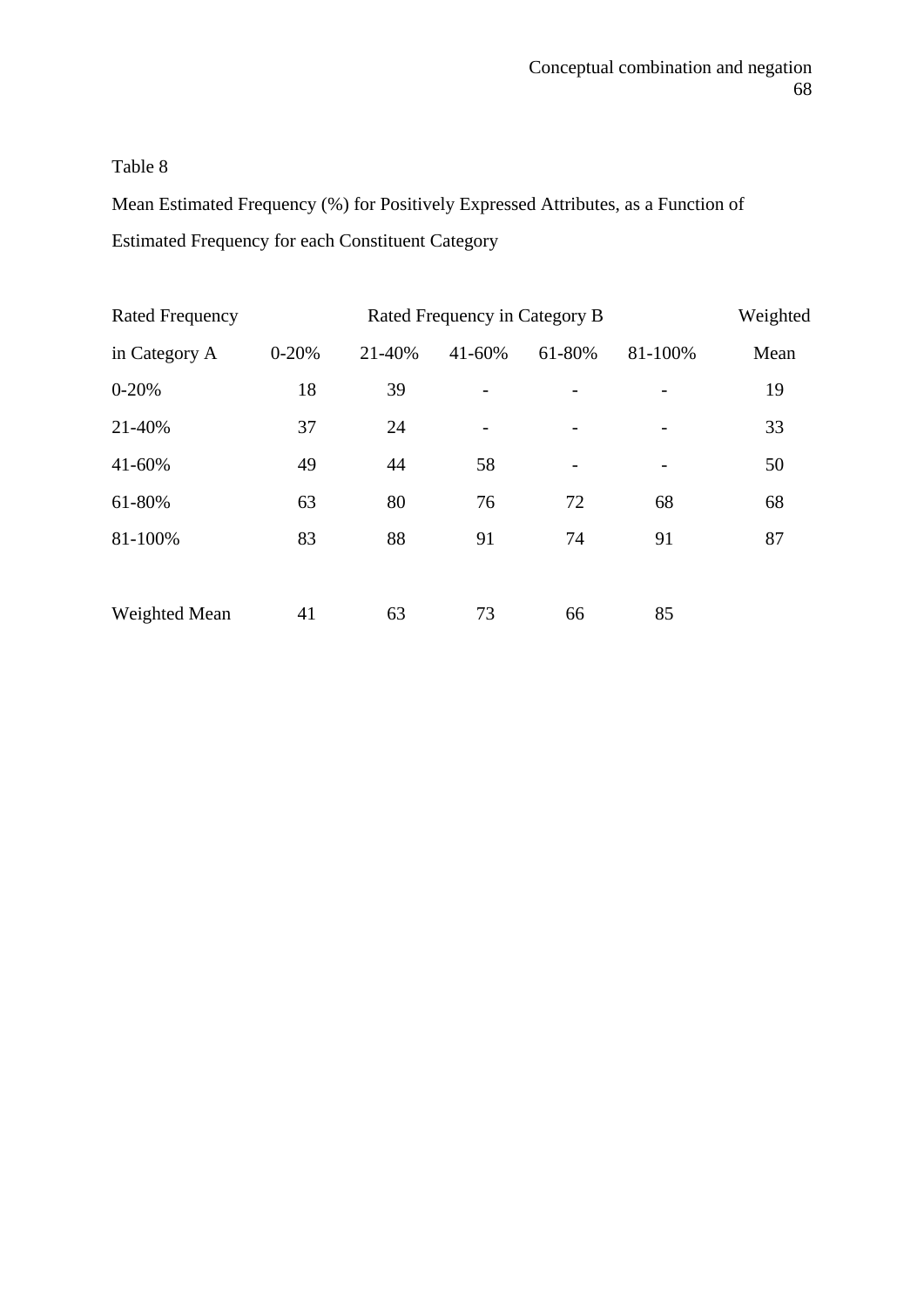Table 8

Mean Estimated Frequency (%) for Positively Expressed Attributes, as a Function of Estimated Frequency for each Constituent Category

| Rated Frequency | Rated Frequency in Category B | | | | | Weighted |
|---|---|---|---|---|---|---|
| in Category A | 0-20% | 21-40% | 41-60% | 61-80% | 81-100% | Mean |
| 0-20% | 18 | 39 | - | - | - | 19 |
| 21-40% | 37 | 24 | - | - | - | 33 |
| 41-60% | 49 | 44 | 58 | - | - | 50 |
| 61-80% | 63 | 80 | 76 | 72 | 68 | 68 |
| 81-100% | 83 | 88 | 91 | 74 | 91 | 87 |
| Weighted Mean | 41 | 63 | 73 | 66 | 85 | |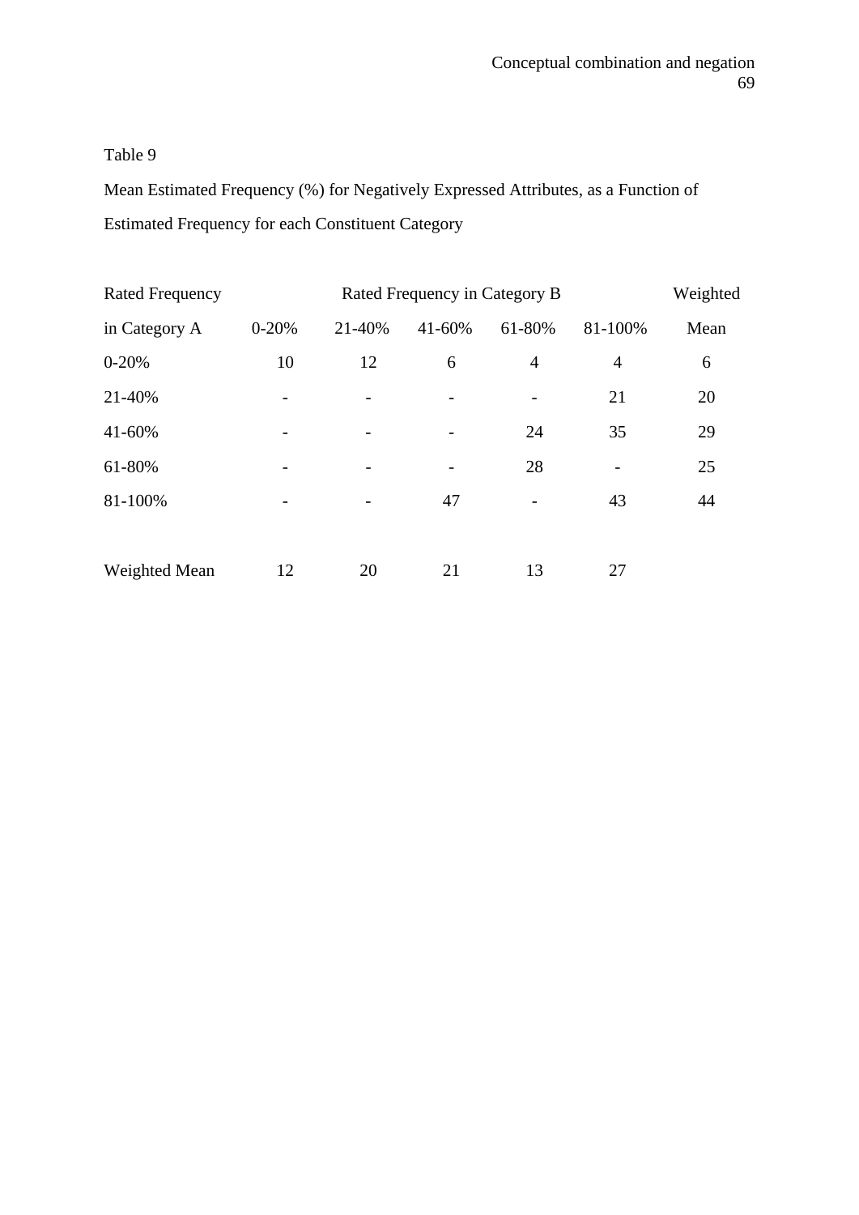Table 9

Mean Estimated Frequency (%) for Negatively Expressed Attributes, as a Function of Estimated Frequency for each Constituent Category

| Rated Frequency | Rated Frequency in Category B | | | | | Weighted |
|---|---|---|---|---|---|---|
| in Category A | 0-20% | 21-40% | 41-60% | 61-80% | 81-100% | Mean |
| 0-20% | 10 | 12 | 6 | 4 | 4 | 6 |
| 21-40% | - | - | - | - | 21 | 20 |
| 41-60% | - | - | - | 24 | 35 | 29 |
| 61-80% | - | - | - | 28 | - | 25 |
| 81-100% | - | - | 47 | - | 43 | 44 |
| | | | | | | |
| Weighted Mean | 12 | 20 | 21 | 13 | 27 | |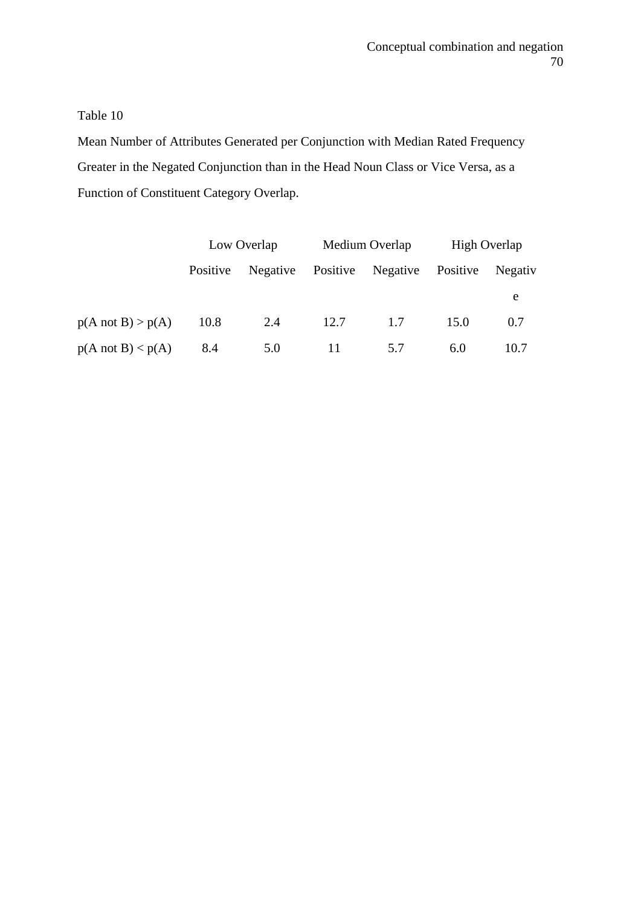Table 10

Mean Number of Attributes Generated per Conjunction with Median Rated Frequency Greater in the Negated Conjunction than in the Head Noun Class or Vice Versa, as a Function of Constituent Category Overlap.

| | Low Overlap | | Medium Overlap | | High Overlap | |
|---|---|---|---|---|---|---|
| | Positive | Negative | Positive | Negative | Positive | Negative |
| p(A not B) > p(A) | 10.8 | 2.4 | 12.7 | 1.7 | 15.0 | 0.7 |
| p(A not B) < p(A) | 8.4 | 5.0 | 11 | 5.7 | 6.0 | 10.7 |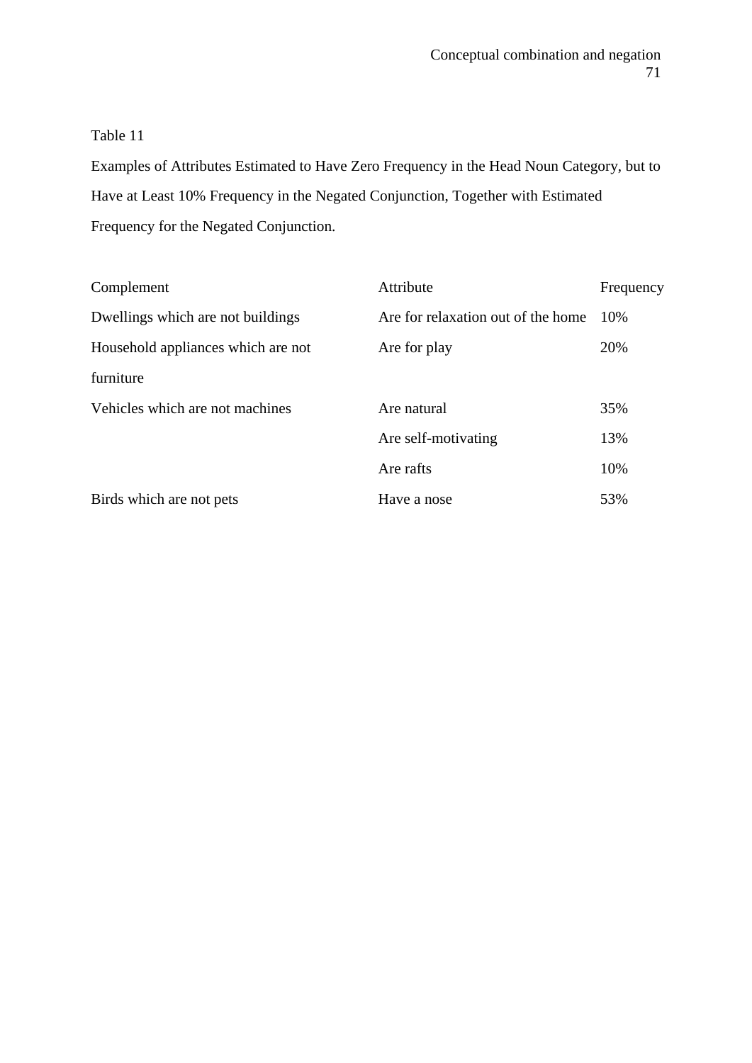Table 11

Examples of Attributes Estimated to Have Zero Frequency in the Head Noun Category, but to Have at Least 10% Frequency in the Negated Conjunction, Together with Estimated Frequency for the Negated Conjunction.

| Complement | Attribute | Frequency |
|---|---|---|
| Dwellings which are not buildings | Are for relaxation out of the home | 10% |
| Household appliances which are not furniture | Are for play | 20% |
| Vehicles which are not machines | Are natural | 35% |
| | Are self-motivating | 13% |
| | Are rafts | 10% |
| Birds which are not pets | Have a nose | 53% |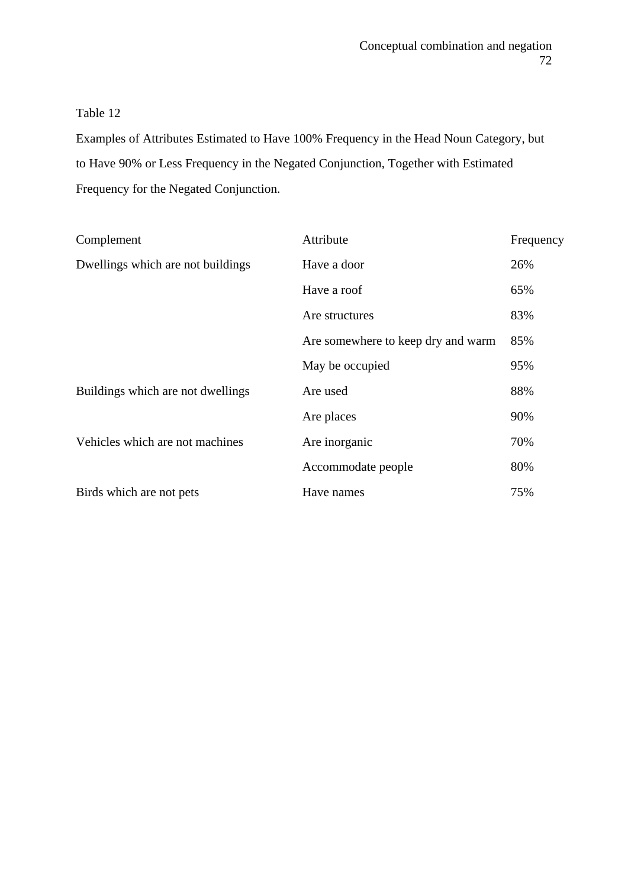Table 12

Examples of Attributes Estimated to Have 100% Frequency in the Head Noun Category, but to Have 90% or Less Frequency in the Negated Conjunction, Together with Estimated Frequency for the Negated Conjunction.

| Complement | Attribute | Frequency |
|---|---|---|
| Dwellings which are not buildings | Have a door | 26% |
| | Have a roof | 65% |
| | Are structures | 83% |
| | Are somewhere to keep dry and warm | 85% |
| | May be occupied | 95% |
| Buildings which are not dwellings | Are used | 88% |
| | Are places | 90% |
| Vehicles which are not machines | Are inorganic | 70% |
| | Accommodate people | 80% |
| Birds which are not pets | Have names | 75% |